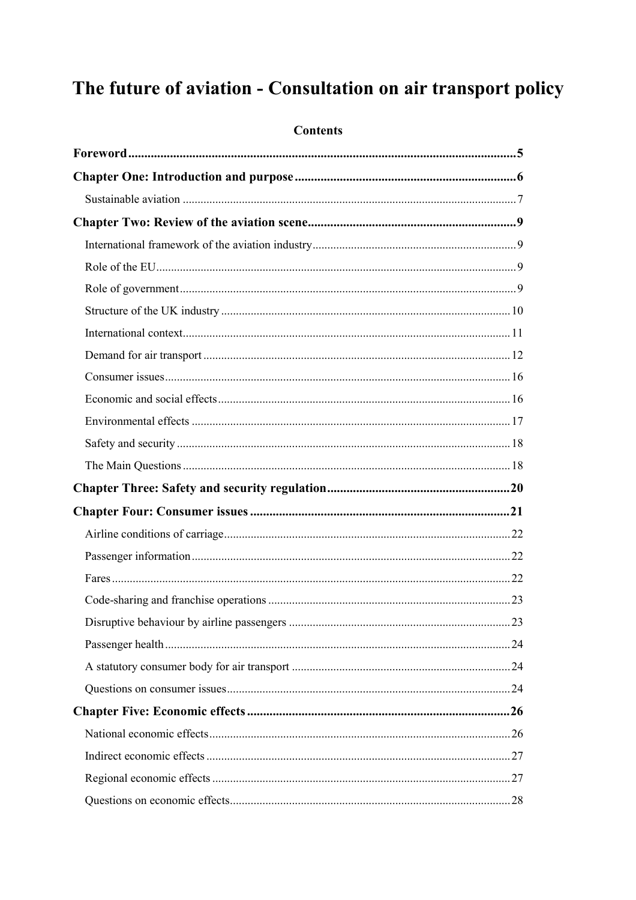# The future of aviation - Consultation on air transport policy

**Contents**

**Foreword** ..... 5

**Chapter One: Introduction and purpose** ..... 6

Sustainable aviation ..... 7

**Chapter Two: Review of the aviation scene** ..... 9

International framework of the aviation industry ..... 9

Role of the EU ..... 9

Role of government ..... 9

Structure of the UK industry ..... 10

International context ..... 11

Demand for air transport ..... 12

Consumer issues ..... 16

Economic and social effects ..... 16

Environmental effects ..... 17

Safety and security ..... 18

The Main Questions ..... 18

**Chapter Three: Safety and security regulation** ..... 20

**Chapter Four: Consumer issues** ..... 21

Airline conditions of carriage ..... 22

Passenger information ..... 22

Fares ..... 22

Code-sharing and franchise operations ..... 23

Disruptive behaviour by airline passengers ..... 23

Passenger health ..... 24

A statutory consumer body for air transport ..... 24

Questions on consumer issues ..... 24

**Chapter Five: Economic effects** ..... 26

National economic effects ..... 26

Indirect economic effects ..... 27

Regional economic effects ..... 27

Questions on economic effects ..... 28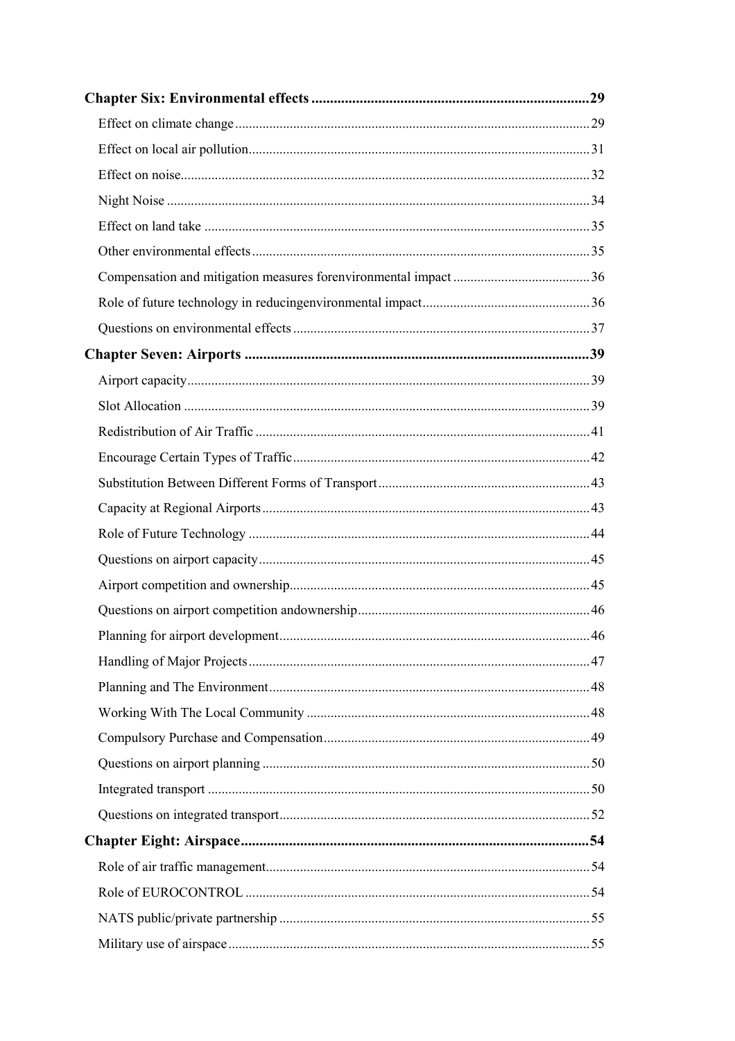**Chapter Six: Environmental effects** .......... 29

Effect on climate change .......... 29

Effect on local air pollution .......... 31

Effect on noise .......... 32

Night Noise .......... 34

Effect on land take .......... 35

Other environmental effects .......... 35

Compensation and mitigation measures forenvironmental impact .......... 36

Role of future technology in reducingenvironmental impact .......... 36

Questions on environmental effects .......... 37

**Chapter Seven: Airports** .......... 39

Airport capacity .......... 39

Slot Allocation .......... 39

Redistribution of Air Traffic .......... 41

Encourage Certain Types of Traffic .......... 42

Substitution Between Different Forms of Transport .......... 43

Capacity at Regional Airports .......... 43

Role of Future Technology .......... 44

Questions on airport capacity .......... 45

Airport competition and ownership .......... 45

Questions on airport competition andownership .......... 46

Planning for airport development .......... 46

Handling of Major Projects .......... 47

Planning and The Environment .......... 48

Working With The Local Community .......... 48

Compulsory Purchase and Compensation .......... 49

Questions on airport planning .......... 50

Integrated transport .......... 50

Questions on integrated transport .......... 52

**Chapter Eight: Airspace** .......... 54

Role of air traffic management .......... 54

Role of EUROCONTROL .......... 54

NATS public/private partnership .......... 55

Military use of airspace .......... 55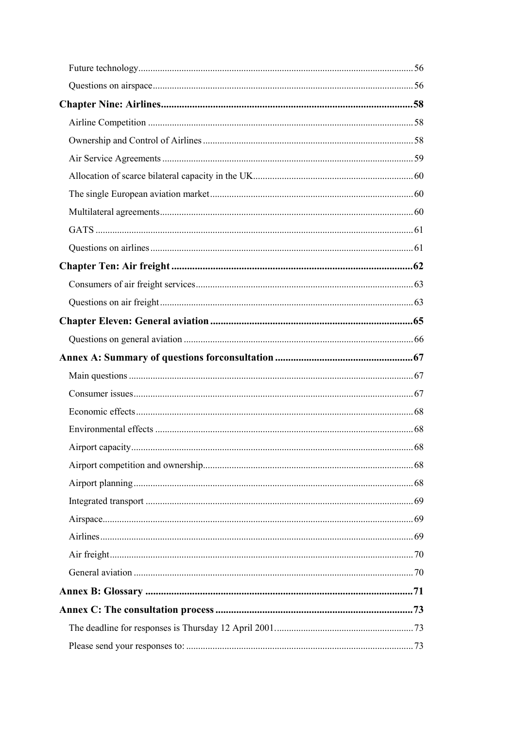Future technology ........................................................................................................ 56

Questions on airspace ................................................................................................... 56

**Chapter Nine: Airlines ............................................................................................ 58**

Airline Competition ..................................................................................................... 58

Ownership and Control of Airlines .............................................................................. 58

Air Service Agreements ............................................................................................... 59

Allocation of scarce bilateral capacity in the UK ......................................................... 60

The single European aviation market ........................................................................... 60

Multilateral agreements ................................................................................................ 60

GATS ........................................................................................................................... 61

Questions on airlines .................................................................................................... 61

**Chapter Ten: Air freight ........................................................................................... 62**

Consumers of air freight services ................................................................................. 63

Questions on air freight ................................................................................................ 63

**Chapter Eleven: General aviation ............................................................................ 65**

Questions on general aviation ...................................................................................... 66

**Annex A: Summary of questions forconsultation .................................................... 67**

Main questions ............................................................................................................. 67

Consumer issues ........................................................................................................... 67

Economic effects .......................................................................................................... 68

Environmental effects ................................................................................................... 68

Airport capacity ............................................................................................................ 68

Airport competition and ownership .............................................................................. 68

Airport planning ........................................................................................................... 68

Integrated transport ...................................................................................................... 69

Airspace ........................................................................................................................ 69

Airlines ......................................................................................................................... 69

Air freight ..................................................................................................................... 70

General aviation ........................................................................................................... 70

**Annex B: Glossary .................................................................................................... 71**

**Annex C: The consultation process .......................................................................... 73**

The deadline for responses is Thursday 12 April 2001 ................................................ 73

Please send your responses to: ..................................................................................... 73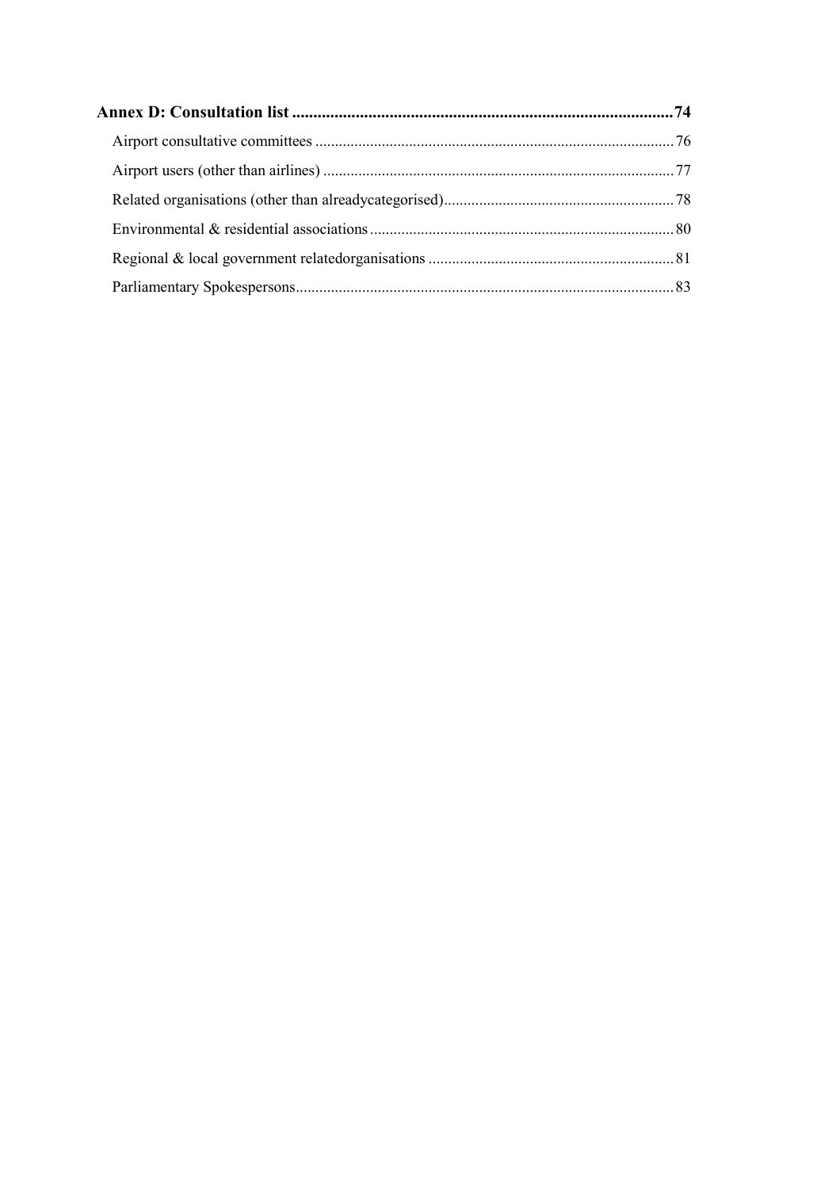**Annex D: Consultation list** ........................................................................................74

Airport consultative committees ...........................................................................................76

Airport users (other than airlines) .........................................................................................77

Related organisations (other than alreadycategorised)...........................................................78

Environmental & residential associations .............................................................................80

Regional & local government relatedorganisations ...............................................................81

Parliamentary Spokespersons................................................................................................83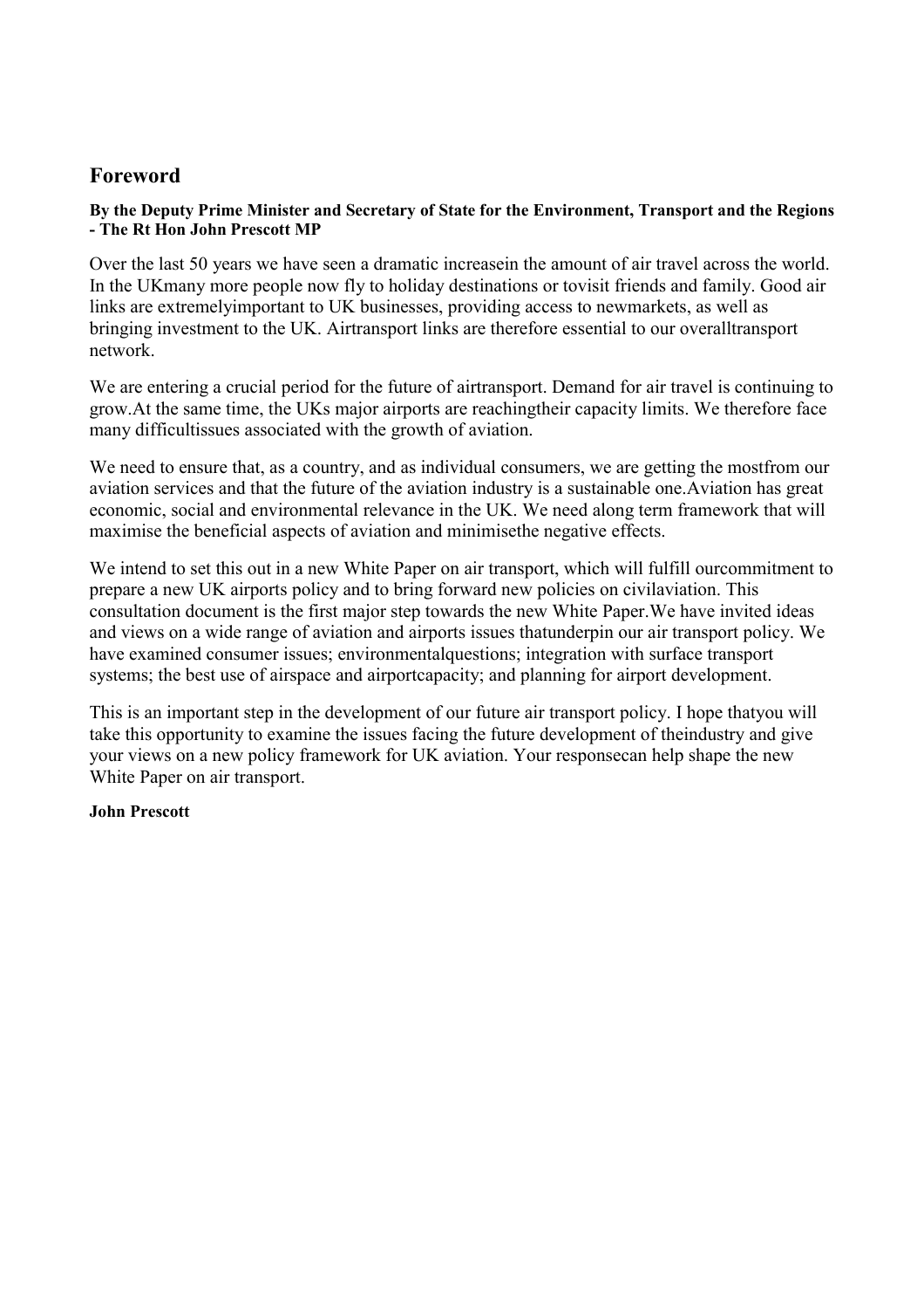## Foreword

**By the Deputy Prime Minister and Secretary of State for the Environment, Transport and the Regions - The Rt Hon John Prescott MP**

Over the last 50 years we have seen a dramatic increasein the amount of air travel across the world. In the UKmany more people now fly to holiday destinations or tovisit friends and family. Good air links are extremelyimportant to UK businesses, providing access to newmarkets, as well as bringing investment to the UK. Airtransport links are therefore essential to our overalltransport network.

We are entering a crucial period for the future of airtransport. Demand for air travel is continuing to grow.At the same time, the UKs major airports are reachingtheir capacity limits. We therefore face many difficultissues associated with the growth of aviation.

We need to ensure that, as a country, and as individual consumers, we are getting the mostfrom our aviation services and that the future of the aviation industry is a sustainable one.Aviation has great economic, social and environmental relevance in the UK. We need along term framework that will maximise the beneficial aspects of aviation and minimisethe negative effects.

We intend to set this out in a new White Paper on air transport, which will fulfill ourcommitment to prepare a new UK airports policy and to bring forward new policies on civilaviation. This consultation document is the first major step towards the new White Paper.We have invited ideas and views on a wide range of aviation and airports issues thatunderpin our air transport policy. We have examined consumer issues; environmentalquestions; integration with surface transport systems; the best use of airspace and airportcapacity; and planning for airport development.

This is an important step in the development of our future air transport policy. I hope thatyou will take this opportunity to examine the issues facing the future development of theindustry and give your views on a new policy framework for UK aviation. Your responsecan help shape the new White Paper on air transport.

**John Prescott**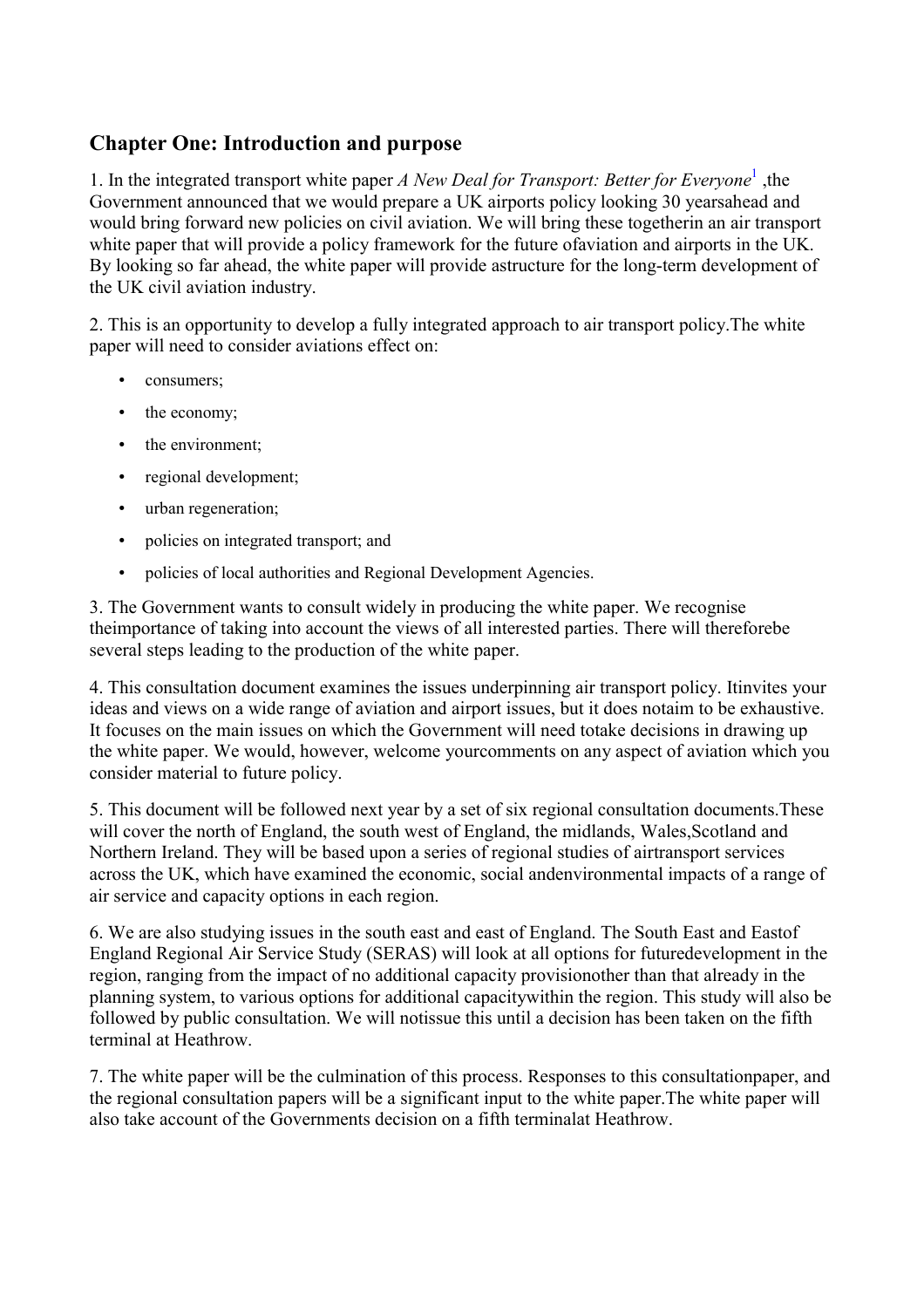## Chapter One: Introduction and purpose

1. In the integrated transport white paper *A New Deal for Transport: Better for Everyone*[1] ,the Government announced that we would prepare a UK airports policy looking 30 yearsahead and would bring forward new policies on civil aviation. We will bring these togetherin an air transport white paper that will provide a policy framework for the future ofaviation and airports in the UK. By looking so far ahead, the white paper will provide astructure for the long-term development of the UK civil aviation industry.

2. This is an opportunity to develop a fully integrated approach to air transport policy.The white paper will need to consider aviations effect on:

- consumers;
- the economy;
- the environment;
- regional development;
- urban regeneration;
- policies on integrated transport; and
- policies of local authorities and Regional Development Agencies.

3. The Government wants to consult widely in producing the white paper. We recognise theimportance of taking into account the views of all interested parties. There will thereforebe several steps leading to the production of the white paper.

4. This consultation document examines the issues underpinning air transport policy. Itinvites your ideas and views on a wide range of aviation and airport issues, but it does notaim to be exhaustive. It focuses on the main issues on which the Government will need totake decisions in drawing up the white paper. We would, however, welcome yourcomments on any aspect of aviation which you consider material to future policy.

5. This document will be followed next year by a set of six regional consultation documents.These will cover the north of England, the south west of England, the midlands, Wales,Scotland and Northern Ireland. They will be based upon a series of regional studies of airtransport services across the UK, which have examined the economic, social andenvironmental impacts of a range of air service and capacity options in each region.

6. We are also studying issues in the south east and east of England. The South East and Eastof England Regional Air Service Study (SERAS) will look at all options for futuredevelopment in the region, ranging from the impact of no additional capacity provisionother than that already in the planning system, to various options for additional capacitywithin the region. This study will also be followed by public consultation. We will notissue this until a decision has been taken on the fifth terminal at Heathrow.

7. The white paper will be the culmination of this process. Responses to this consultationpaper, and the regional consultation papers will be a significant input to the white paper.The white paper will also take account of the Governments decision on a fifth terminalat Heathrow.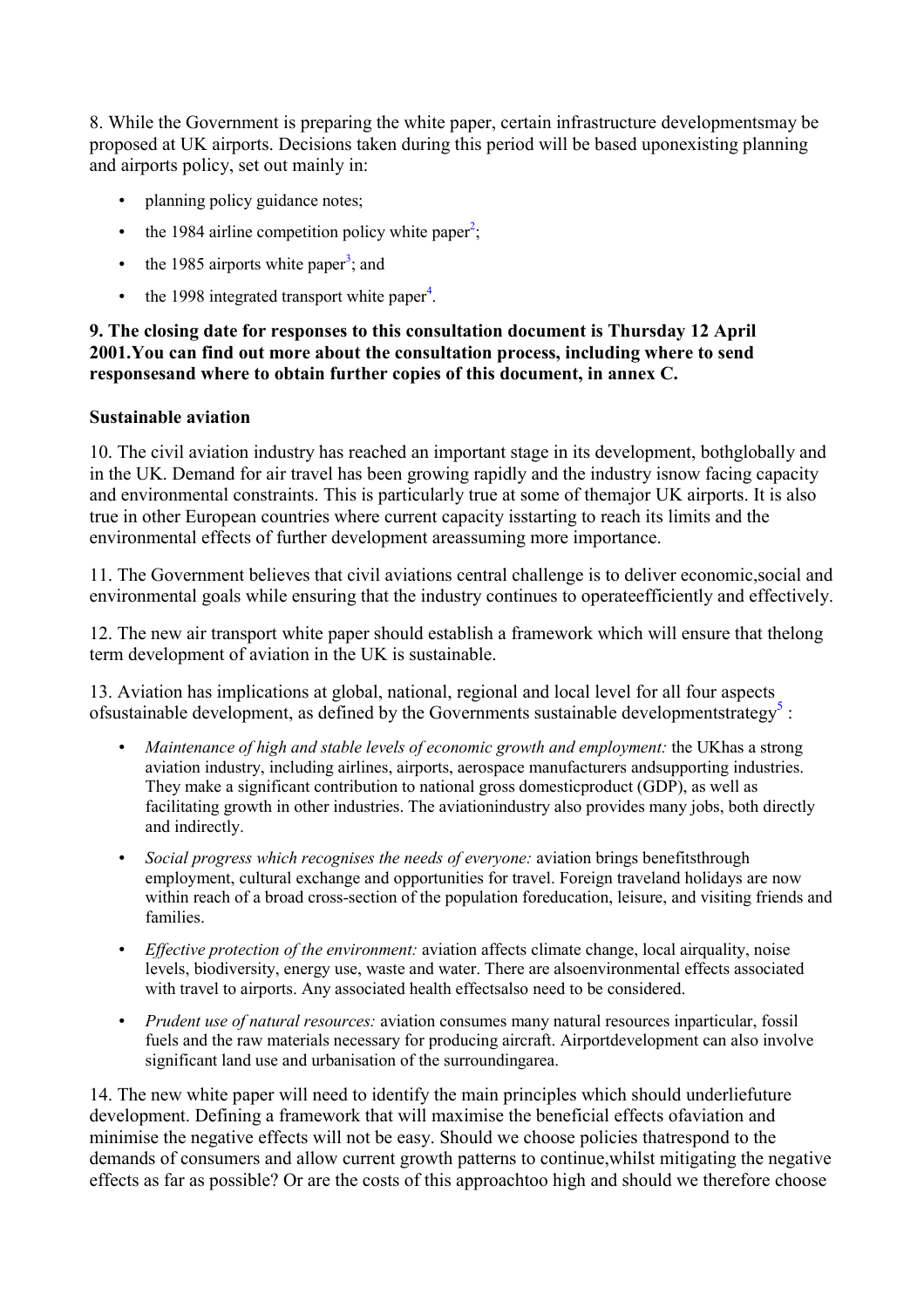8. While the Government is preparing the white paper, certain infrastructure developmentsmay be proposed at UK airports. Decisions taken during this period will be based uponexisting planning and airports policy, set out mainly in:

- planning policy guidance notes;
- the 1984 airline competition policy white paper[2];
- the 1985 airports white paper[3]; and
- the 1998 integrated transport white paper[4].

**9. The closing date for responses to this consultation document is Thursday 12 April 2001.You can find out more about the consultation process, including where to send responsesand where to obtain further copies of this document, in annex C.**

**Sustainable aviation**

10. The civil aviation industry has reached an important stage in its development, bothglobally and in the UK. Demand for air travel has been growing rapidly and the industry isnow facing capacity and environmental constraints. This is particularly true at some of themajor UK airports. It is also true in other European countries where current capacity isstarting to reach its limits and the environmental effects of further development areassuming more importance.

11. The Government believes that civil aviations central challenge is to deliver economic,social and environmental goals while ensuring that the industry continues to operateefficiently and effectively.

12. The new air transport white paper should establish a framework which will ensure that thelong term development of aviation in the UK is sustainable.

13. Aviation has implications at global, national, regional and local level for all four aspects ofsustainable development, as defined by the Governments sustainable developmentstrategy[5] :

- *Maintenance of high and stable levels of economic growth and employment:* the UKhas a strong aviation industry, including airlines, airports, aerospace manufacturers andsupporting industries. They make a significant contribution to national gross domesticproduct (GDP), as well as facilitating growth in other industries. The aviationindustry also provides many jobs, both directly and indirectly.
- *Social progress which recognises the needs of everyone:* aviation brings benefitsthrough employment, cultural exchange and opportunities for travel. Foreign traveland holidays are now within reach of a broad cross-section of the population foreducation, leisure, and visiting friends and families.
- *Effective protection of the environment:* aviation affects climate change, local airquality, noise levels, biodiversity, energy use, waste and water. There are alsoenvironmental effects associated with travel to airports. Any associated health effectsalso need to be considered.
- *Prudent use of natural resources:* aviation consumes many natural resources inparticular, fossil fuels and the raw materials necessary for producing aircraft. Airportdevelopment can also involve significant land use and urbanisation of the surroundingarea.

14. The new white paper will need to identify the main principles which should underliefuture development. Defining a framework that will maximise the beneficial effects ofaviation and minimise the negative effects will not be easy. Should we choose policies thatrespond to the demands of consumers and allow current growth patterns to continue,whilst mitigating the negative effects as far as possible? Or are the costs of this approachtoo high and should we therefore choose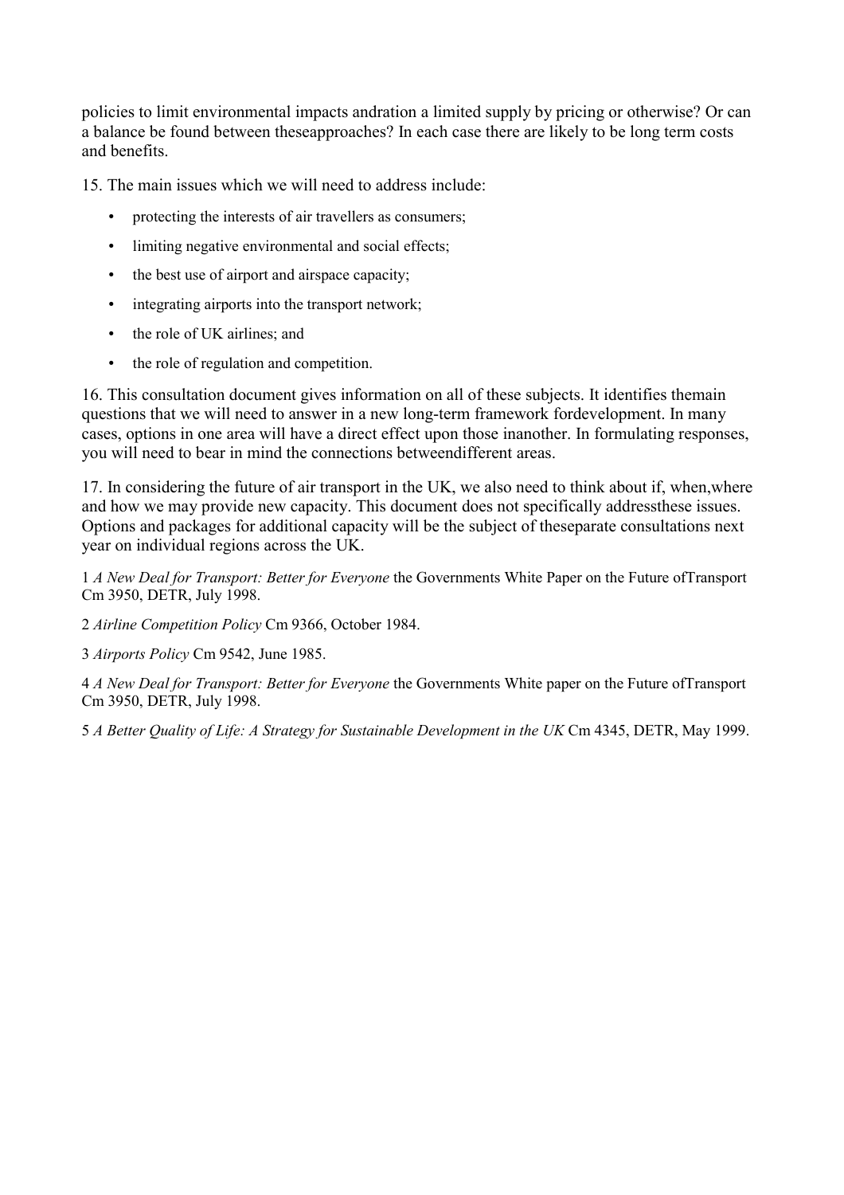policies to limit environmental impacts andration a limited supply by pricing or otherwise? Or can a balance be found between theseapproaches? In each case there are likely to be long term costs and benefits.

15. The main issues which we will need to address include:

- protecting the interests of air travellers as consumers;
- limiting negative environmental and social effects;
- the best use of airport and airspace capacity;
- integrating airports into the transport network;
- the role of UK airlines; and
- the role of regulation and competition.

16. This consultation document gives information on all of these subjects. It identifies themain questions that we will need to answer in a new long-term framework fordevelopment. In many cases, options in one area will have a direct effect upon those inanother. In formulating responses, you will need to bear in mind the connections betweendifferent areas.

17. In considering the future of air transport in the UK, we also need to think about if, when,where and how we may provide new capacity. This document does not specifically addressthese issues. Options and packages for additional capacity will be the subject of theseparate consultations next year on individual regions across the UK.

1 *A New Deal for Transport: Better for Everyone* the Governments White Paper on the Future ofTransport Cm 3950, DETR, July 1998.

2 *Airline Competition Policy* Cm 9366, October 1984.

3 *Airports Policy* Cm 9542, June 1985.

4 *A New Deal for Transport: Better for Everyone* the Governments White paper on the Future ofTransport Cm 3950, DETR, July 1998.

5 *A Better Quality of Life: A Strategy for Sustainable Development in the UK* Cm 4345, DETR, May 1999.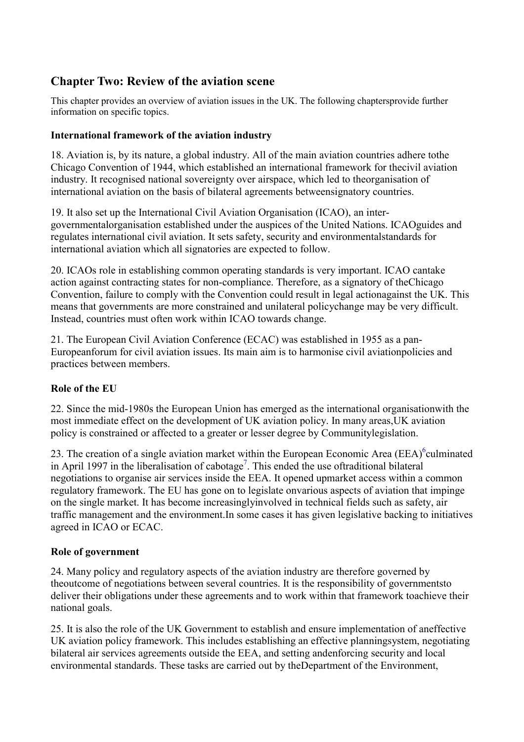## Chapter Two: Review of the aviation scene

This chapter provides an overview of aviation issues in the UK. The following chaptersprovide further information on specific topics.

### International framework of the aviation industry

18. Aviation is, by its nature, a global industry. All of the main aviation countries adhere tothe Chicago Convention of 1944, which established an international framework for thecivil aviation industry. It recognised national sovereignty over airspace, which led to theorganisation of international aviation on the basis of bilateral agreements betweensignatory countries.

19. It also set up the International Civil Aviation Organisation (ICAO), an inter-governmentalorganisation established under the auspices of the United Nations. ICAOguides and regulates international civil aviation. It sets safety, security and environmentalstandards for international aviation which all signatories are expected to follow.

20. ICAOs role in establishing common operating standards is very important. ICAO cantake action against contracting states for non-compliance. Therefore, as a signatory of theChicago Convention, failure to comply with the Convention could result in legal actionagainst the UK. This means that governments are more constrained and unilateral policychange may be very difficult. Instead, countries must often work within ICAO towards change.

21. The European Civil Aviation Conference (ECAC) was established in 1955 as a pan-Europeanforum for civil aviation issues. Its main aim is to harmonise civil aviationpolicies and practices between members.

### Role of the EU

22. Since the mid-1980s the European Union has emerged as the international organisationwith the most immediate effect on the development of UK aviation policy. In many areas,UK aviation policy is constrained or affected to a greater or lesser degree by Communitylegislation.

23. The creation of a single aviation market within the European Economic Area (EEA)[6]culminated in April 1997 in the liberalisation of cabotage[7]. This ended the use oftraditional bilateral negotiations to organise air services inside the EEA. It opened upmarket access within a common regulatory framework. The EU has gone on to legislate onvarious aspects of aviation that impinge on the single market. It has become increasinglyinvolved in technical fields such as safety, air traffic management and the environment.In some cases it has given legislative backing to initiatives agreed in ICAO or ECAC.

### Role of government

24. Many policy and regulatory aspects of the aviation industry are therefore governed by theoutcome of negotiations between several countries. It is the responsibility of governmentsto deliver their obligations under these agreements and to work within that framework toachieve their national goals.

25. It is also the role of the UK Government to establish and ensure implementation of aneffective UK aviation policy framework. This includes establishing an effective planningsystem, negotiating bilateral air services agreements outside the EEA, and setting andenforcing security and local environmental standards. These tasks are carried out by theDepartment of the Environment,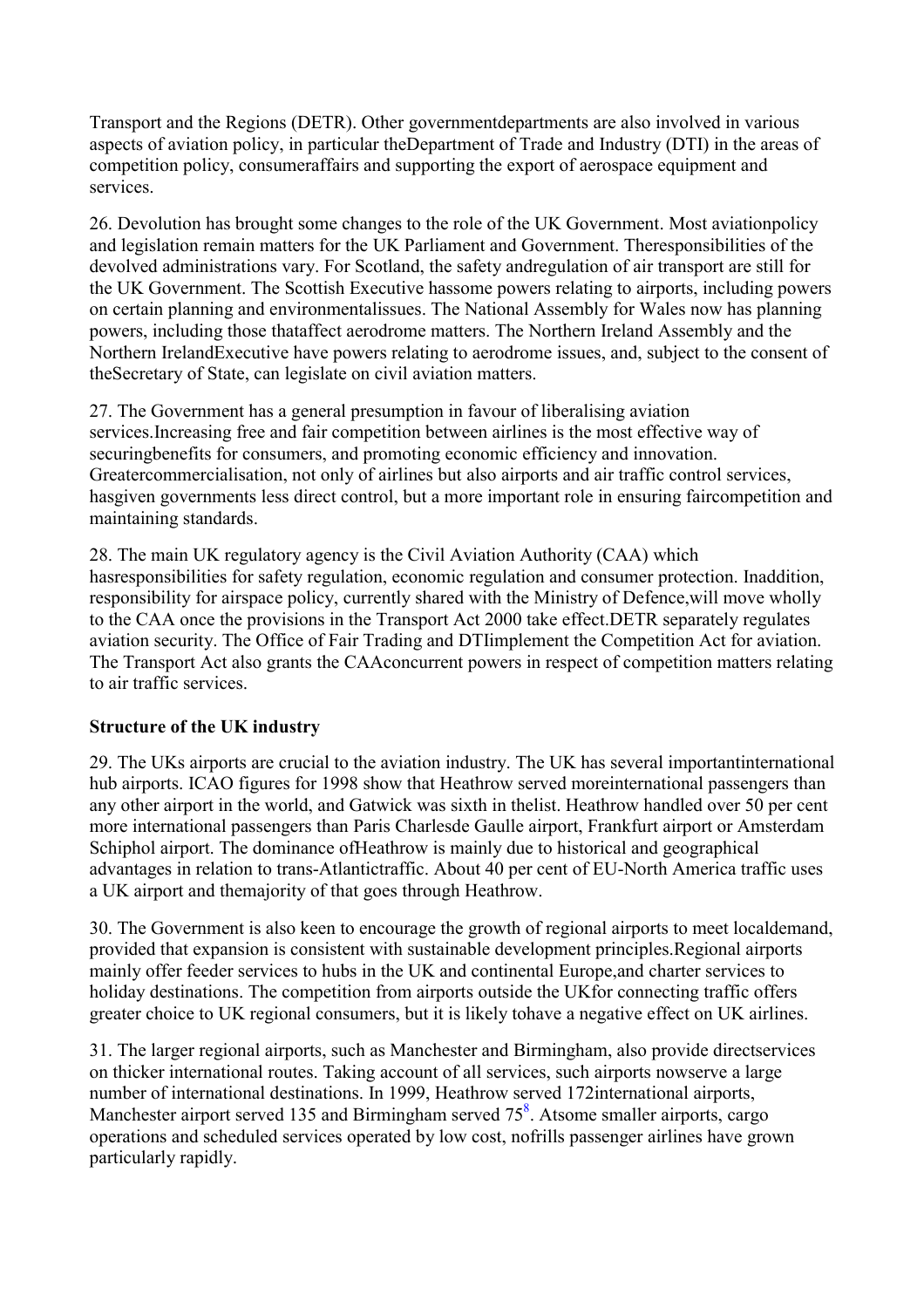Transport and the Regions (DETR). Other governmentdepartments are also involved in various aspects of aviation policy, in particular theDepartment of Trade and Industry (DTI) in the areas of competition policy, consumeraffairs and supporting the export of aerospace equipment and services.

26. Devolution has brought some changes to the role of the UK Government. Most aviationpolicy and legislation remain matters for the UK Parliament and Government. Theresponsibilities of the devolved administrations vary. For Scotland, the safety andregulation of air transport are still for the UK Government. The Scottish Executive hassome powers relating to airports, including powers on certain planning and environmentalissues. The National Assembly for Wales now has planning powers, including those thataffect aerodrome matters. The Northern Ireland Assembly and the Northern IrelandExecutive have powers relating to aerodrome issues, and, subject to the consent of theSecretary of State, can legislate on civil aviation matters.

27. The Government has a general presumption in favour of liberalising aviation services.Increasing free and fair competition between airlines is the most effective way of securingbenefits for consumers, and promoting economic efficiency and innovation. Greatercommercialisation, not only of airlines but also airports and air traffic control services, hasgiven governments less direct control, but a more important role in ensuring faircompetition and maintaining standards.

28. The main UK regulatory agency is the Civil Aviation Authority (CAA) which hasresponsibilities for safety regulation, economic regulation and consumer protection. Inaddition, responsibility for airspace policy, currently shared with the Ministry of Defence,will move wholly to the CAA once the provisions in the Transport Act 2000 take effect.DETR separately regulates aviation security. The Office of Fair Trading and DTIimplement the Competition Act for aviation. The Transport Act also grants the CAAconcurrent powers in respect of competition matters relating to air traffic services.

**Structure of the UK industry**

29. The UKs airports are crucial to the aviation industry. The UK has several importantinternational hub airports. ICAO figures for 1998 show that Heathrow served moreinternational passengers than any other airport in the world, and Gatwick was sixth in thelist. Heathrow handled over 50 per cent more international passengers than Paris Charlesde Gaulle airport, Frankfurt airport or Amsterdam Schiphol airport. The dominance ofHeathrow is mainly due to historical and geographical advantages in relation to trans-Atlantictraffic. About 40 per cent of EU-North America traffic uses a UK airport and themajority of that goes through Heathrow.

30. The Government is also keen to encourage the growth of regional airports to meet localdemand, provided that expansion is consistent with sustainable development principles.Regional airports mainly offer feeder services to hubs in the UK and continental Europe,and charter services to holiday destinations. The competition from airports outside the UKfor connecting traffic offers greater choice to UK regional consumers, but it is likely tohave a negative effect on UK airlines.

31. The larger regional airports, such as Manchester and Birmingham, also provide directservices on thicker international routes. Taking account of all services, such airports nowserve a large number of international destinations. In 1999, Heathrow served 172international airports, Manchester airport served 135 and Birmingham served 75[8]. Atsome smaller airports, cargo operations and scheduled services operated by low cost, nofrills passenger airlines have grown particularly rapidly.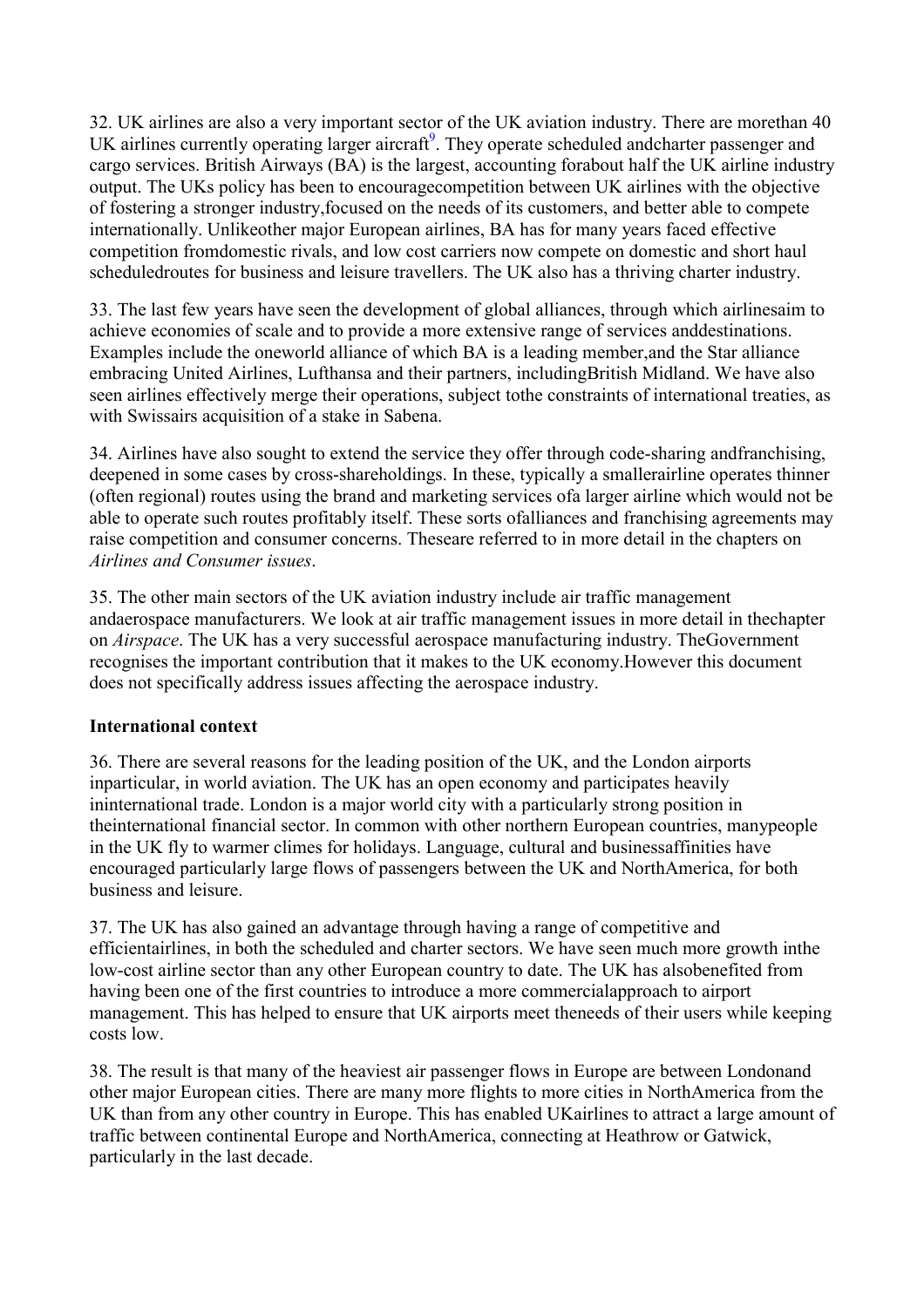32. UK airlines are also a very important sector of the UK aviation industry. There are morethan 40 UK airlines currently operating larger aircraft[9]. They operate scheduled andcharter passenger and cargo services. British Airways (BA) is the largest, accounting forabout half the UK airline industry output. The UKs policy has been to encouragecompetition between UK airlines with the objective of fostering a stronger industry,focused on the needs of its customers, and better able to compete internationally. Unlikeother major European airlines, BA has for many years faced effective competition fromdomestic rivals, and low cost carriers now compete on domestic and short haul scheduledroutes for business and leisure travellers. The UK also has a thriving charter industry.

33. The last few years have seen the development of global alliances, through which airlinesaim to achieve economies of scale and to provide a more extensive range of services anddestinations. Examples include the oneworld alliance of which BA is a leading member,and the Star alliance embracing United Airlines, Lufthansa and their partners, includingBritish Midland. We have also seen airlines effectively merge their operations, subject tothe constraints of international treaties, as with Swissairs acquisition of a stake in Sabena.

34. Airlines have also sought to extend the service they offer through code-sharing andfranchising, deepened in some cases by cross-shareholdings. In these, typically a smallerairline operates thinner (often regional) routes using the brand and marketing services ofa larger airline which would not be able to operate such routes profitably itself. These sorts ofalliances and franchising agreements may raise competition and consumer concerns. Theseare referred to in more detail in the chapters on *Airlines and Consumer issues*.

35. The other main sectors of the UK aviation industry include air traffic management andaerospace manufacturers. We look at air traffic management issues in more detail in thechapter on *Airspace*. The UK has a very successful aerospace manufacturing industry. TheGovernment recognises the important contribution that it makes to the UK economy.However this document does not specifically address issues affecting the aerospace industry.

**International context**

36. There are several reasons for the leading position of the UK, and the London airports inparticular, in world aviation. The UK has an open economy and participates heavily ininternational trade. London is a major world city with a particularly strong position intheinternational financial sector. In common with other northern European countries, manypeople in the UK fly to warmer climes for holidays. Language, cultural and businessaffinities have encouraged particularly large flows of passengers between the UK and NorthAmerica, for both business and leisure.

37. The UK has also gained an advantage through having a range of competitive and efficientairlines, in both the scheduled and charter sectors. We have seen much more growth inthe low-cost airline sector than any other European country to date. The UK has alsobenefited from having been one of the first countries to introduce a more commercialapproach to airport management. This has helped to ensure that UK airports meet theneeds of their users while keeping costs low.

38. The result is that many of the heaviest air passenger flows in Europe are between Londonand other major European cities. There are many more flights to more cities in NorthAmerica from the UK than from any other country in Europe. This has enabled UKairlines to attract a large amount of traffic between continental Europe and NorthAmerica, connecting at Heathrow or Gatwick, particularly in the last decade.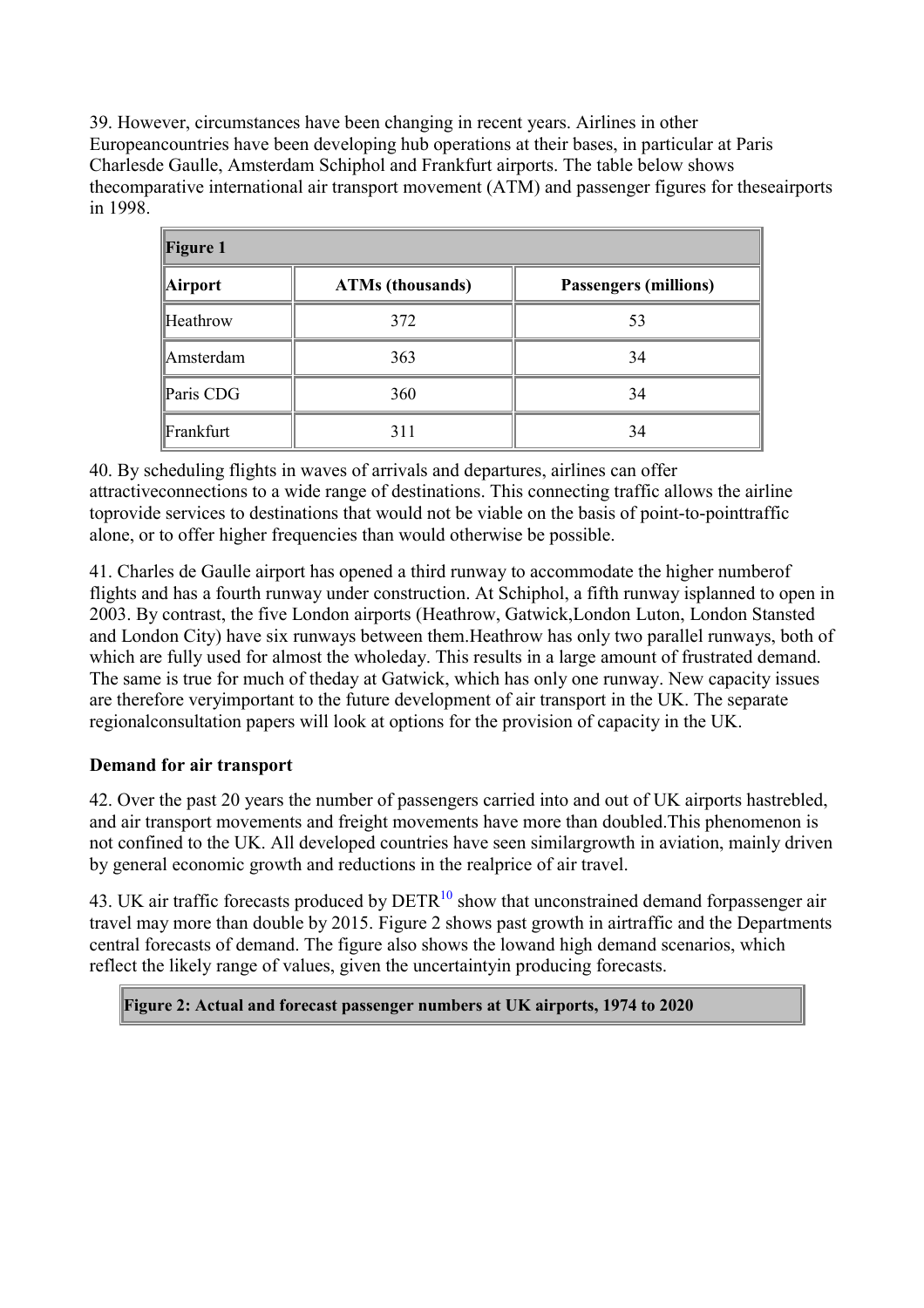39. However, circumstances have been changing in recent years. Airlines in other Europeancountries have been developing hub operations at their bases, in particular at Paris Charlesde Gaulle, Amsterdam Schiphol and Frankfurt airports. The table below shows thecomparative international air transport movement (ATM) and passenger figures for theseairports in 1998.

**Figure 1**

| Airport | ATMs (thousands) | Passengers (millions) |
|---|---|---|
| Heathrow | 372 | 53 |
| Amsterdam | 363 | 34 |
| Paris CDG | 360 | 34 |
| Frankfurt | 311 | 34 |

40. By scheduling flights in waves of arrivals and departures, airlines can offer attractiveconnections to a wide range of destinations. This connecting traffic allows the airline toprovide services to destinations that would not be viable on the basis of point-to-pointtraffic alone, or to offer higher frequencies than would otherwise be possible.

41. Charles de Gaulle airport has opened a third runway to accommodate the higher numberof flights and has a fourth runway under construction. At Schiphol, a fifth runway isplanned to open in 2003. By contrast, the five London airports (Heathrow, Gatwick,London Luton, London Stansted and London City) have six runways between them.Heathrow has only two parallel runways, both of which are fully used for almost the wholeday. This results in a large amount of frustrated demand. The same is true for much of theday at Gatwick, which has only one runway. New capacity issues are therefore veryimportant to the future development of air transport in the UK. The separate regionalconsultation papers will look at options for the provision of capacity in the UK.

### Demand for air transport

42. Over the past 20 years the number of passengers carried into and out of UK airports hastrebled, and air transport movements and freight movements have more than doubled.This phenomenon is not confined to the UK. All developed countries have seen similargrowth in aviation, mainly driven by general economic growth and reductions in the realprice of air travel.

43. UK air traffic forecasts produced by DETR[10] show that unconstrained demand forpassenger air travel may more than double by 2015. Figure 2 shows past growth in airtraffic and the Departments central forecasts of demand. The figure also shows the lowand high demand scenarios, which reflect the likely range of values, given the uncertaintyin producing forecasts.

**Figure 2: Actual and forecast passenger numbers at UK airports, 1974 to 2020**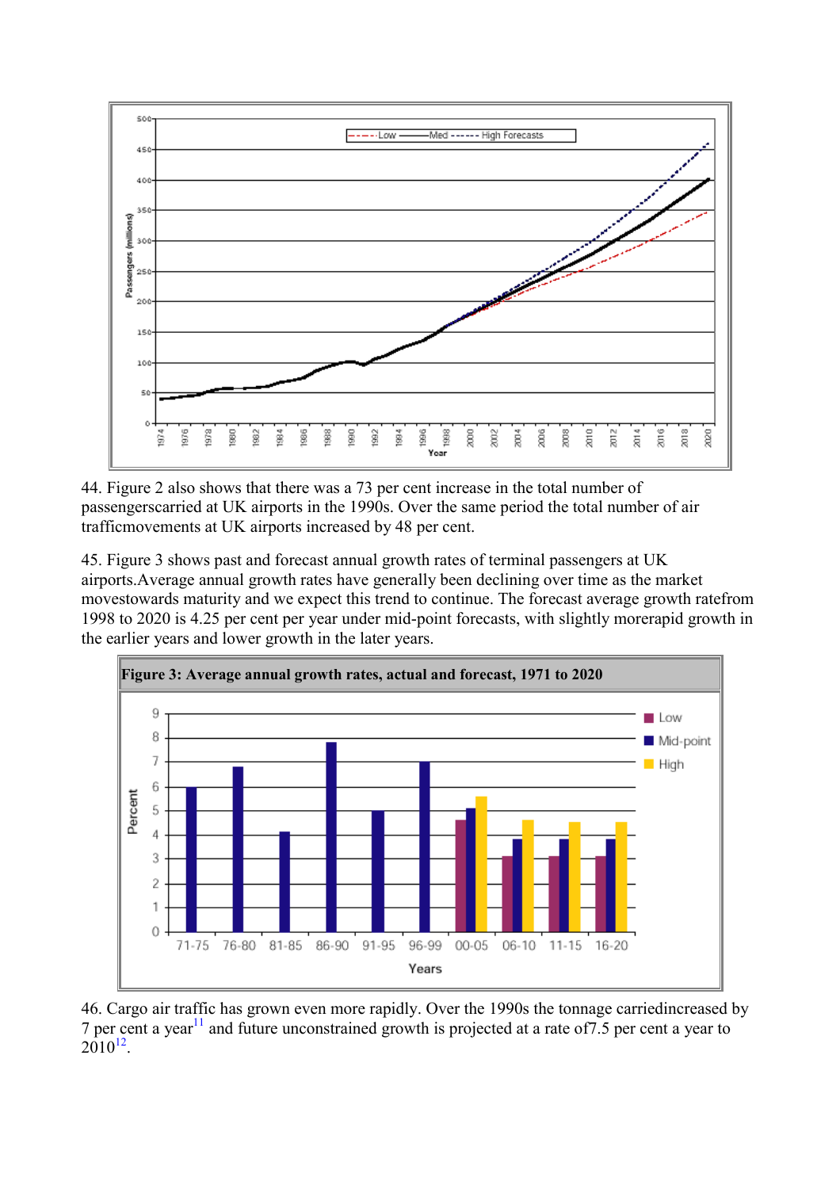44. Figure 2 also shows that there was a 73 per cent increase in the total number of passengerscarried at UK airports in the 1990s. Over the same period the total number of air trafficmovements at UK airports increased by 48 per cent.

45. Figure 3 shows past and forecast annual growth rates of terminal passengers at UK airports.Average annual growth rates have generally been declining over time as the market movestowards maturity and we expect this trend to continue. The forecast average growth ratefrom 1998 to 2020 is 4.25 per cent per year under mid-point forecasts, with slightly morerapid growth in the earlier years and lower growth in the later years.

**Figure 3: Average annual growth rates, actual and forecast, 1971 to 2020**

46. Cargo air traffic has grown even more rapidly. Over the 1990s the tonnage carriedincreased by 7 per cent a year[11] and future unconstrained growth is projected at a rate of7.5 per cent a year to 2010[12].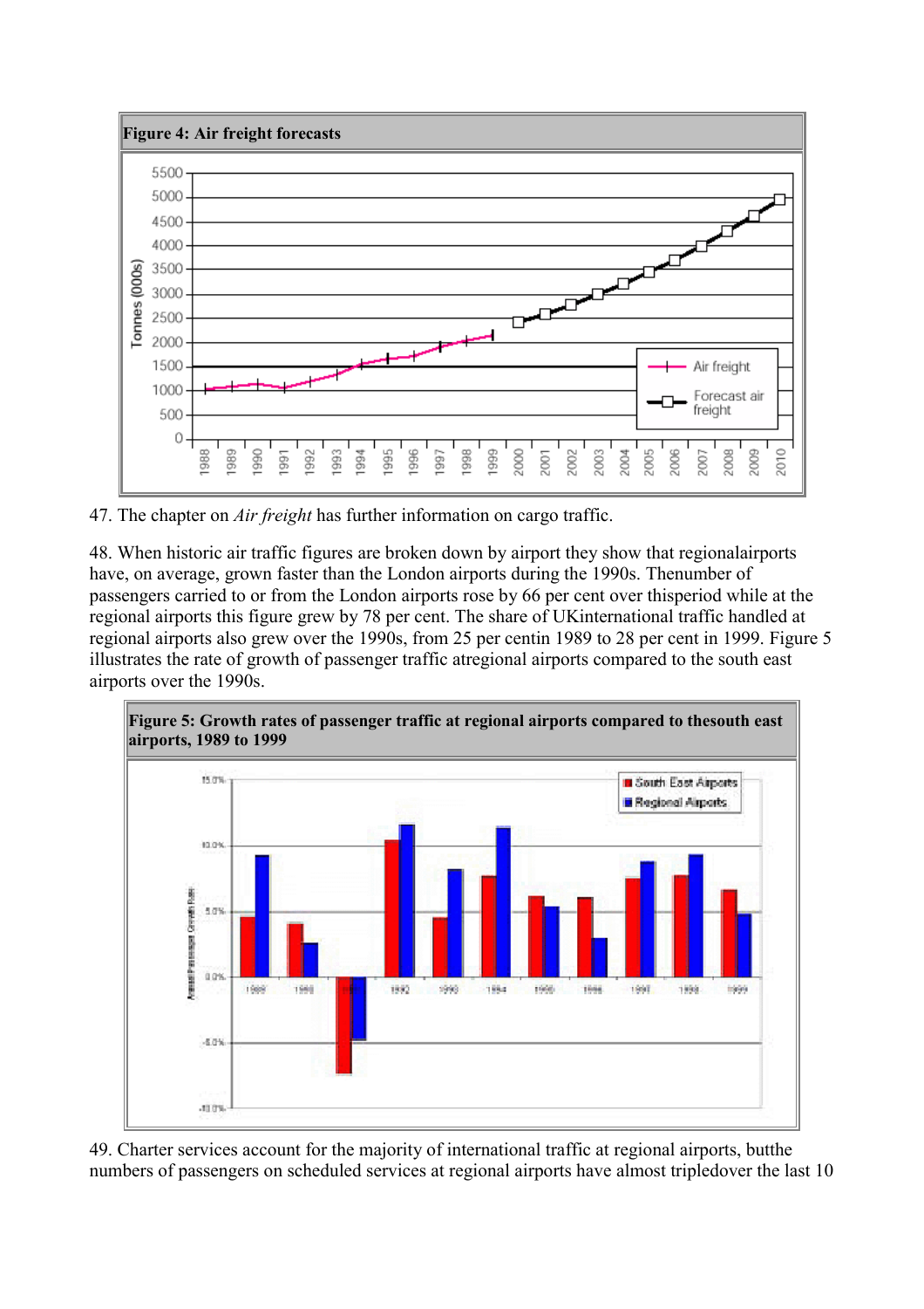**Figure 4: Air freight forecasts**

47. The chapter on *Air freight* has further information on cargo traffic.

48. When historic air traffic figures are broken down by airport they show that regionalairports have, on average, grown faster than the London airports during the 1990s. Thenumber of passengers carried to or from the London airports rose by 66 per cent over thisperiod while at the regional airports this figure grew by 78 per cent. The share of UKinternational traffic handled at regional airports also grew over the 1990s, from 25 per centin 1989 to 28 per cent in 1999. Figure 5 illustrates the rate of growth of passenger traffic atregional airports compared to the south east airports over the 1990s.

**Figure 5: Growth rates of passenger traffic at regional airports compared to thesouth east airports, 1989 to 1999**

49. Charter services account for the majority of international traffic at regional airports, butthe numbers of passengers on scheduled services at regional airports have almost tripledover the last 10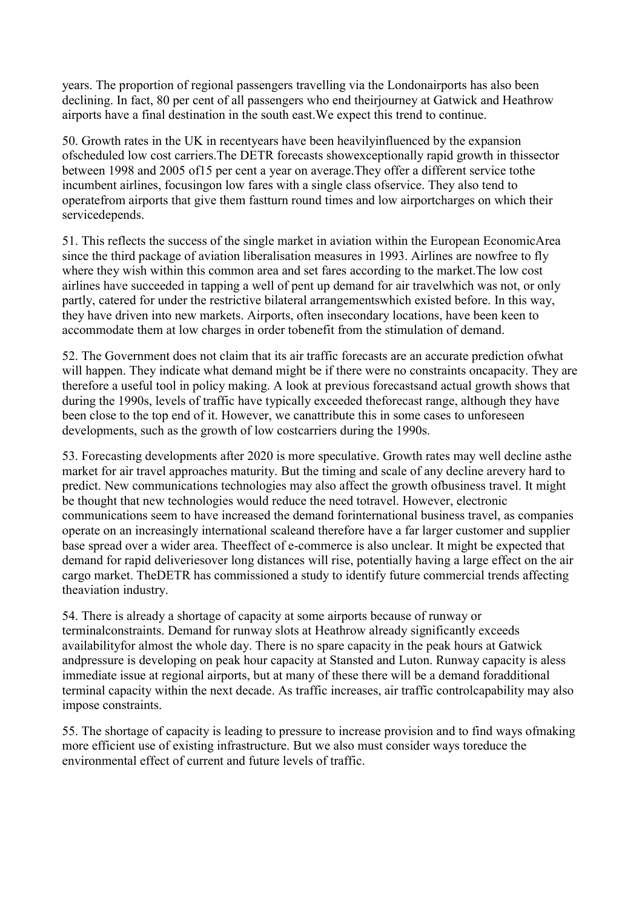years. The proportion of regional passengers travelling via the Londonairports has also been declining. In fact, 80 per cent of all passengers who end theirjourney at Gatwick and Heathrow airports have a final destination in the south east.We expect this trend to continue.

50. Growth rates in the UK in recentyears have been heavilyinfluenced by the expansion ofscheduled low cost carriers.The DETR forecasts showexceptionally rapid growth in thissector between 1998 and 2005 of15 per cent a year on average.They offer a different service tothe incumbent airlines, focusingon low fares with a single class ofservice. They also tend to operatefrom airports that give them fastturn round times and low airportcharges on which their servicedepends.

51. This reflects the success of the single market in aviation within the European EconomicArea since the third package of aviation liberalisation measures in 1993. Airlines are nowfree to fly where they wish within this common area and set fares according to the market.The low cost airlines have succeeded in tapping a well of pent up demand for air travelwhich was not, or only partly, catered for under the restrictive bilateral arrangementswhich existed before. In this way, they have driven into new markets. Airports, often insecondary locations, have been keen to accommodate them at low charges in order tobenefit from the stimulation of demand.

52. The Government does not claim that its air traffic forecasts are an accurate prediction ofwhat will happen. They indicate what demand might be if there were no constraints oncapacity. They are therefore a useful tool in policy making. A look at previous forecastsand actual growth shows that during the 1990s, levels of traffic have typically exceeded theforecast range, although they have been close to the top end of it. However, we canattribute this in some cases to unforeseen developments, such as the growth of low costcarriers during the 1990s.

53. Forecasting developments after 2020 is more speculative. Growth rates may well decline asthe market for air travel approaches maturity. But the timing and scale of any decline arevery hard to predict. New communications technologies may also affect the growth ofbusiness travel. It might be thought that new technologies would reduce the need totravel. However, electronic communications seem to have increased the demand forinternational business travel, as companies operate on an increasingly international scaleand therefore have a far larger customer and supplier base spread over a wider area. Theeffect of e-commerce is also unclear. It might be expected that demand for rapid deliveriesover long distances will rise, potentially having a large effect on the air cargo market. TheDETR has commissioned a study to identify future commercial trends affecting theaviation industry.

54. There is already a shortage of capacity at some airports because of runway or terminalconstraints. Demand for runway slots at Heathrow already significantly exceeds availabilityfor almost the whole day. There is no spare capacity in the peak hours at Gatwick andpressure is developing on peak hour capacity at Stansted and Luton. Runway capacity is aless immediate issue at regional airports, but at many of these there will be a demand foradditional terminal capacity within the next decade. As traffic increases, air traffic controlcapability may also impose constraints.

55. The shortage of capacity is leading to pressure to increase provision and to find ways ofmaking more efficient use of existing infrastructure. But we also must consider ways toreduce the environmental effect of current and future levels of traffic.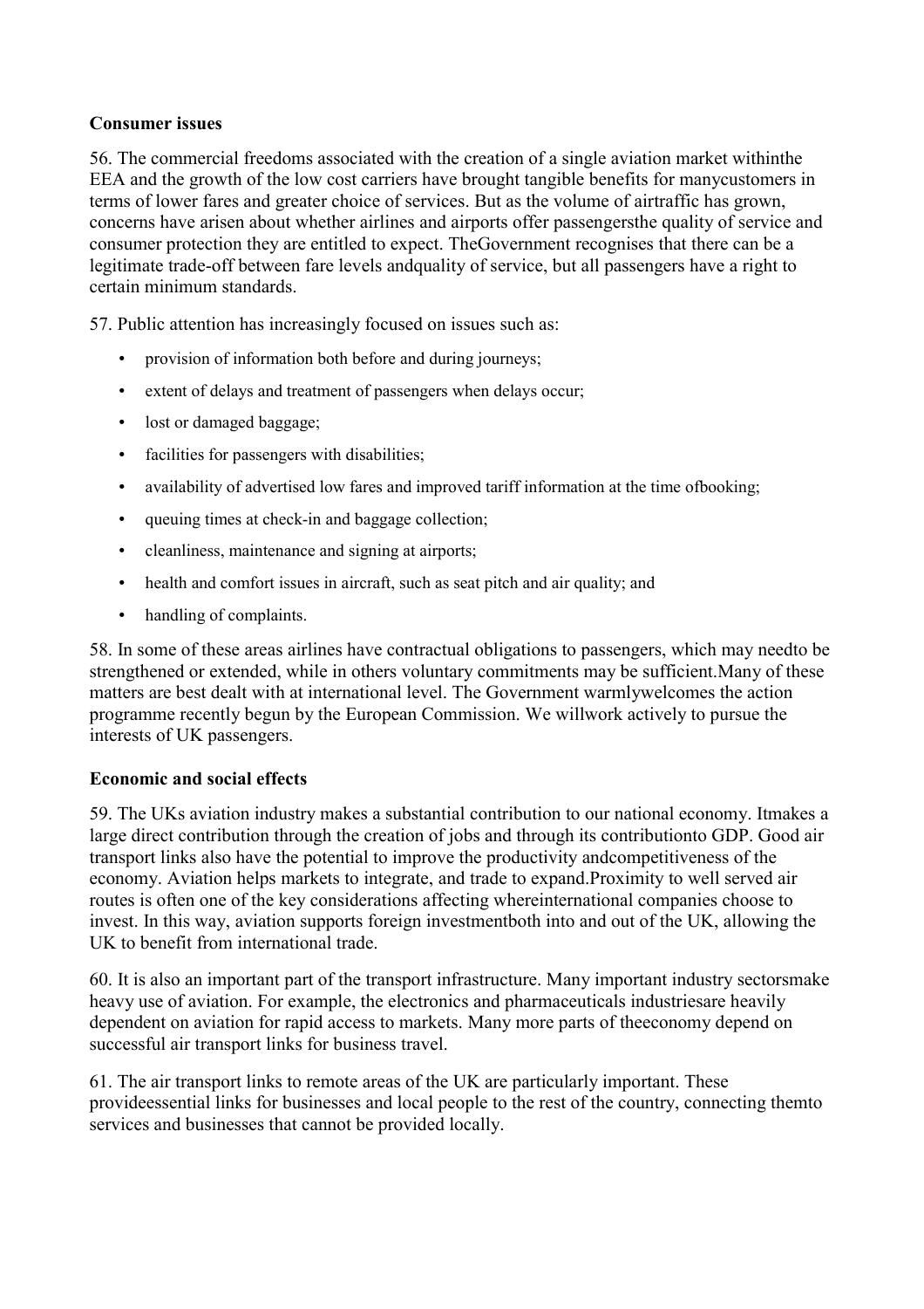### Consumer issues

56. The commercial freedoms associated with the creation of a single aviation market withinthe EEA and the growth of the low cost carriers have brought tangible benefits for manycustomers in terms of lower fares and greater choice of services. But as the volume of airtraffic has grown, concerns have arisen about whether airlines and airports offer passengersthe quality of service and consumer protection they are entitled to expect. TheGovernment recognises that there can be a legitimate trade-off between fare levels andquality of service, but all passengers have a right to certain minimum standards.

57. Public attention has increasingly focused on issues such as:

- provision of information both before and during journeys;
- extent of delays and treatment of passengers when delays occur;
- lost or damaged baggage;
- facilities for passengers with disabilities;
- availability of advertised low fares and improved tariff information at the time ofbooking;
- queuing times at check-in and baggage collection;
- cleanliness, maintenance and signing at airports;
- health and comfort issues in aircraft, such as seat pitch and air quality; and
- handling of complaints.

58. In some of these areas airlines have contractual obligations to passengers, which may needto be strengthened or extended, while in others voluntary commitments may be sufficient.Many of these matters are best dealt with at international level. The Government warmlywelcomes the action programme recently begun by the European Commission. We willwork actively to pursue the interests of UK passengers.

### Economic and social effects

59. The UKs aviation industry makes a substantial contribution to our national economy. Itmakes a large direct contribution through the creation of jobs and through its contributionto GDP. Good air transport links also have the potential to improve the productivity andcompetitiveness of the economy. Aviation helps markets to integrate, and trade to expand.Proximity to well served air routes is often one of the key considerations affecting whereinternational companies choose to invest. In this way, aviation supports foreign investmentboth into and out of the UK, allowing the UK to benefit from international trade.

60. It is also an important part of the transport infrastructure. Many important industry sectorsmake heavy use of aviation. For example, the electronics and pharmaceuticals industriesare heavily dependent on aviation for rapid access to markets. Many more parts of theeconomy depend on successful air transport links for business travel.

61. The air transport links to remote areas of the UK are particularly important. These provideessential links for businesses and local people to the rest of the country, connecting themto services and businesses that cannot be provided locally.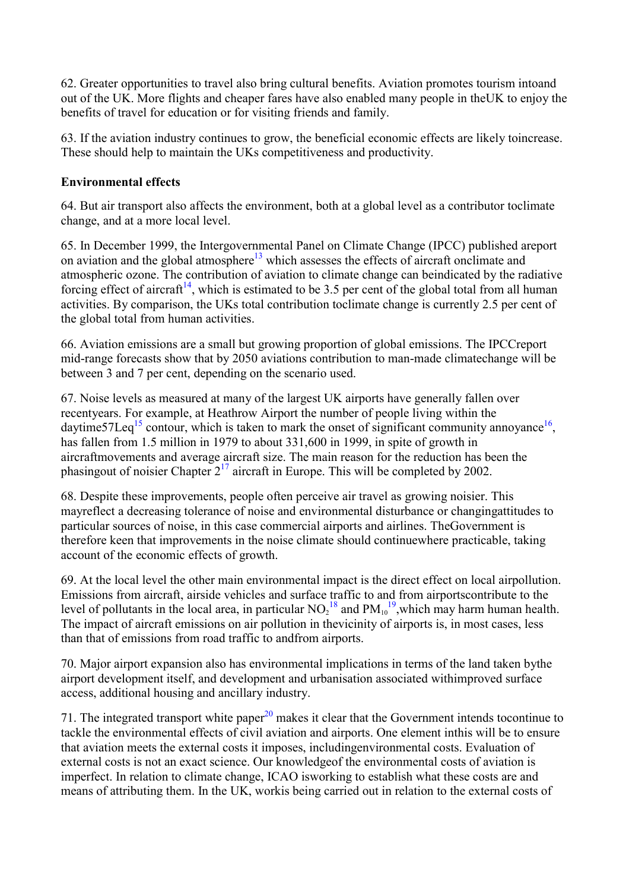62. Greater opportunities to travel also bring cultural benefits. Aviation promotes tourism intoand out of the UK. More flights and cheaper fares have also enabled many people in theUK to enjoy the benefits of travel for education or for visiting friends and family.

63. If the aviation industry continues to grow, the beneficial economic effects are likely toincrease. These should help to maintain the UKs competitiveness and productivity.

**Environmental effects**

64. But air transport also affects the environment, both at a global level as a contributor toclimate change, and at a more local level.

65. In December 1999, the Intergovernmental Panel on Climate Change (IPCC) published areport on aviation and the global atmosphere[13] which assesses the effects of aircraft onclimate and atmospheric ozone. The contribution of aviation to climate change can beindicated by the radiative forcing effect of aircraft[14], which is estimated to be 3.5 per cent of the global total from all human activities. By comparison, the UKs total contribution toclimate change is currently 2.5 per cent of the global total from human activities.

66. Aviation emissions are a small but growing proportion of global emissions. The IPCCreport mid-range forecasts show that by 2050 aviations contribution to man-made climatechange will be between 3 and 7 per cent, depending on the scenario used.

67. Noise levels as measured at many of the largest UK airports have generally fallen over recentyears. For example, at Heathrow Airport the number of people living within the daytime57Leq[15] contour, which is taken to mark the onset of significant community annoyance[16], has fallen from 1.5 million in 1979 to about 331,600 in 1999, in spite of growth in aircraftmovements and average aircraft size. The main reason for the reduction has been the phasingout of noisier Chapter 2[17] aircraft in Europe. This will be completed by 2002.

68. Despite these improvements, people often perceive air travel as growing noisier. This mayreflect a decreasing tolerance of noise and environmental disturbance or changingattitudes to particular sources of noise, in this case commercial airports and airlines. TheGovernment is therefore keen that improvements in the noise climate should continuewhere practicable, taking account of the economic effects of growth.

69. At the local level the other main environmental impact is the direct effect on local airpollution. Emissions from aircraft, airside vehicles and surface traffic to and from airportscontribute to the level of pollutants in the local area, in particular $NO_2$[18] and $PM_{10}$[19],which may harm human health. The impact of aircraft emissions on air pollution in thevicinity of airports is, in most cases, less than that of emissions from road traffic to andfrom airports.

70. Major airport expansion also has environmental implications in terms of the land taken bythe airport development itself, and development and urbanisation associated withimproved surface access, additional housing and ancillary industry.

71. The integrated transport white paper[20] makes it clear that the Government intends tocontinue to tackle the environmental effects of civil aviation and airports. One element inthis will be to ensure that aviation meets the external costs it imposes, includingenvironmental costs. Evaluation of external costs is not an exact science. Our knowledgeof the environmental costs of aviation is imperfect. In relation to climate change, ICAO isworking to establish what these costs are and means of attributing them. In the UK, workis being carried out in relation to the external costs of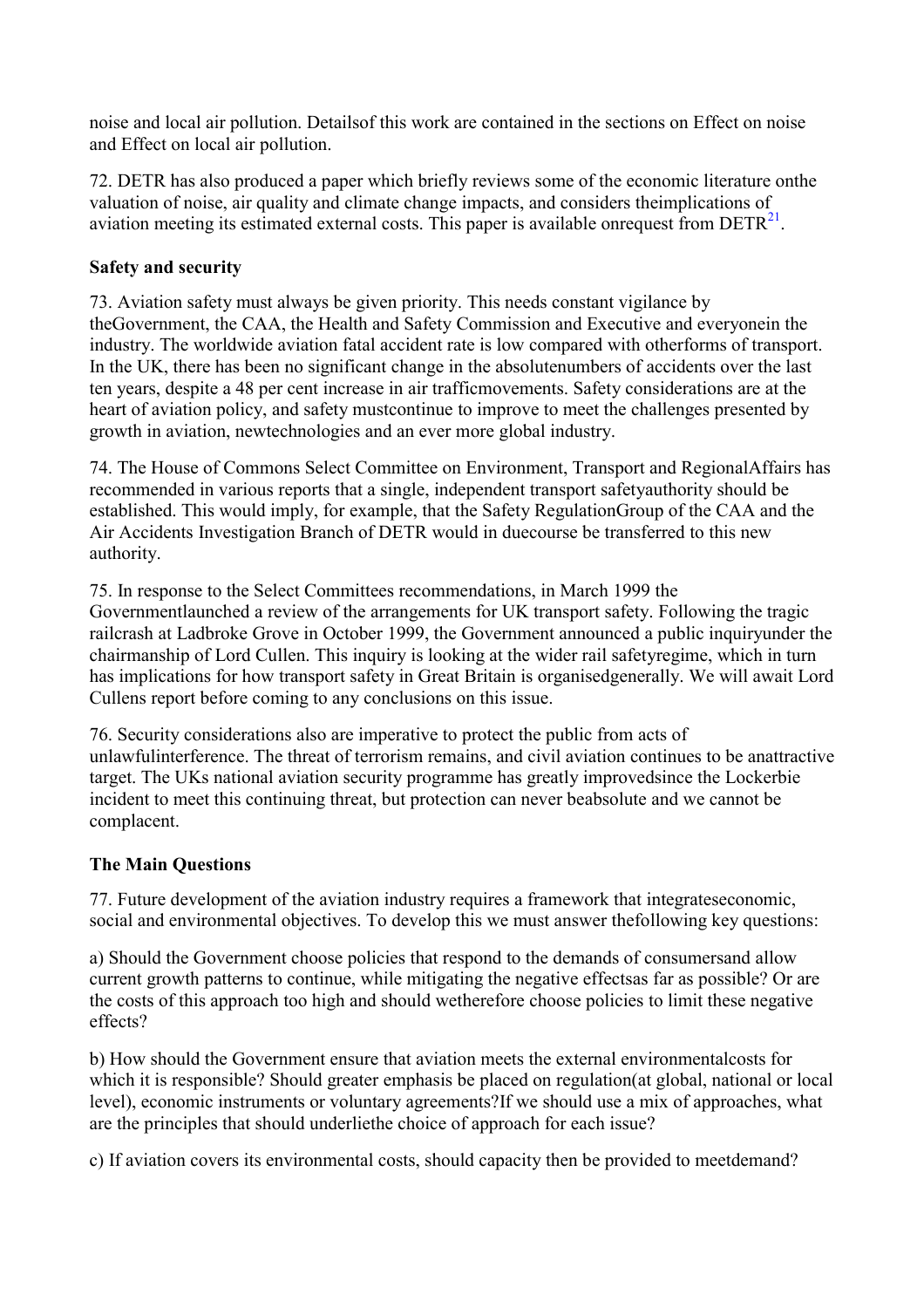noise and local air pollution. Detailsof this work are contained in the sections on Effect on noise and Effect on local air pollution.

72. DETR has also produced a paper which briefly reviews some of the economic literature onthe valuation of noise, air quality and climate change impacts, and considers theimplications of aviation meeting its estimated external costs. This paper is available onrequest from DETR[21].

**Safety and security**

73. Aviation safety must always be given priority. This needs constant vigilance by theGovernment, the CAA, the Health and Safety Commission and Executive and everyonein the industry. The worldwide aviation fatal accident rate is low compared with otherforms of transport. In the UK, there has been no significant change in the absolutenumbers of accidents over the last ten years, despite a 48 per cent increase in air trafficmovements. Safety considerations are at the heart of aviation policy, and safety mustcontinue to improve to meet the challenges presented by growth in aviation, newtechnologies and an ever more global industry.

74. The House of Commons Select Committee on Environment, Transport and RegionalAffairs has recommended in various reports that a single, independent transport safetyauthority should be established. This would imply, for example, that the Safety RegulationGroup of the CAA and the Air Accidents Investigation Branch of DETR would in duecourse be transferred to this new authority.

75. In response to the Select Committees recommendations, in March 1999 the Governmentlaunched a review of the arrangements for UK transport safety. Following the tragic railcrash at Ladbroke Grove in October 1999, the Government announced a public inquiryunder the chairmanship of Lord Cullen. This inquiry is looking at the wider rail safetyregime, which in turn has implications for how transport safety in Great Britain is organisedgenerally. We will await Lord Cullens report before coming to any conclusions on this issue.

76. Security considerations also are imperative to protect the public from acts of unlawfulinterference. The threat of terrorism remains, and civil aviation continues to be anattractive target. The UKs national aviation security programme has greatly improvedsince the Lockerbie incident to meet this continuing threat, but protection can never beabsolute and we cannot be complacent.

**The Main Questions**

77. Future development of the aviation industry requires a framework that integrateseconomic, social and environmental objectives. To develop this we must answer thefollowing key questions:

a) Should the Government choose policies that respond to the demands of consumersand allow current growth patterns to continue, while mitigating the negative effectsas far as possible? Or are the costs of this approach too high and should wetherefore choose policies to limit these negative effects?

b) How should the Government ensure that aviation meets the external environmentalcosts for which it is responsible? Should greater emphasis be placed on regulation(at global, national or local level), economic instruments or voluntary agreements?If we should use a mix of approaches, what are the principles that should underliethe choice of approach for each issue?

c) If aviation covers its environmental costs, should capacity then be provided to meetdemand?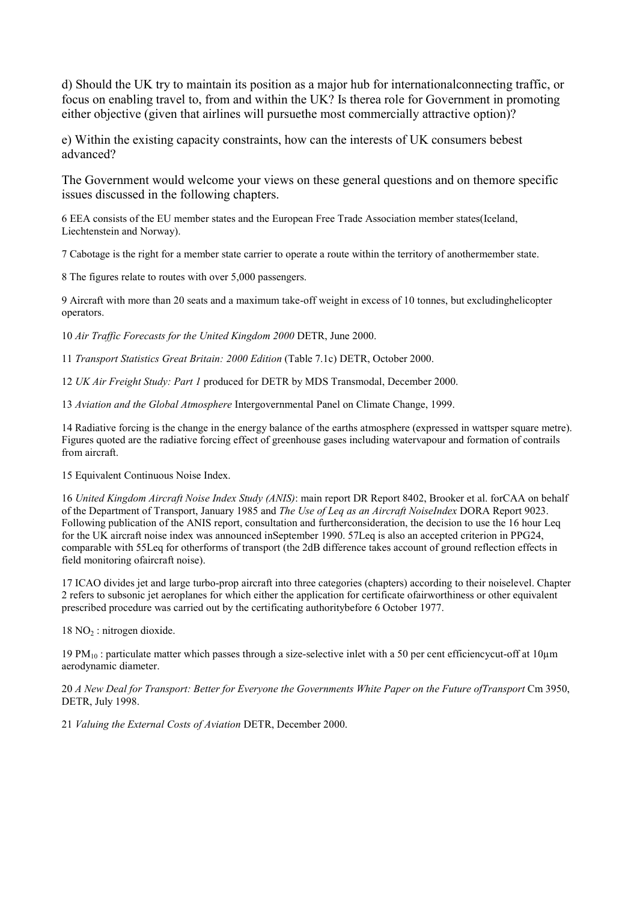d) Should the UK try to maintain its position as a major hub for internationalconnecting traffic, or focus on enabling travel to, from and within the UK? Is therea role for Government in promoting either objective (given that airlines will pursuethe most commercially attractive option)?

e) Within the existing capacity constraints, how can the interests of UK consumers bebest advanced?

The Government would welcome your views on these general questions and on themore specific issues discussed in the following chapters.

6 EEA consists of the EU member states and the European Free Trade Association member states(Iceland, Liechtenstein and Norway).

7 Cabotage is the right for a member state carrier to operate a route within the territory of anothermember state.

8 The figures relate to routes with over 5,000 passengers.

9 Aircraft with more than 20 seats and a maximum take-off weight in excess of 10 tonnes, but excludinghelicopter operators.

10 *Air Traffic Forecasts for the United Kingdom 2000* DETR, June 2000.

11 *Transport Statistics Great Britain: 2000 Edition* (Table 7.1c) DETR, October 2000.

12 *UK Air Freight Study: Part 1* produced for DETR by MDS Transmodal, December 2000.

13 *Aviation and the Global Atmosphere* Intergovernmental Panel on Climate Change, 1999.

14 Radiative forcing is the change in the energy balance of the earths atmosphere (expressed in wattsper square metre). Figures quoted are the radiative forcing effect of greenhouse gases including watervapour and formation of contrails from aircraft.

15 Equivalent Continuous Noise Index.

16 *United Kingdom Aircraft Noise Index Study (ANIS)*: main report DR Report 8402, Brooker et al. forCAA on behalf of the Department of Transport, January 1985 and *The Use of Leq as an Aircraft NoiseIndex* DORA Report 9023. Following publication of the ANIS report, consultation and furtherconsideration, the decision to use the 16 hour Leq for the UK aircraft noise index was announced inSeptember 1990. 57Leq is also an accepted criterion in PPG24, comparable with 55Leq for otherforms of transport (the 2dB difference takes account of ground reflection effects in field monitoring ofaircraft noise).

17 ICAO divides jet and large turbo-prop aircraft into three categories (chapters) according to their noiselevel. Chapter 2 refers to subsonic jet aeroplanes for which either the application for certificate ofairworthiness or other equivalent prescribed procedure was carried out by the certificating authoritybefore 6 October 1977.

18 $NO_2$ : nitrogen dioxide.

19 $PM_{10}$ : particulate matter which passes through a size-selective inlet with a 50 per cent efficiencycut-off at 10μm aerodynamic diameter.

20 *A New Deal for Transport: Better for Everyone the Governments White Paper on the Future ofTransport* Cm 3950, DETR, July 1998.

21 *Valuing the External Costs of Aviation* DETR, December 2000.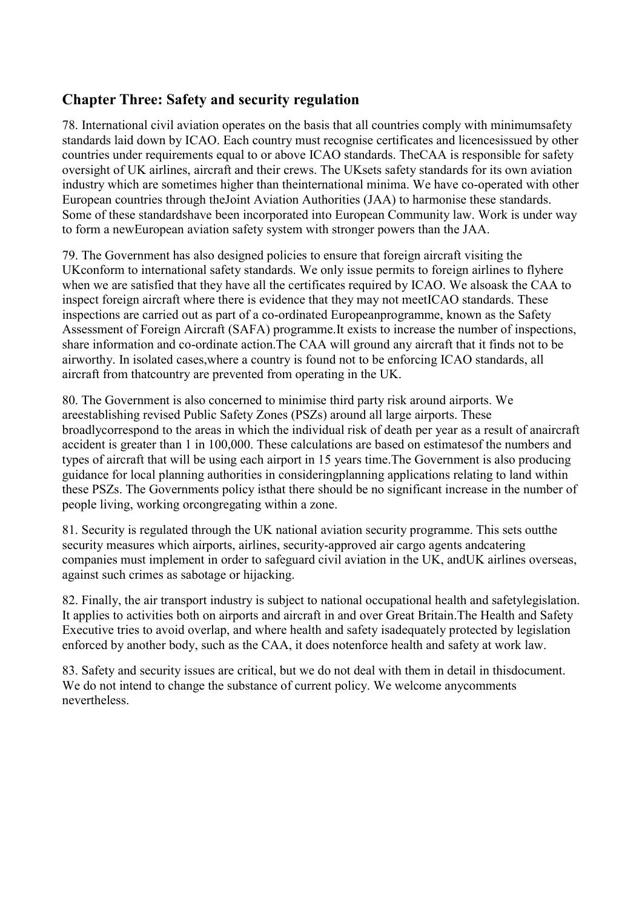## Chapter Three: Safety and security regulation

78. International civil aviation operates on the basis that all countries comply with minimumsafety standards laid down by ICAO. Each country must recognise certificates and licencesissued by other countries under requirements equal to or above ICAO standards. TheCAA is responsible for safety oversight of UK airlines, aircraft and their crews. The UKsets safety standards for its own aviation industry which are sometimes higher than theinternational minima. We have co-operated with other European countries through theJoint Aviation Authorities (JAA) to harmonise these standards. Some of these standardshave been incorporated into European Community law. Work is under way to form a newEuropean aviation safety system with stronger powers than the JAA.

79. The Government has also designed policies to ensure that foreign aircraft visiting the UKconform to international safety standards. We only issue permits to foreign airlines to flyhere when we are satisfied that they have all the certificates required by ICAO. We alsoask the CAA to inspect foreign aircraft where there is evidence that they may not meetICAO standards. These inspections are carried out as part of a co-ordinated Europeanprogramme, known as the Safety Assessment of Foreign Aircraft (SAFA) programme.It exists to increase the number of inspections, share information and co-ordinate action.The CAA will ground any aircraft that it finds not to be airworthy. In isolated cases,where a country is found not to be enforcing ICAO standards, all aircraft from thatcountry are prevented from operating in the UK.

80. The Government is also concerned to minimise third party risk around airports. We areestablishing revised Public Safety Zones (PSZs) around all large airports. These broadlycorrespond to the areas in which the individual risk of death per year as a result of anaircraft accident is greater than 1 in 100,000. These calculations are based on estimatesof the numbers and types of aircraft that will be using each airport in 15 years time.The Government is also producing guidance for local planning authorities in consideringplanning applications relating to land within these PSZs. The Governments policy isthat there should be no significant increase in the number of people living, working orcongregating within a zone.

81. Security is regulated through the UK national aviation security programme. This sets outthe security measures which airports, airlines, security-approved air cargo agents andcatering companies must implement in order to safeguard civil aviation in the UK, andUK airlines overseas, against such crimes as sabotage or hijacking.

82. Finally, the air transport industry is subject to national occupational health and safetylegislation. It applies to activities both on airports and aircraft in and over Great Britain.The Health and Safety Executive tries to avoid overlap, and where health and safety isadequately protected by legislation enforced by another body, such as the CAA, it does notenforce health and safety at work law.

83. Safety and security issues are critical, but we do not deal with them in detail in thisdocument. We do not intend to change the substance of current policy. We welcome anycomments nevertheless.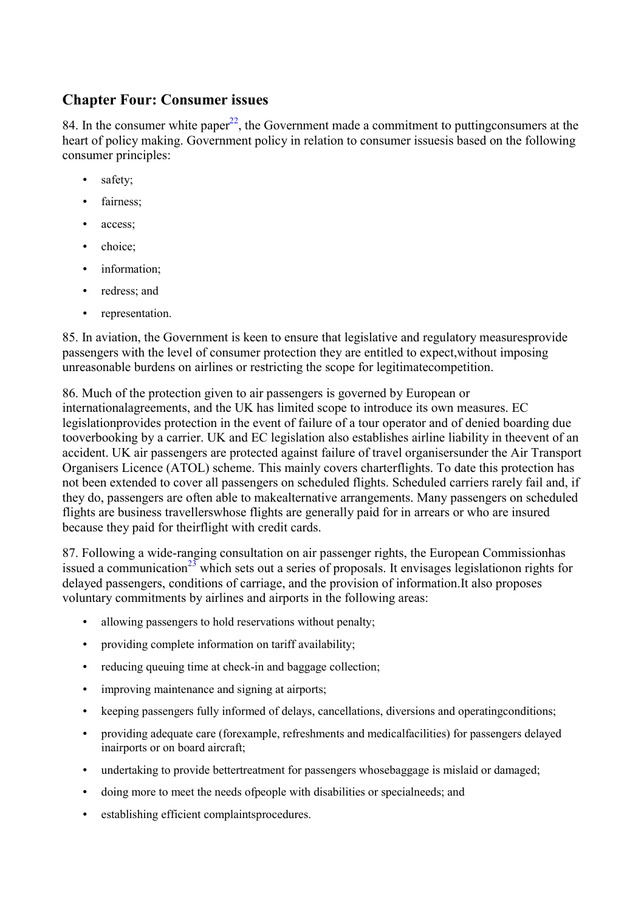## Chapter Four: Consumer issues

84. In the consumer white paper[22], the Government made a commitment to puttingconsumers at the heart of policy making. Government policy in relation to consumer issuesis based on the following consumer principles:

- safety;
- fairness;
- access;
- choice;
- information;
- redress; and
- representation.

85. In aviation, the Government is keen to ensure that legislative and regulatory measuresprovide passengers with the level of consumer protection they are entitled to expect,without imposing unreasonable burdens on airlines or restricting the scope for legitimatecompetition.

86. Much of the protection given to air passengers is governed by European or internationalagreements, and the UK has limited scope to introduce its own measures. EC legislationprovides protection in the event of failure of a tour operator and of denied boarding due tooverbooking by a carrier. UK and EC legislation also establishes airline liability in theevent of an accident. UK air passengers are protected against failure of travel organisersunder the Air Transport Organisers Licence (ATOL) scheme. This mainly covers charterflights. To date this protection has not been extended to cover all passengers on scheduled flights. Scheduled carriers rarely fail and, if they do, passengers are often able to makealternative arrangements. Many passengers on scheduled flights are business travellerswhose flights are generally paid for in arrears or who are insured because they paid for theirflight with credit cards.

87. Following a wide-ranging consultation on air passenger rights, the European Commissionhas issued a communication[23] which sets out a series of proposals. It envisages legislationon rights for delayed passengers, conditions of carriage, and the provision of information.It also proposes voluntary commitments by airlines and airports in the following areas:

- allowing passengers to hold reservations without penalty;
- providing complete information on tariff availability;
- reducing queuing time at check-in and baggage collection;
- improving maintenance and signing at airports;
- keeping passengers fully informed of delays, cancellations, diversions and operatingconditions;
- providing adequate care (forexample, refreshments and medicalfacilities) for passengers delayed inairports or on board aircraft;
- undertaking to provide bettertreatment for passengers whosebaggage is mislaid or damaged;
- doing more to meet the needs ofpeople with disabilities or specialneeds; and
- establishing efficient complaintsprocedures.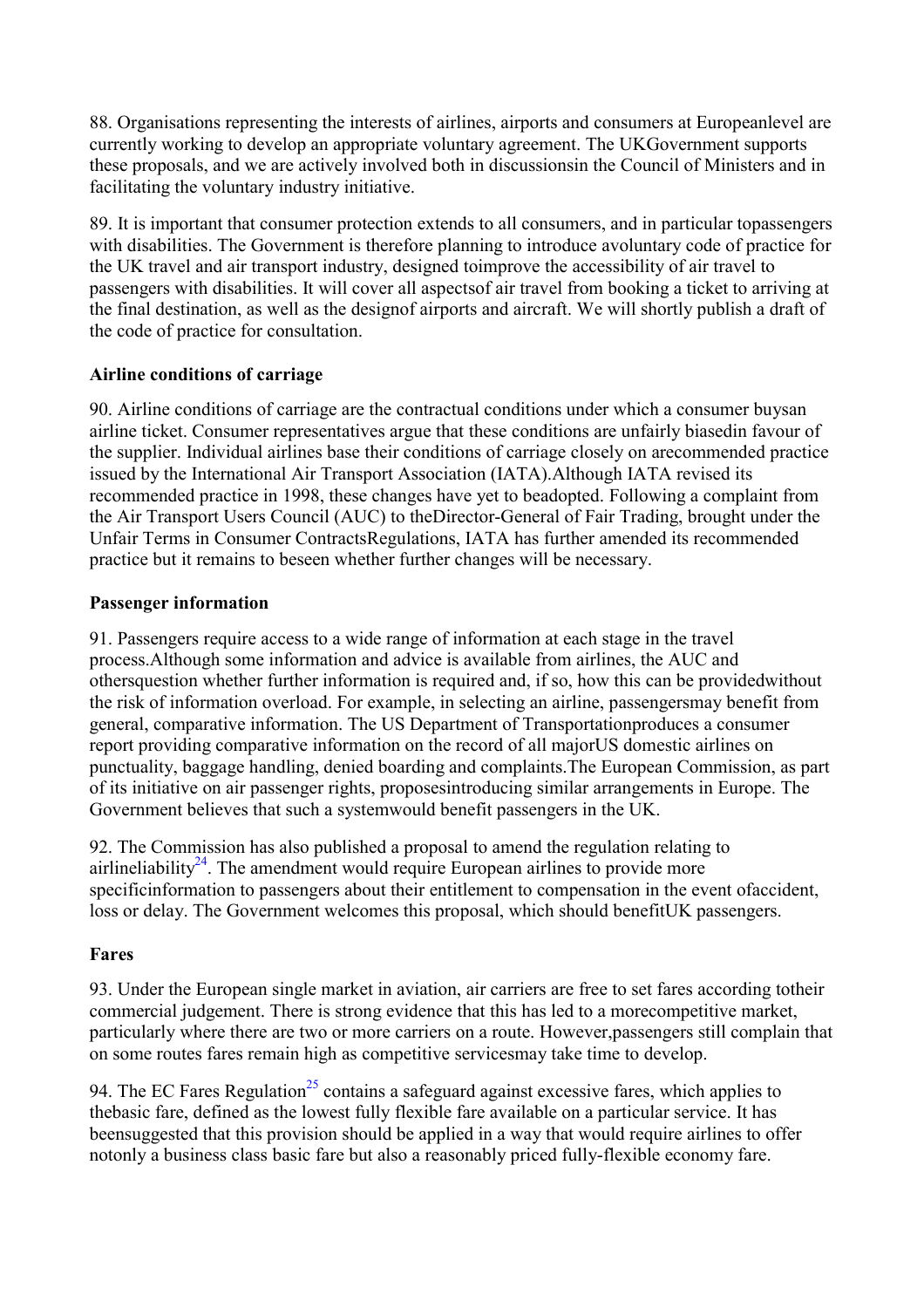88. Organisations representing the interests of airlines, airports and consumers at Europeanlevel are currently working to develop an appropriate voluntary agreement. The UKGovernment supports these proposals, and we are actively involved both in discussionsin the Council of Ministers and in facilitating the voluntary industry initiative.

89. It is important that consumer protection extends to all consumers, and in particular topassengers with disabilities. The Government is therefore planning to introduce avoluntary code of practice for the UK travel and air transport industry, designed toimprove the accessibility of air travel to passengers with disabilities. It will cover all aspectsof air travel from booking a ticket to arriving at the final destination, as well as the designof airports and aircraft. We will shortly publish a draft of the code of practice for consultation.

**Airline conditions of carriage**

90. Airline conditions of carriage are the contractual conditions under which a consumer buysan airline ticket. Consumer representatives argue that these conditions are unfairly biasedin favour of the supplier. Individual airlines base their conditions of carriage closely on arecommended practice issued by the International Air Transport Association (IATA).Although IATA revised its recommended practice in 1998, these changes have yet to beadopted. Following a complaint from the Air Transport Users Council (AUC) to theDirector-General of Fair Trading, brought under the Unfair Terms in Consumer ContractsRegulations, IATA has further amended its recommended practice but it remains to beseen whether further changes will be necessary.

**Passenger information**

91. Passengers require access to a wide range of information at each stage in the travel process.Although some information and advice is available from airlines, the AUC and othersquestion whether further information is required and, if so, how this can be providedwithout the risk of information overload. For example, in selecting an airline, passengersmay benefit from general, comparative information. The US Department of Transportationproduces a consumer report providing comparative information on the record of all majorUS domestic airlines on punctuality, baggage handling, denied boarding and complaints.The European Commission, as part of its initiative on air passenger rights, proposesintroducing similar arrangements in Europe. The Government believes that such a systemwould benefit passengers in the UK.

92. The Commission has also published a proposal to amend the regulation relating to airlineliability[24]. The amendment would require European airlines to provide more specificinformation to passengers about their entitlement to compensation in the event ofaccident, loss or delay. The Government welcomes this proposal, which should benefitUK passengers.

**Fares**

93. Under the European single market in aviation, air carriers are free to set fares according totheir commercial judgement. There is strong evidence that this has led to a morecompetitive market, particularly where there are two or more carriers on a route. However,passengers still complain that on some routes fares remain high as competitive servicesmay take time to develop.

94. The EC Fares Regulation[25] contains a safeguard against excessive fares, which applies to thebasic fare, defined as the lowest fully flexible fare available on a particular service. It has beensuggested that this provision should be applied in a way that would require airlines to offer notonly a business class basic fare but also a reasonably priced fully-flexible economy fare.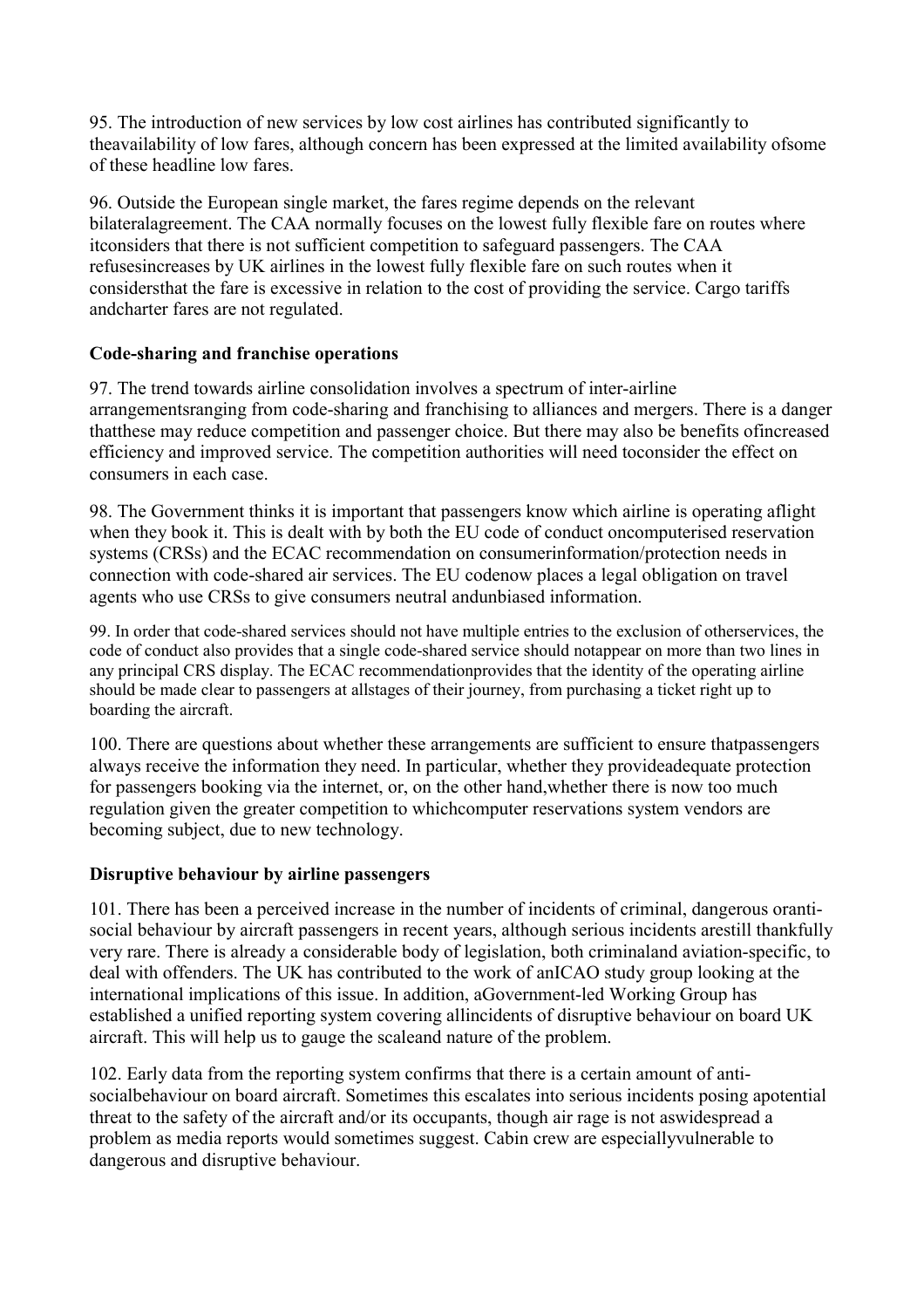95. The introduction of new services by low cost airlines has contributed significantly to theavailability of low fares, although concern has been expressed at the limited availability ofsome of these headline low fares.

96. Outside the European single market, the fares regime depends on the relevant bilateralagreement. The CAA normally focuses on the lowest fully flexible fare on routes where itconsiders that there is not sufficient competition to safeguard passengers. The CAA refusesincreases by UK airlines in the lowest fully flexible fare on such routes when it considersthat the fare is excessive in relation to the cost of providing the service. Cargo tariffs andcharter fares are not regulated.

### Code-sharing and franchise operations

97. The trend towards airline consolidation involves a spectrum of inter-airline arrangementsranging from code-sharing and franchising to alliances and mergers. There is a danger thatthese may reduce competition and passenger choice. But there may also be benefits ofincreased efficiency and improved service. The competition authorities will need toconsider the effect on consumers in each case.

98. The Government thinks it is important that passengers know which airline is operating aflight when they book it. This is dealt with by both the EU code of conduct oncomputerised reservation systems (CRSs) and the ECAC recommendation on consumerinformation/protection needs in connection with code-shared air services. The EU codenow places a legal obligation on travel agents who use CRSs to give consumers neutral andunbiased information.

99. In order that code-shared services should not have multiple entries to the exclusion of otherservices, the code of conduct also provides that a single code-shared service should notappear on more than two lines in any principal CRS display. The ECAC recommendationprovides that the identity of the operating airline should be made clear to passengers at allstages of their journey, from purchasing a ticket right up to boarding the aircraft.

100. There are questions about whether these arrangements are sufficient to ensure thatpassengers always receive the information they need. In particular, whether they provideadequate protection for passengers booking via the internet, or, on the other hand,whether there is now too much regulation given the greater competition to whichcomputer reservations system vendors are becoming subject, due to new technology.

### Disruptive behaviour by airline passengers

101. There has been a perceived increase in the number of incidents of criminal, dangerous oranti-social behaviour by aircraft passengers in recent years, although serious incidents arestill thankfully very rare. There is already a considerable body of legislation, both criminaland aviation-specific, to deal with offenders. The UK has contributed to the work of anICAO study group looking at the international implications of this issue. In addition, aGovernment-led Working Group has established a unified reporting system covering allincidents of disruptive behaviour on board UK aircraft. This will help us to gauge the scaleand nature of the problem.

102. Early data from the reporting system confirms that there is a certain amount of anti-socialbehaviour on board aircraft. Sometimes this escalates into serious incidents posing apotential threat to the safety of the aircraft and/or its occupants, though air rage is not aswidespread a problem as media reports would sometimes suggest. Cabin crew are especiallyvulnerable to dangerous and disruptive behaviour.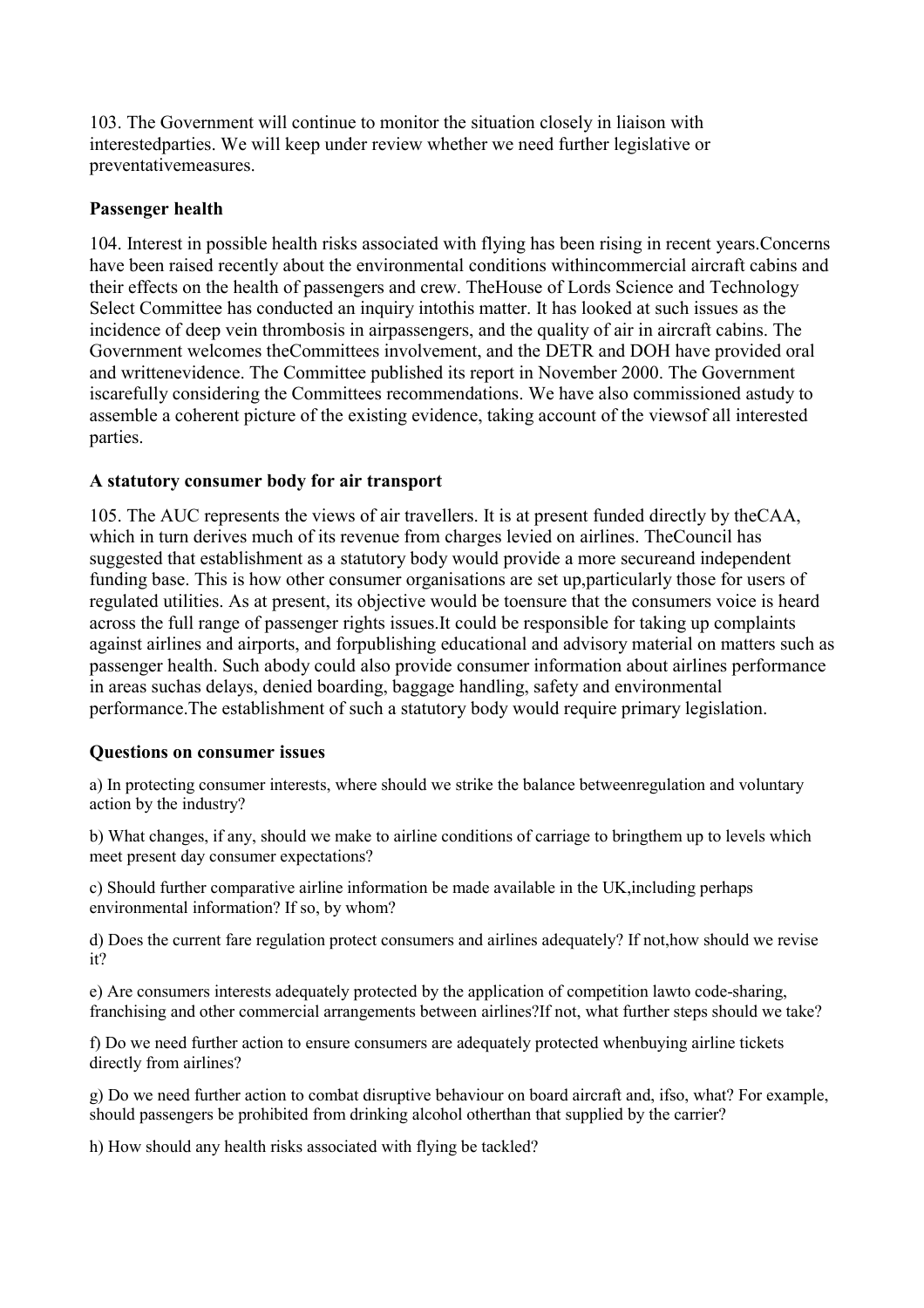103. The Government will continue to monitor the situation closely in liaison with interestedparties. We will keep under review whether we need further legislative or preventativemeasures.

### Passenger health

104. Interest in possible health risks associated with flying has been rising in recent years.Concerns have been raised recently about the environmental conditions withincommercial aircraft cabins and their effects on the health of passengers and crew. TheHouse of Lords Science and Technology Select Committee has conducted an inquiry intothis matter. It has looked at such issues as the incidence of deep vein thrombosis in airpassengers, and the quality of air in aircraft cabins. The Government welcomes theCommittees involvement, and the DETR and DOH have provided oral and writtenevidence. The Committee published its report in November 2000. The Government iscarefully considering the Committees recommendations. We have also commissioned astudy to assemble a coherent picture of the existing evidence, taking account of the viewsof all interested parties.

### A statutory consumer body for air transport

105. The AUC represents the views of air travellers. It is at present funded directly by theCAA, which in turn derives much of its revenue from charges levied on airlines. TheCouncil has suggested that establishment as a statutory body would provide a more secureand independent funding base. This is how other consumer organisations are set up,particularly those for users of regulated utilities. As at present, its objective would be toensure that the consumers voice is heard across the full range of passenger rights issues.It could be responsible for taking up complaints against airlines and airports, and forpublishing educational and advisory material on matters such as passenger health. Such abody could also provide consumer information about airlines performance in areas suchas delays, denied boarding, baggage handling, safety and environmental performance.The establishment of such a statutory body would require primary legislation.

### Questions on consumer issues

a) In protecting consumer interests, where should we strike the balance betweenregulation and voluntary action by the industry?

b) What changes, if any, should we make to airline conditions of carriage to bringthem up to levels which meet present day consumer expectations?

c) Should further comparative airline information be made available in the UK,including perhaps environmental information? If so, by whom?

d) Does the current fare regulation protect consumers and airlines adequately? If not,how should we revise it?

e) Are consumers interests adequately protected by the application of competition lawto code-sharing, franchising and other commercial arrangements between airlines?If not, what further steps should we take?

f) Do we need further action to ensure consumers are adequately protected whenbuying airline tickets directly from airlines?

g) Do we need further action to combat disruptive behaviour on board aircraft and, ifso, what? For example, should passengers be prohibited from drinking alcohol otherthan that supplied by the carrier?

h) How should any health risks associated with flying be tackled?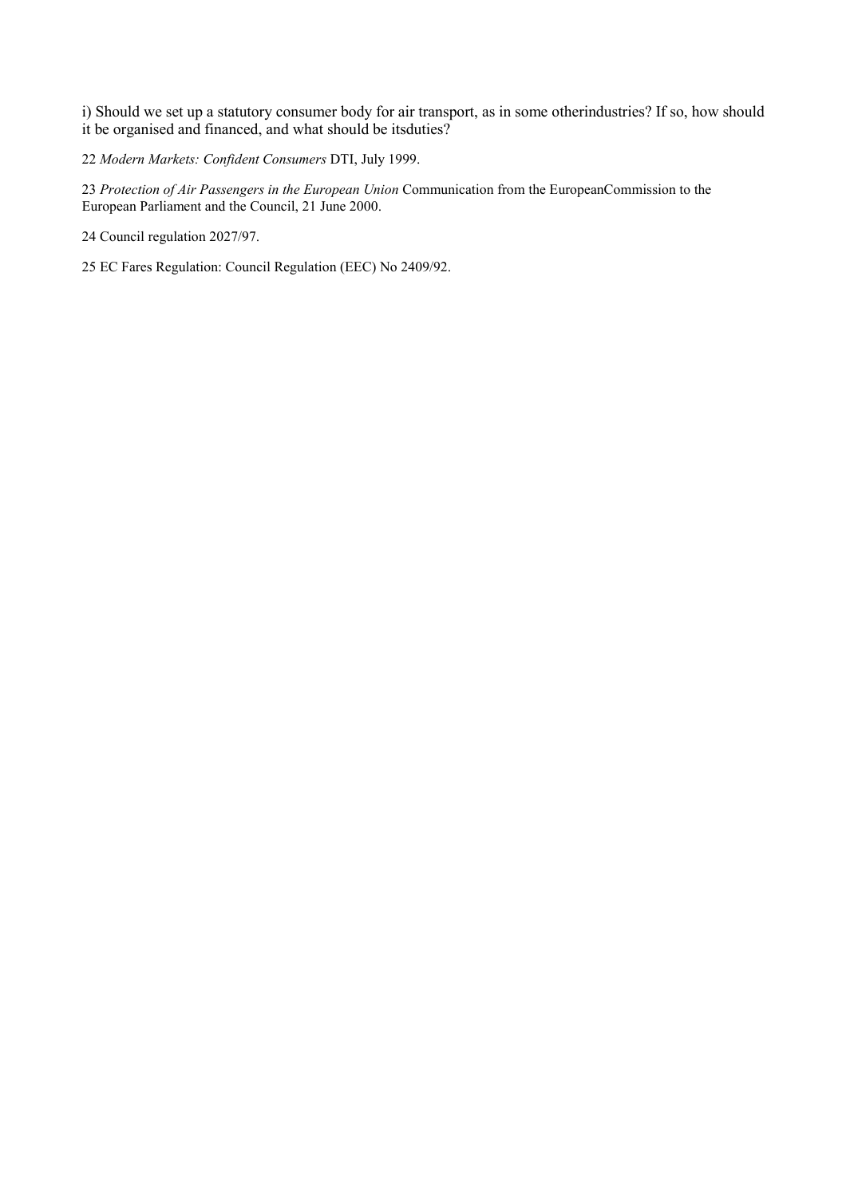i) Should we set up a statutory consumer body for air transport, as in some otherindustries? If so, how should it be organised and financed, and what should be itsduties?

22 *Modern Markets: Confident Consumers* DTI, July 1999.

23 *Protection of Air Passengers in the European Union* Communication from the EuropeanCommission to the European Parliament and the Council, 21 June 2000.

24 Council regulation 2027/97.

25 EC Fares Regulation: Council Regulation (EEC) No 2409/92.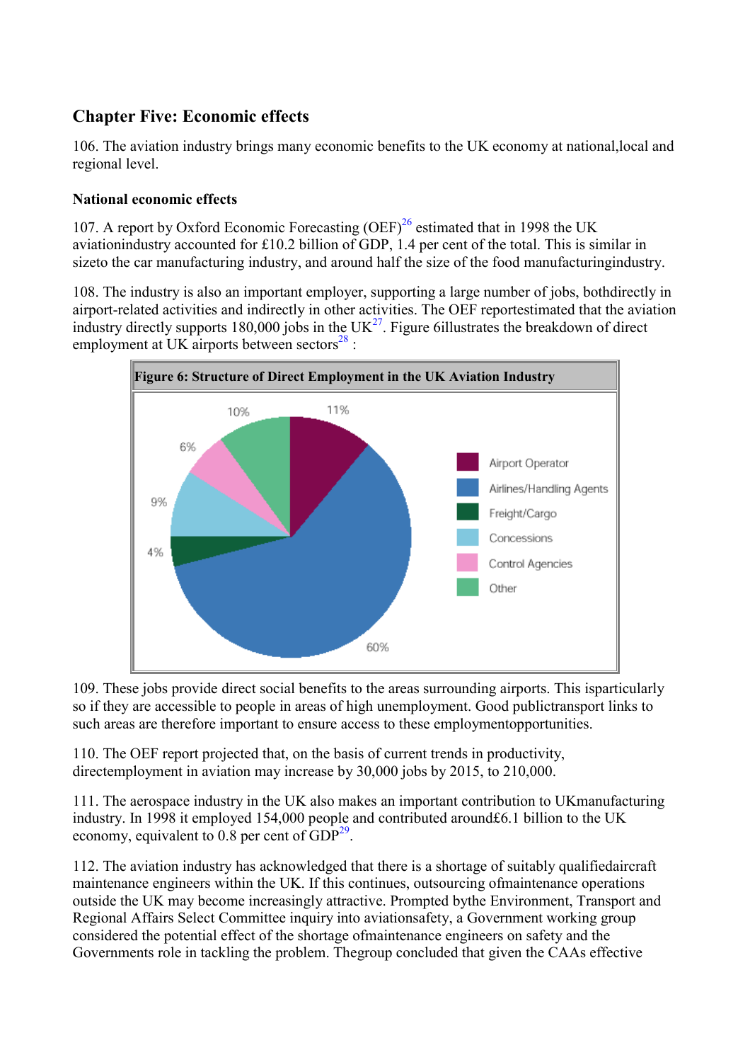## Chapter Five: Economic effects

106. The aviation industry brings many economic benefits to the UK economy at national,local and regional level.

### National economic effects

107. A report by Oxford Economic Forecasting (OEF)[26] estimated that in 1998 the UK aviationindustry accounted for £10.2 billion of GDP, 1.4 per cent of the total. This is similar in sizeto the car manufacturing industry, and around half the size of the food manufacturingindustry.

108. The industry is also an important employer, supporting a large number of jobs, bothdirectly in airport-related activities and indirectly in other activities. The OEF reportestimated that the aviation industry directly supports 180,000 jobs in the UK[27]. Figure 6illustrates the breakdown of direct employment at UK airports between sectors[28] :

**Figure 6: Structure of Direct Employment in the UK Aviation Industry**

| Sector | Share |
|---|---|
| Airport Operator | 11% |
| Airlines/Handling Agents | 60% |
| Freight/Cargo | 4% |
| Concessions | 9% |
| Control Agencies | 6% |
| Other | 10% |

109. These jobs provide direct social benefits to the areas surrounding airports. This isparticularly so if they are accessible to people in areas of high unemployment. Good publictransport links to such areas are therefore important to ensure access to these employmentopportunities.

110. The OEF report projected that, on the basis of current trends in productivity, directemployment in aviation may increase by 30,000 jobs by 2015, to 210,000.

111. The aerospace industry in the UK also makes an important contribution to UKmanufacturing industry. In 1998 it employed 154,000 people and contributed around£6.1 billion to the UK economy, equivalent to 0.8 per cent of GDP[29].

112. The aviation industry has acknowledged that there is a shortage of suitably qualifiedaircraft maintenance engineers within the UK. If this continues, outsourcing ofmaintenance operations outside the UK may become increasingly attractive. Prompted bythe Environment, Transport and Regional Affairs Select Committee inquiry into aviationsafety, a Government working group considered the potential effect of the shortage ofmaintenance engineers on safety and the Governments role in tackling the problem. Thegroup concluded that given the CAAs effective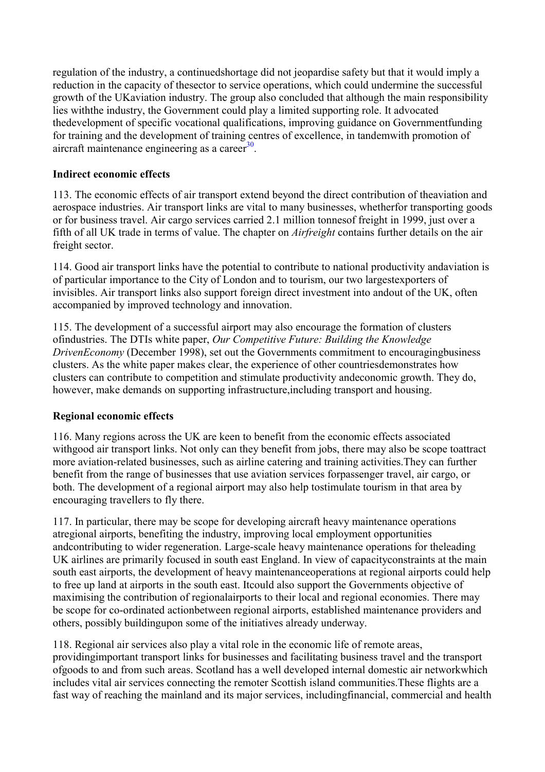regulation of the industry, a continuedshortage did not jeopardise safety but that it would imply a reduction in the capacity of thesector to service operations, which could undermine the successful growth of the UKaviation industry. The group also concluded that although the main responsibility lies withthe industry, the Government could play a limited supporting role. It advocated thedevelopment of specific vocational qualifications, improving guidance on Governmentfunding for training and the development of training centres of excellence, in tandemwith promotion of aircraft maintenance engineering as a career[30].

**Indirect economic effects**

113. The economic effects of air transport extend beyond the direct contribution of theaviation and aerospace industries. Air transport links are vital to many businesses, whetherfor transporting goods or for business travel. Air cargo services carried 2.1 million tonnesof freight in 1999, just over a fifth of all UK trade in terms of value. The chapter on *Airfreight* contains further details on the air freight sector.

114. Good air transport links have the potential to contribute to national productivity andaviation is of particular importance to the City of London and to tourism, our two largestexporters of invisibles. Air transport links also support foreign direct investment into andout of the UK, often accompanied by improved technology and innovation.

115. The development of a successful airport may also encourage the formation of clusters ofindustries. The DTIs white paper, *Our Competitive Future: Building the Knowledge DrivenEconomy* (December 1998), set out the Governments commitment to encouragingbusiness clusters. As the white paper makes clear, the experience of other countriesdemonstrates how clusters can contribute to competition and stimulate productivity andeconomic growth. They do, however, make demands on supporting infrastructure,including transport and housing.

**Regional economic effects**

116. Many regions across the UK are keen to benefit from the economic effects associated withgood air transport links. Not only can they benefit from jobs, there may also be scope toattract more aviation-related businesses, such as airline catering and training activities.They can further benefit from the range of businesses that use aviation services forpassenger travel, air cargo, or both. The development of a regional airport may also help tostimulate tourism in that area by encouraging travellers to fly there.

117. In particular, there may be scope for developing aircraft heavy maintenance operations atregional airports, benefiting the industry, improving local employment opportunities andcontributing to wider regeneration. Large-scale heavy maintenance operations for theleading UK airlines are primarily focused in south east England. In view of capacityconstraints at the main south east airports, the development of heavy maintenanceoperations at regional airports could help to free up land at airports in the south east. Itcould also support the Governments objective of maximising the contribution of regionalairports to their local and regional economies. There may be scope for co-ordinated actionbetween regional airports, established maintenance providers and others, possibly buildingupon some of the initiatives already underway.

118. Regional air services also play a vital role in the economic life of remote areas, providingimportant transport links for businesses and facilitating business travel and the transport ofgoods to and from such areas. Scotland has a well developed internal domestic air networkwhich includes vital air services connecting the remoter Scottish island communities.These flights are a fast way of reaching the mainland and its major services, includingfinancial, commercial and health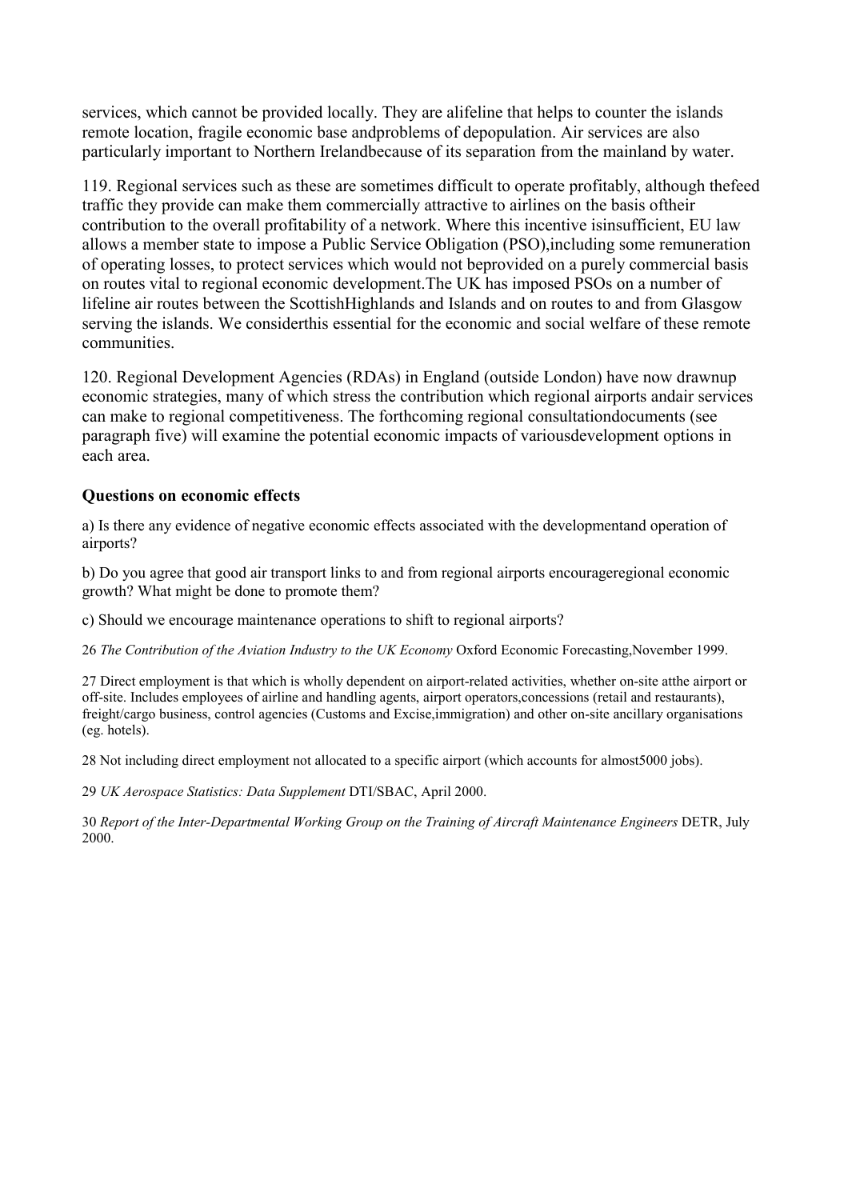services, which cannot be provided locally. They are alifeline that helps to counter the islands remote location, fragile economic base andproblems of depopulation. Air services are also particularly important to Northern Irelandbecause of its separation from the mainland by water.

119. Regional services such as these are sometimes difficult to operate profitably, although thefeed traffic they provide can make them commercially attractive to airlines on the basis oftheir contribution to the overall profitability of a network. Where this incentive isinsufficient, EU law allows a member state to impose a Public Service Obligation (PSO),including some remuneration of operating losses, to protect services which would not beprovided on a purely commercial basis on routes vital to regional economic development.The UK has imposed PSOs on a number of lifeline air routes between the ScottishHighlands and Islands and on routes to and from Glasgow serving the islands. We considerthis essential for the economic and social welfare of these remote communities.

120. Regional Development Agencies (RDAs) in England (outside London) have now drawnup economic strategies, many of which stress the contribution which regional airports andair services can make to regional competitiveness. The forthcoming regional consultationdocuments (see paragraph five) will examine the potential economic impacts of variousdevelopment options in each area.

### Questions on economic effects

a) Is there any evidence of negative economic effects associated with the developmentand operation of airports?

b) Do you agree that good air transport links to and from regional airports encourageregional economic growth? What might be done to promote them?

c) Should we encourage maintenance operations to shift to regional airports?

26 *The Contribution of the Aviation Industry to the UK Economy* Oxford Economic Forecasting,November 1999.

27 Direct employment is that which is wholly dependent on airport-related activities, whether on-site atthe airport or off-site. Includes employees of airline and handling agents, airport operators,concessions (retail and restaurants), freight/cargo business, control agencies (Customs and Excise,immigration) and other on-site ancillary organisations (eg. hotels).

28 Not including direct employment not allocated to a specific airport (which accounts for almost5000 jobs).

29 *UK Aerospace Statistics: Data Supplement* DTI/SBAC, April 2000.

30 *Report of the Inter-Departmental Working Group on the Training of Aircraft Maintenance Engineers* DETR, July 2000.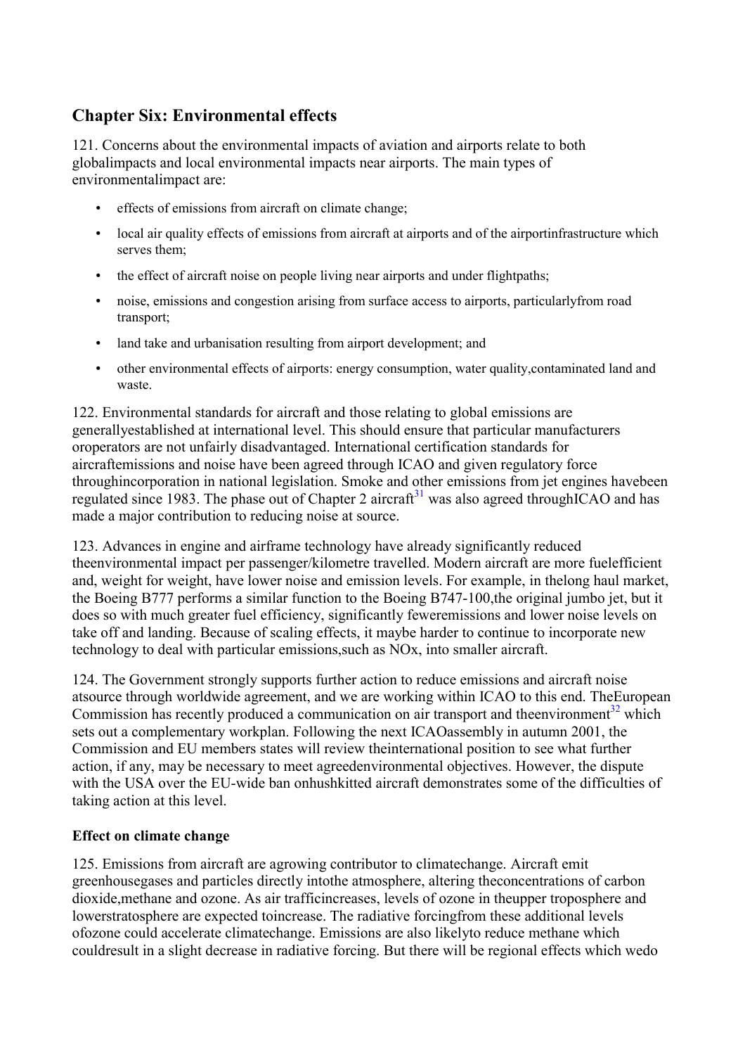## Chapter Six: Environmental effects

121. Concerns about the environmental impacts of aviation and airports relate to both globalimpacts and local environmental impacts near airports. The main types of environmentalimpact are:

- effects of emissions from aircraft on climate change;
- local air quality effects of emissions from aircraft at airports and of the airportinfrastructure which serves them;
- the effect of aircraft noise on people living near airports and under flightpaths;
- noise, emissions and congestion arising from surface access to airports, particularlyfrom road transport;
- land take and urbanisation resulting from airport development; and
- other environmental effects of airports: energy consumption, water quality,contaminated land and waste.

122. Environmental standards for aircraft and those relating to global emissions are generallyestablished at international level. This should ensure that particular manufacturers oroperators are not unfairly disadvantaged. International certification standards for aircraftemissions and noise have been agreed through ICAO and given regulatory force throughincorporation in national legislation. Smoke and other emissions from jet engines havebeen regulated since 1983. The phase out of Chapter 2 aircraft[31] was also agreed throughICAO and has made a major contribution to reducing noise at source.

123. Advances in engine and airframe technology have already significantly reduced theenvironmental impact per passenger/kilometre travelled. Modern aircraft are more fuelefficient and, weight for weight, have lower noise and emission levels. For example, in thelong haul market, the Boeing B777 performs a similar function to the Boeing B747-100,the original jumbo jet, but it does so with much greater fuel efficiency, significantly feweremissions and lower noise levels on take off and landing. Because of scaling effects, it maybe harder to continue to incorporate new technology to deal with particular emissions,such as NOx, into smaller aircraft.

124. The Government strongly supports further action to reduce emissions and aircraft noise atsource through worldwide agreement, and we are working within ICAO to this end. TheEuropean Commission has recently produced a communication on air transport and theenvironment[32] which sets out a complementary workplan. Following the next ICAOassembly in autumn 2001, the Commission and EU members states will review theinternational position to see what further action, if any, may be necessary to meet agreedenvironmental objectives. However, the dispute with the USA over the EU-wide ban onhushkitted aircraft demonstrates some of the difficulties of taking action at this level.

### Effect on climate change

125. Emissions from aircraft are agrowing contributor to climatechange. Aircraft emit greenhousegases and particles directly intothe atmosphere, altering theconcentrations of carbon dioxide,methane and ozone. As air trafficincreases, levels of ozone in theupper troposphere and lowerstratosphere are expected toincrease. The radiative forcingfrom these additional levels ofozone could accelerate climatechange. Emissions are also likelyto reduce methane which couldresult in a slight decrease in radiative forcing. But there will be regional effects which wedo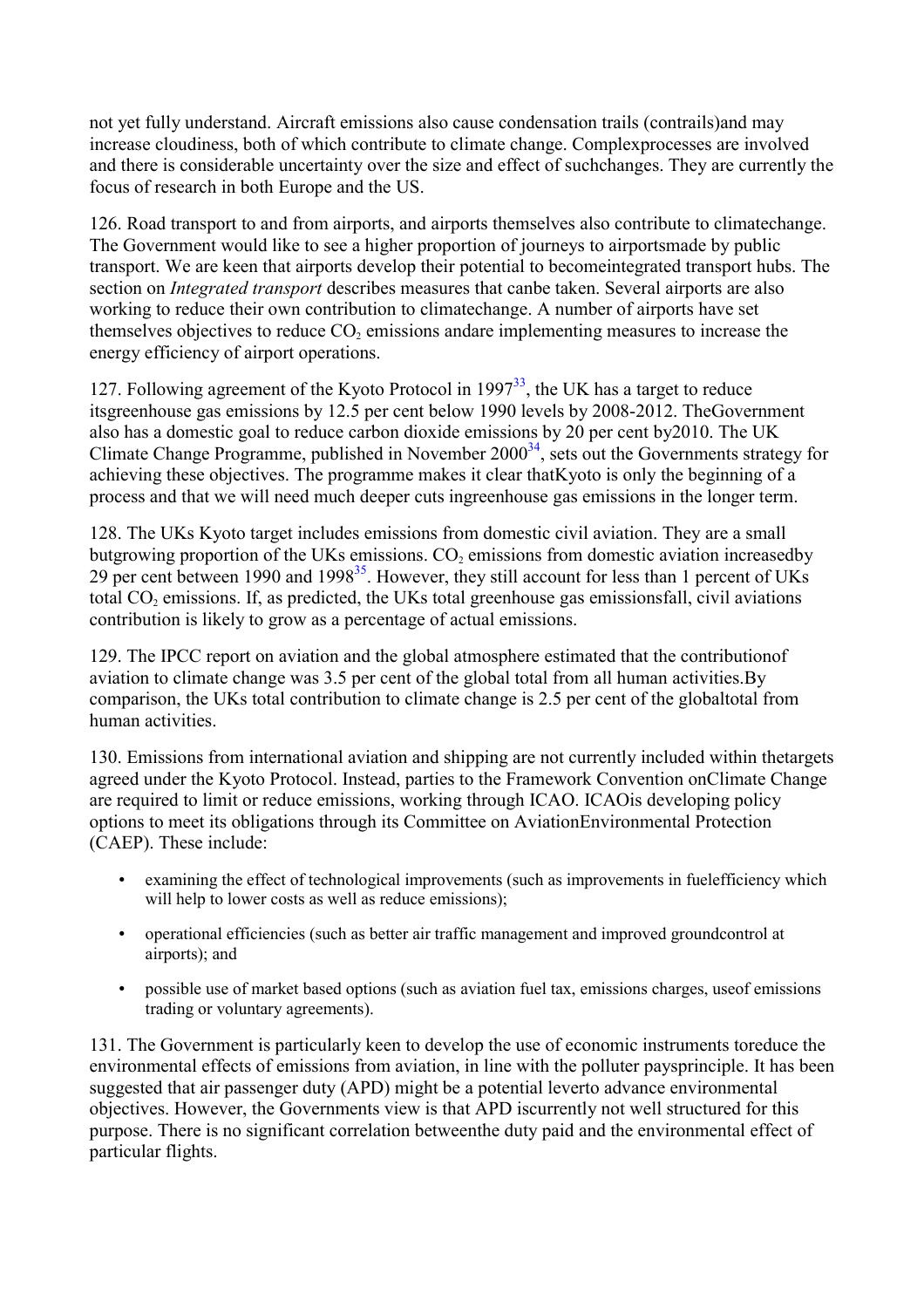not yet fully understand. Aircraft emissions also cause condensation trails (contrails)and may increase cloudiness, both of which contribute to climate change. Complexprocesses are involved and there is considerable uncertainty over the size and effect of suchchanges. They are currently the focus of research in both Europe and the US.

126. Road transport to and from airports, and airports themselves also contribute to climatechange. The Government would like to see a higher proportion of journeys to airportsmade by public transport. We are keen that airports develop their potential to becomeintegrated transport hubs. The section on *Integrated transport* describes measures that canbe taken. Several airports are also working to reduce their own contribution to climatechange. A number of airports have set themselves objectives to reduce $CO_2$ emissions andare implementing measures to increase the energy efficiency of airport operations.

127. Following agreement of the Kyoto Protocol in 1997[33], the UK has a target to reduce itsgreenhouse gas emissions by 12.5 per cent below 1990 levels by 2008-2012. TheGovernment also has a domestic goal to reduce carbon dioxide emissions by 20 per cent by2010. The UK Climate Change Programme, published in November 2000[34], sets out the Governments strategy for achieving these objectives. The programme makes it clear thatKyoto is only the beginning of a process and that we will need much deeper cuts ingreenhouse gas emissions in the longer term.

128. The UKs Kyoto target includes emissions from domestic civil aviation. They are a small butgrowing proportion of the UKs emissions. $CO_2$ emissions from domestic aviation increasedby 29 per cent between 1990 and 1998[35]. However, they still account for less than 1 percent of UKs total $CO_2$ emissions. If, as predicted, the UKs total greenhouse gas emissionsfall, civil aviations contribution is likely to grow as a percentage of actual emissions.

129. The IPCC report on aviation and the global atmosphere estimated that the contributionof aviation to climate change was 3.5 per cent of the global total from all human activities.By comparison, the UKs total contribution to climate change is 2.5 per cent of the globaltotal from human activities.

130. Emissions from international aviation and shipping are not currently included within thetargets agreed under the Kyoto Protocol. Instead, parties to the Framework Convention onClimate Change are required to limit or reduce emissions, working through ICAO. ICAOis developing policy options to meet its obligations through its Committee on AviationEnvironmental Protection (CAEP). These include:

- examining the effect of technological improvements (such as improvements in fuelefficiency which will help to lower costs as well as reduce emissions);
- operational efficiencies (such as better air traffic management and improved groundcontrol at airports); and
- possible use of market based options (such as aviation fuel tax, emissions charges, useof emissions trading or voluntary agreements).

131. The Government is particularly keen to develop the use of economic instruments toreduce the environmental effects of emissions from aviation, in line with the polluter paysprinciple. It has been suggested that air passenger duty (APD) might be a potential leverto advance environmental objectives. However, the Governments view is that APD iscurrently not well structured for this purpose. There is no significant correlation betweenthe duty paid and the environmental effect of particular flights.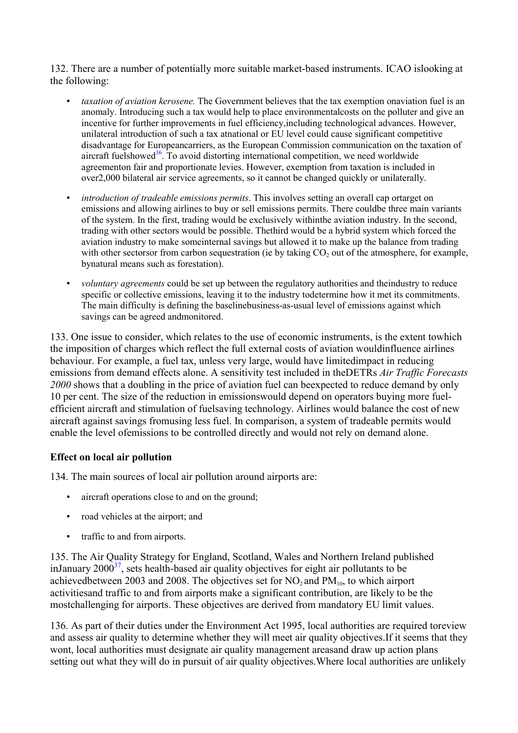132. There are a number of potentially more suitable market-based instruments. ICAO islooking at the following:

- *taxation of aviation kerosene.* The Government believes that the tax exemption onaviation fuel is an anomaly. Introducing such a tax would help to place environmentalcosts on the polluter and give an incentive for further improvements in fuel efficiency,including technological advances. However, unilateral introduction of such a tax atnational or EU level could cause significant competitive disadvantage for Europeancarriers, as the European Commission communication on the taxation of aircraft fuelshowed[36]. To avoid distorting international competition, we need worldwide agreementon fair and proportionate levies. However, exemption from taxation is included in over2,000 bilateral air service agreements, so it cannot be changed quickly or unilaterally.

- *introduction of tradeable emissions permits*. This involves setting an overall cap ortarget on emissions and allowing airlines to buy or sell emissions permits. There couldbe three main variants of the system. In the first, trading would be exclusively withinthe aviation industry. In the second, trading with other sectors would be possible. Thethird would be a hybrid system which forced the aviation industry to make someinternal savings but allowed it to make up the balance from trading with other sectorsor from carbon sequestration (ie by taking $CO_2$ out of the atmosphere, for example, bynatural means such as forestation).

- *voluntary agreements* could be set up between the regulatory authorities and theindustry to reduce specific or collective emissions, leaving it to the industry todetermine how it met its commitments. The main difficulty is defining the baselinebusiness-as-usual level of emissions against which savings can be agreed andmonitored.

133. One issue to consider, which relates to the use of economic instruments, is the extent towhich the imposition of charges which reflect the full external costs of aviation wouldinfluence airlines behaviour. For example, a fuel tax, unless very large, would have limitedimpact in reducing emissions from demand effects alone. A sensitivity test included in theDETRs *Air Traffic Forecasts 2000* shows that a doubling in the price of aviation fuel can beexpected to reduce demand by only 10 per cent. The size of the reduction in emissionswould depend on operators buying more fuel-efficient aircraft and stimulation of fuelsaving technology. Airlines would balance the cost of new aircraft against savings fromusing less fuel. In comparison, a system of tradeable permits would enable the level ofemissions to be controlled directly and would not rely on demand alone.

**Effect on local air pollution**

134. The main sources of local air pollution around airports are:

- aircraft operations close to and on the ground;
- road vehicles at the airport; and
- traffic to and from airports.

135. The Air Quality Strategy for England, Scotland, Wales and Northern Ireland published inJanuary 2000[37], sets health-based air quality objectives for eight air pollutants to be achievedbetween 2003 and 2008. The objectives set for $NO_2$ and $PM_{10}$, to which airport activitiesand traffic to and from airports make a significant contribution, are likely to be the mostchallenging for airports. These objectives are derived from mandatory EU limit values.

136. As part of their duties under the Environment Act 1995, local authorities are required toreview and assess air quality to determine whether they will meet air quality objectives.If it seems that they wont, local authorities must designate air quality management areasand draw up action plans setting out what they will do in pursuit of air quality objectives.Where local authorities are unlikely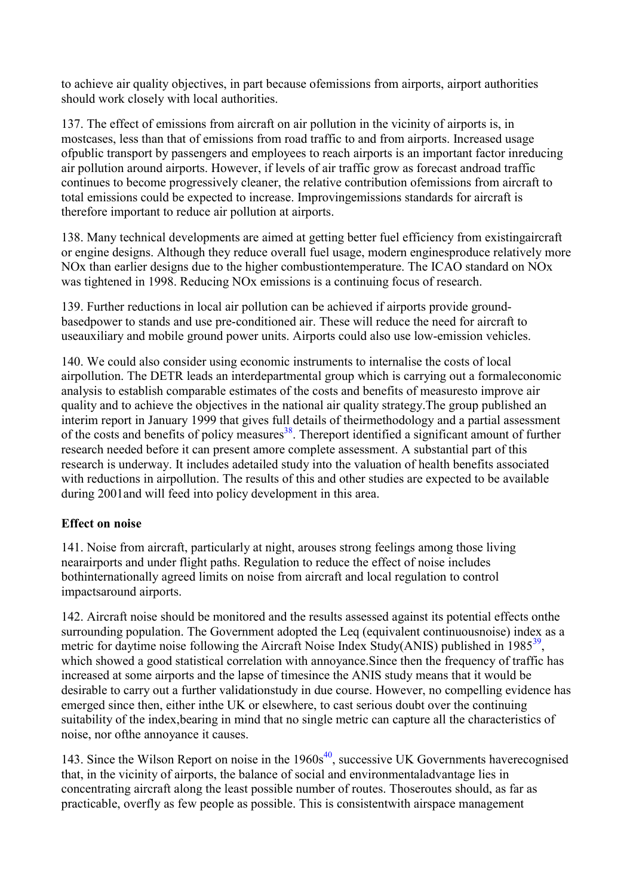to achieve air quality objectives, in part because ofemissions from airports, airport authorities should work closely with local authorities.

137. The effect of emissions from aircraft on air pollution in the vicinity of airports is, in mostcases, less than that of emissions from road traffic to and from airports. Increased usage ofpublic transport by passengers and employees to reach airports is an important factor inreducing air pollution around airports. However, if levels of air traffic grow as forecast androad traffic continues to become progressively cleaner, the relative contribution ofemissions from aircraft to total emissions could be expected to increase. Improvingemissions standards for aircraft is therefore important to reduce air pollution at airports.

138. Many technical developments are aimed at getting better fuel efficiency from existingaircraft or engine designs. Although they reduce overall fuel usage, modern enginesproduce relatively more NOx than earlier designs due to the higher combustiontemperature. The ICAO standard on NOx was tightened in 1998. Reducing NOx emissions is a continuing focus of research.

139. Further reductions in local air pollution can be achieved if airports provide ground-basedpower to stands and use pre-conditioned air. These will reduce the need for aircraft to useauxiliary and mobile ground power units. Airports could also use low-emission vehicles.

140. We could also consider using economic instruments to internalise the costs of local airpollution. The DETR leads an interdepartmental group which is carrying out a formaleconomic analysis to establish comparable estimates of the costs and benefits of measuresto improve air quality and to achieve the objectives in the national air quality strategy.The group published an interim report in January 1999 that gives full details of theirmethodology and a partial assessment of the costs and benefits of policy measures[38]. Thereport identified a significant amount of further research needed before it can present amore complete assessment. A substantial part of this research is underway. It includes adetailed study into the valuation of health benefits associated with reductions in airpollution. The results of this and other studies are expected to be available during 2001and will feed into policy development in this area.

**Effect on noise**

141. Noise from aircraft, particularly at night, arouses strong feelings among those living nearairports and under flight paths. Regulation to reduce the effect of noise includes bothinternationally agreed limits on noise from aircraft and local regulation to control impactsaround airports.

142. Aircraft noise should be monitored and the results assessed against its potential effects onthe surrounding population. The Government adopted the Leq (equivalent continuousnoise) index as a metric for daytime noise following the Aircraft Noise Index Study(ANIS) published in 1985[39], which showed a good statistical correlation with annoyance.Since then the frequency of traffic has increased at some airports and the lapse of timesince the ANIS study means that it would be desirable to carry out a further validationstudy in due course. However, no compelling evidence has emerged since then, either inthe UK or elsewhere, to cast serious doubt over the continuing suitability of the index,bearing in mind that no single metric can capture all the characteristics of noise, nor ofthe annoyance it causes.

143. Since the Wilson Report on noise in the 1960s[40], successive UK Governments haverecognised that, in the vicinity of airports, the balance of social and environmentaladvantage lies in concentrating aircraft along the least possible number of routes. Thoseroutes should, as far as practicable, overfly as few people as possible. This is consistentwith airspace management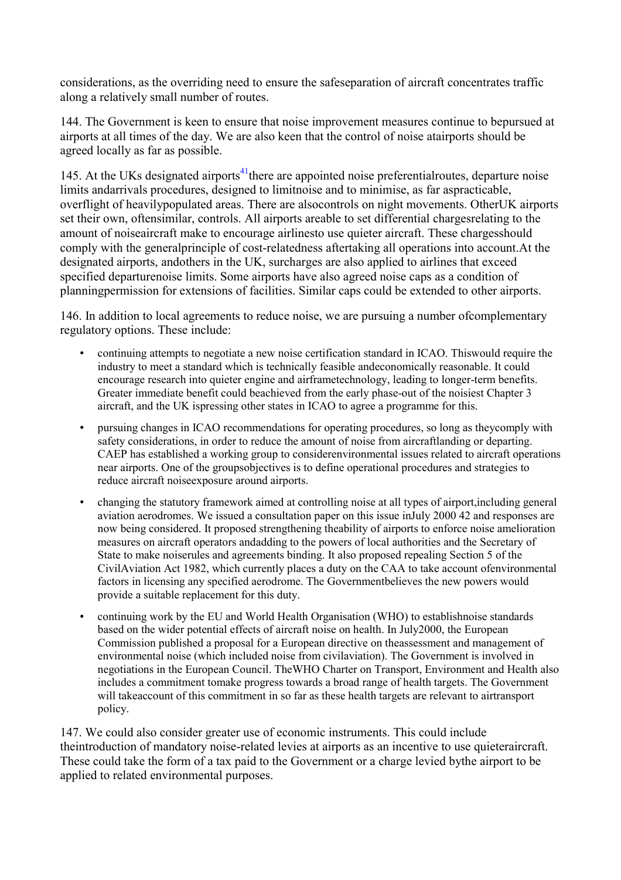considerations, as the overriding need to ensure the safeseparation of aircraft concentrates traffic along a relatively small number of routes.

144. The Government is keen to ensure that noise improvement measures continue to bepursued at airports at all times of the day. We are also keen that the control of noise atairports should be agreed locally as far as possible.

145. At the UKs designated airports[41]there are appointed noise preferentialroutes, departure noise limits andarrivals procedures, designed to limitnoise and to minimise, as far aspracticable, overflight of heavilypopulated areas. There are alsocontrols on night movements. OtherUK airports set their own, oftensimilar, controls. All airports areable to set differential chargesrelating to the amount of noiseaircraft make to encourage airlinesto use quieter aircraft. These chargesshould comply with the generalprinciple of cost-relatedness aftertaking all operations into account.At the designated airports, andothers in the UK, surcharges are also applied to airlines that exceed specified departurenoise limits. Some airports have also agreed noise caps as a condition of planningpermission for extensions of facilities. Similar caps could be extended to other airports.

146. In addition to local agreements to reduce noise, we are pursuing a number ofcomplementary regulatory options. These include:

- continuing attempts to negotiate a new noise certification standard in ICAO. Thiswould require the industry to meet a standard which is technically feasible andeconomically reasonable. It could encourage research into quieter engine and airframetechnology, leading to longer-term benefits. Greater immediate benefit could beachieved from the early phase-out of the noisiest Chapter 3 aircraft, and the UK ispressing other states in ICAO to agree a programme for this.
- pursuing changes in ICAO recommendations for operating procedures, so long as theycomply with safety considerations, in order to reduce the amount of noise from aircraftlanding or departing. CAEP has established a working group to considerenvironmental issues related to aircraft operations near airports. One of the groupsobjectives is to define operational procedures and strategies to reduce aircraft noiseexposure around airports.
- changing the statutory framework aimed at controlling noise at all types of airport,including general aviation aerodromes. We issued a consultation paper on this issue inJuly 2000 42 and responses are now being considered. It proposed strengthening theability of airports to enforce noise amelioration measures on aircraft operators andadding to the powers of local authorities and the Secretary of State to make noiserules and agreements binding. It also proposed repealing Section 5 of the CivilAviation Act 1982, which currently places a duty on the CAA to take account ofenvironmental factors in licensing any specified aerodrome. The Governmentbelieves the new powers would provide a suitable replacement for this duty.
- continuing work by the EU and World Health Organisation (WHO) to establishnoise standards based on the wider potential effects of aircraft noise on health. In July2000, the European Commission published a proposal for a European directive on theassessment and management of environmental noise (which included noise from civilaviation). The Government is involved in negotiations in the European Council. TheWHO Charter on Transport, Environment and Health also includes a commitment tomake progress towards a broad range of health targets. The Government will takeaccount of this commitment in so far as these health targets are relevant to airtransport policy.

147. We could also consider greater use of economic instruments. This could include theintroduction of mandatory noise-related levies at airports as an incentive to use quieteraircraft. These could take the form of a tax paid to the Government or a charge levied bythe airport to be applied to related environmental purposes.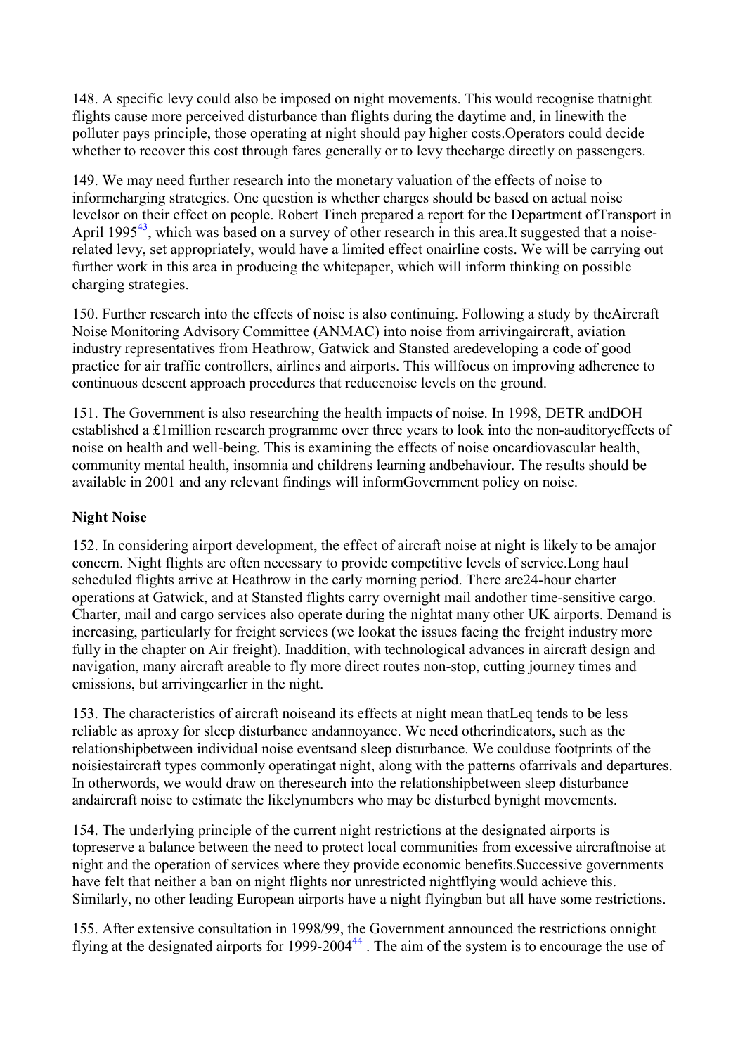148. A specific levy could also be imposed on night movements. This would recognise thatnight flights cause more perceived disturbance than flights during the daytime and, in linewith the polluter pays principle, those operating at night should pay higher costs.Operators could decide whether to recover this cost through fares generally or to levy thecharge directly on passengers.

149. We may need further research into the monetary valuation of the effects of noise to informcharging strategies. One question is whether charges should be based on actual noise levelsor on their effect on people. Robert Tinch prepared a report for the Department ofTransport in April 1995[43], which was based on a survey of other research in this area.It suggested that a noise-related levy, set appropriately, would have a limited effect onairline costs. We will be carrying out further work in this area in producing the whitepaper, which will inform thinking on possible charging strategies.

150. Further research into the effects of noise is also continuing. Following a study by theAircraft Noise Monitoring Advisory Committee (ANMAC) into noise from arrivingaircraft, aviation industry representatives from Heathrow, Gatwick and Stansted aredeveloping a code of good practice for air traffic controllers, airlines and airports. This willfocus on improving adherence to continuous descent approach procedures that reducenoise levels on the ground.

151. The Government is also researching the health impacts of noise. In 1998, DETR andDOH established a £1million research programme over three years to look into the non-auditoryeffects of noise on health and well-being. This is examining the effects of noise oncardiovascular health, community mental health, insomnia and childrens learning andbehaviour. The results should be available in 2001 and any relevant findings will informGovernment policy on noise.

**Night Noise**

152. In considering airport development, the effect of aircraft noise at night is likely to be amajor concern. Night flights are often necessary to provide competitive levels of service.Long haul scheduled flights arrive at Heathrow in the early morning period. There are24-hour charter operations at Gatwick, and at Stansted flights carry overnight mail andother time-sensitive cargo. Charter, mail and cargo services also operate during the nightat many other UK airports. Demand is increasing, particularly for freight services (we lookat the issues facing the freight industry more fully in the chapter on Air freight). Inaddition, with technological advances in aircraft design and navigation, many aircraft areable to fly more direct routes non-stop, cutting journey times and emissions, but arrivingearlier in the night.

153. The characteristics of aircraft noiseand its effects at night mean thatLeq tends to be less reliable as aproxy for sleep disturbance andannoyance. We need otherindicators, such as the relationshipbetween individual noise eventsand sleep disturbance. We coulduse footprints of the noisiestaircraft types commonly operatingat night, along with the patterns ofarrivals and departures. In otherwords, we would draw on theresearch into the relationshipbetween sleep disturbance andaircraft noise to estimate the likelynumbers who may be disturbed bynight movements.

154. The underlying principle of the current night restrictions at the designated airports is topreserve a balance between the need to protect local communities from excessive aircraftnoise at night and the operation of services where they provide economic benefits.Successive governments have felt that neither a ban on night flights nor unrestricted nightflying would achieve this. Similarly, no other leading European airports have a night flyingban but all have some restrictions.

155. After extensive consultation in 1998/99, the Government announced the restrictions onnight flying at the designated airports for 1999-2004[44] . The aim of the system is to encourage the use of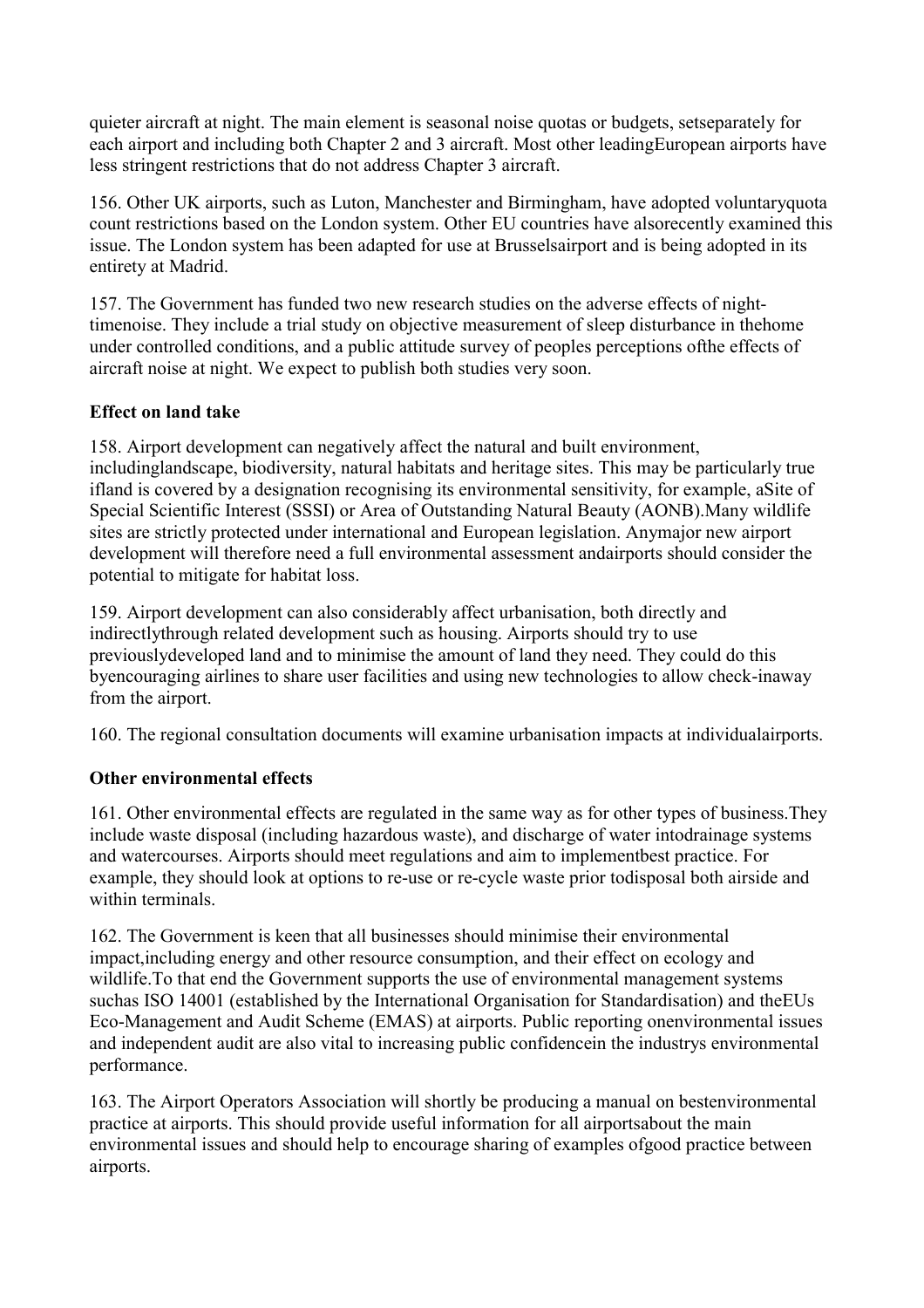quieter aircraft at night. The main element is seasonal noise quotas or budgets, setseparately for each airport and including both Chapter 2 and 3 aircraft. Most other leadingEuropean airports have less stringent restrictions that do not address Chapter 3 aircraft.

156. Other UK airports, such as Luton, Manchester and Birmingham, have adopted voluntaryquota count restrictions based on the London system. Other EU countries have alsorecently examined this issue. The London system has been adapted for use at Brusselsairport and is being adopted in its entirety at Madrid.

157. The Government has funded two new research studies on the adverse effects of night-timenoise. They include a trial study on objective measurement of sleep disturbance in thehome under controlled conditions, and a public attitude survey of peoples perceptions ofthe effects of aircraft noise at night. We expect to publish both studies very soon.

**Effect on land take**

158. Airport development can negatively affect the natural and built environment, includinglandscape, biodiversity, natural habitats and heritage sites. This may be particularly true ifland is covered by a designation recognising its environmental sensitivity, for example, aSite of Special Scientific Interest (SSSI) or Area of Outstanding Natural Beauty (AONB).Many wildlife sites are strictly protected under international and European legislation. Anymajor new airport development will therefore need a full environmental assessment andairports should consider the potential to mitigate for habitat loss.

159. Airport development can also considerably affect urbanisation, both directly and indirectlythrough related development such as housing. Airports should try to use previouslydeveloped land and to minimise the amount of land they need. They could do this byencouraging airlines to share user facilities and using new technologies to allow check-inaway from the airport.

160. The regional consultation documents will examine urbanisation impacts at individualairports.

**Other environmental effects**

161. Other environmental effects are regulated in the same way as for other types of business.They include waste disposal (including hazardous waste), and discharge of water intodrainage systems and watercourses. Airports should meet regulations and aim to implementbest practice. For example, they should look at options to re-use or re-cycle waste prior todisposal both airside and within terminals.

162. The Government is keen that all businesses should minimise their environmental impact,including energy and other resource consumption, and their effect on ecology and wildlife.To that end the Government supports the use of environmental management systems suchas ISO 14001 (established by the International Organisation for Standardisation) and theEUs Eco-Management and Audit Scheme (EMAS) at airports. Public reporting onenvironmental issues and independent audit are also vital to increasing public confidencein the industrys environmental performance.

163. The Airport Operators Association will shortly be producing a manual on bestenvironmental practice at airports. This should provide useful information for all airportsabout the main environmental issues and should help to encourage sharing of examples ofgood practice between airports.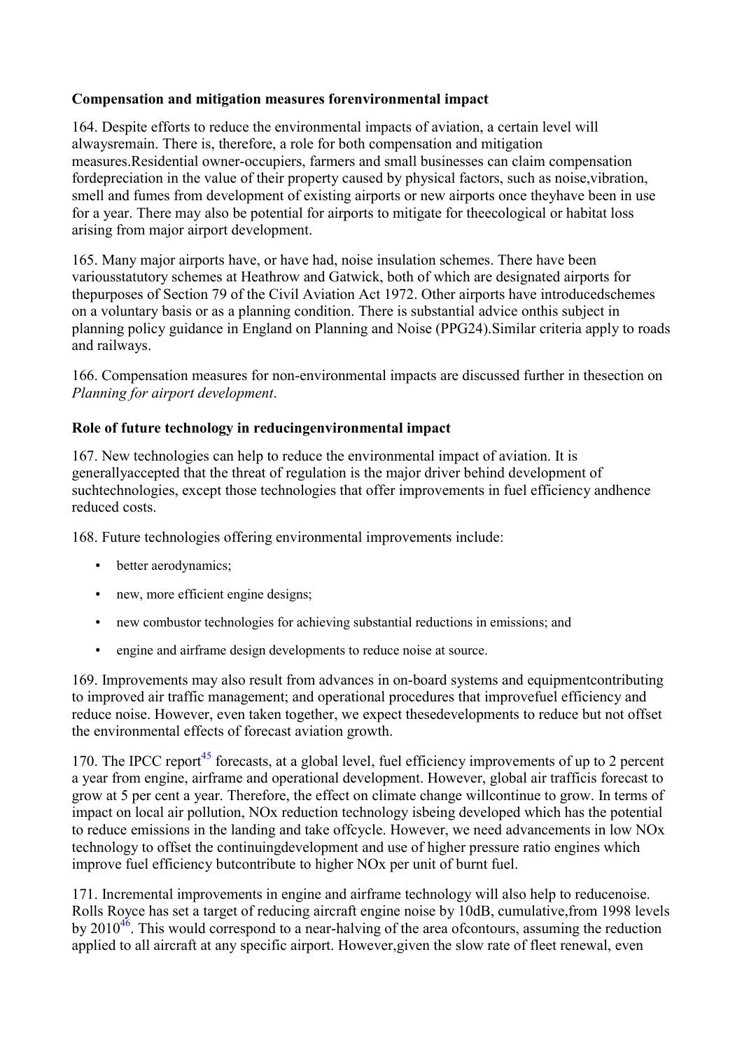### Compensation and mitigation measures forenvironmental impact

164. Despite efforts to reduce the environmental impacts of aviation, a certain level will alwaysremain. There is, therefore, a role for both compensation and mitigation measures.Residential owner-occupiers, farmers and small businesses can claim compensation fordepreciation in the value of their property caused by physical factors, such as noise,vibration, smell and fumes from development of existing airports or new airports once theyhave been in use for a year. There may also be potential for airports to mitigate for theecological or habitat loss arising from major airport development.

165. Many major airports have, or have had, noise insulation schemes. There have been variousstatutory schemes at Heathrow and Gatwick, both of which are designated airports for thepurposes of Section 79 of the Civil Aviation Act 1972. Other airports have introducedschemes on a voluntary basis or as a planning condition. There is substantial advice onthis subject in planning policy guidance in England on Planning and Noise (PPG24).Similar criteria apply to roads and railways.

166. Compensation measures for non-environmental impacts are discussed further in thesection on *Planning for airport development*.

### Role of future technology in reducingenvironmental impact

167. New technologies can help to reduce the environmental impact of aviation. It is generallyaccepted that the threat of regulation is the major driver behind development of suchtechnologies, except those technologies that offer improvements in fuel efficiency andhence reduced costs.

168. Future technologies offering environmental improvements include:

- better aerodynamics;
- new, more efficient engine designs;
- new combustor technologies for achieving substantial reductions in emissions; and
- engine and airframe design developments to reduce noise at source.

169. Improvements may also result from advances in on-board systems and equipmentcontributing to improved air traffic management; and operational procedures that improvefuel efficiency and reduce noise. However, even taken together, we expect thesedevelopments to reduce but not offset the environmental effects of forecast aviation growth.

170. The IPCC report[45] forecasts, at a global level, fuel efficiency improvements of up to 2 percent a year from engine, airframe and operational development. However, global air trafficis forecast to grow at 5 per cent a year. Therefore, the effect on climate change willcontinue to grow. In terms of impact on local air pollution, NOx reduction technology isbeing developed which has the potential to reduce emissions in the landing and take offcycle. However, we need advancements in low NOx technology to offset the continuingdevelopment and use of higher pressure ratio engines which improve fuel efficiency butcontribute to higher NOx per unit of burnt fuel.

171. Incremental improvements in engine and airframe technology will also help to reducenoise. Rolls Royce has set a target of reducing aircraft engine noise by 10dB, cumulative,from 1998 levels by 2010[46]. This would correspond to a near-halving of the area ofcontours, assuming the reduction applied to all aircraft at any specific airport. However,given the slow rate of fleet renewal, even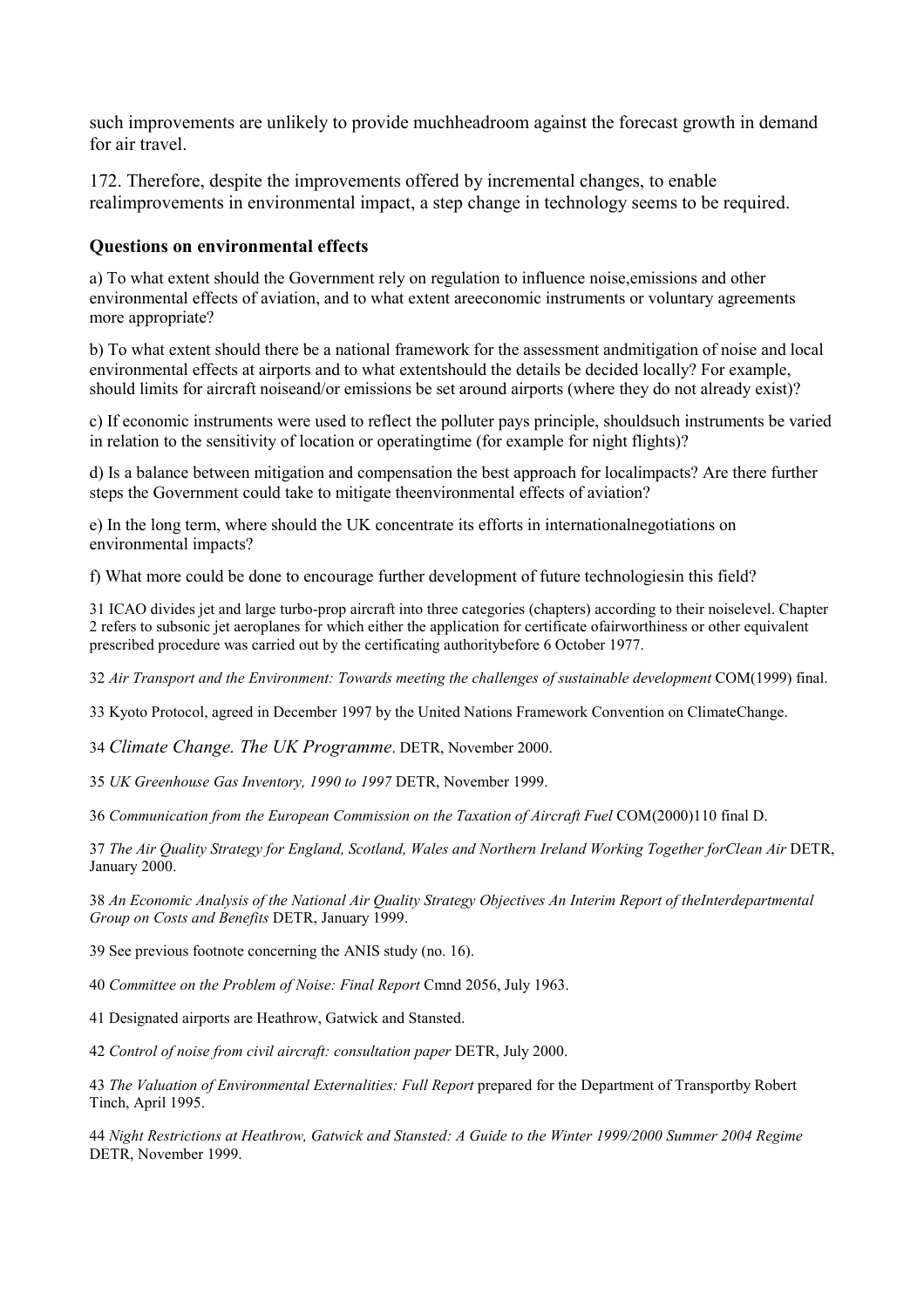such improvements are unlikely to provide muchheadroom against the forecast growth in demand for air travel.

172. Therefore, despite the improvements offered by incremental changes, to enable realimprovements in environmental impact, a step change in technology seems to be required.

### Questions on environmental effects

a) To what extent should the Government rely on regulation to influence noise,emissions and other environmental effects of aviation, and to what extent areeconomic instruments or voluntary agreements more appropriate?

b) To what extent should there be a national framework for the assessment andmitigation of noise and local environmental effects at airports and to what extentshould the details be decided locally? For example, should limits for aircraft noiseand/or emissions be set around airports (where they do not already exist)?

c) If economic instruments were used to reflect the polluter pays principle, shouldsuch instruments be varied in relation to the sensitivity of location or operatingtime (for example for night flights)?

d) Is a balance between mitigation and compensation the best approach for localimpacts? Are there further steps the Government could take to mitigate theenvironmental effects of aviation?

e) In the long term, where should the UK concentrate its efforts in internationalnegotiations on environmental impacts?

f) What more could be done to encourage further development of future technologiesin this field?

31 ICAO divides jet and large turbo-prop aircraft into three categories (chapters) according to their noiselevel. Chapter 2 refers to subsonic jet aeroplanes for which either the application for certificate ofairworthiness or other equivalent prescribed procedure was carried out by the certificating authoritybefore 6 October 1977.

32 *Air Transport and the Environment: Towards meeting the challenges of sustainable development* COM(1999) final.

33 Kyoto Protocol, agreed in December 1997 by the United Nations Framework Convention on ClimateChange.

34 *Climate Change. The UK Programme*. DETR, November 2000.

35 *UK Greenhouse Gas Inventory, 1990 to 1997* DETR, November 1999.

36 *Communication from the European Commission on the Taxation of Aircraft Fuel* COM(2000)110 final D.

37 *The Air Quality Strategy for England, Scotland, Wales and Northern Ireland Working Together forClean Air* DETR, January 2000.

38 *An Economic Analysis of the National Air Quality Strategy Objectives An Interim Report of theInterdepartmental Group on Costs and Benefits* DETR, January 1999.

39 See previous footnote concerning the ANIS study (no. 16).

40 *Committee on the Problem of Noise: Final Report* Cmnd 2056, July 1963.

41 Designated airports are Heathrow, Gatwick and Stansted.

42 *Control of noise from civil aircraft: consultation paper* DETR, July 2000.

43 *The Valuation of Environmental Externalities: Full Report* prepared for the Department of Transportby Robert Tinch, April 1995.

44 *Night Restrictions at Heathrow, Gatwick and Stansted: A Guide to the Winter 1999/2000 Summer 2004 Regime* DETR, November 1999.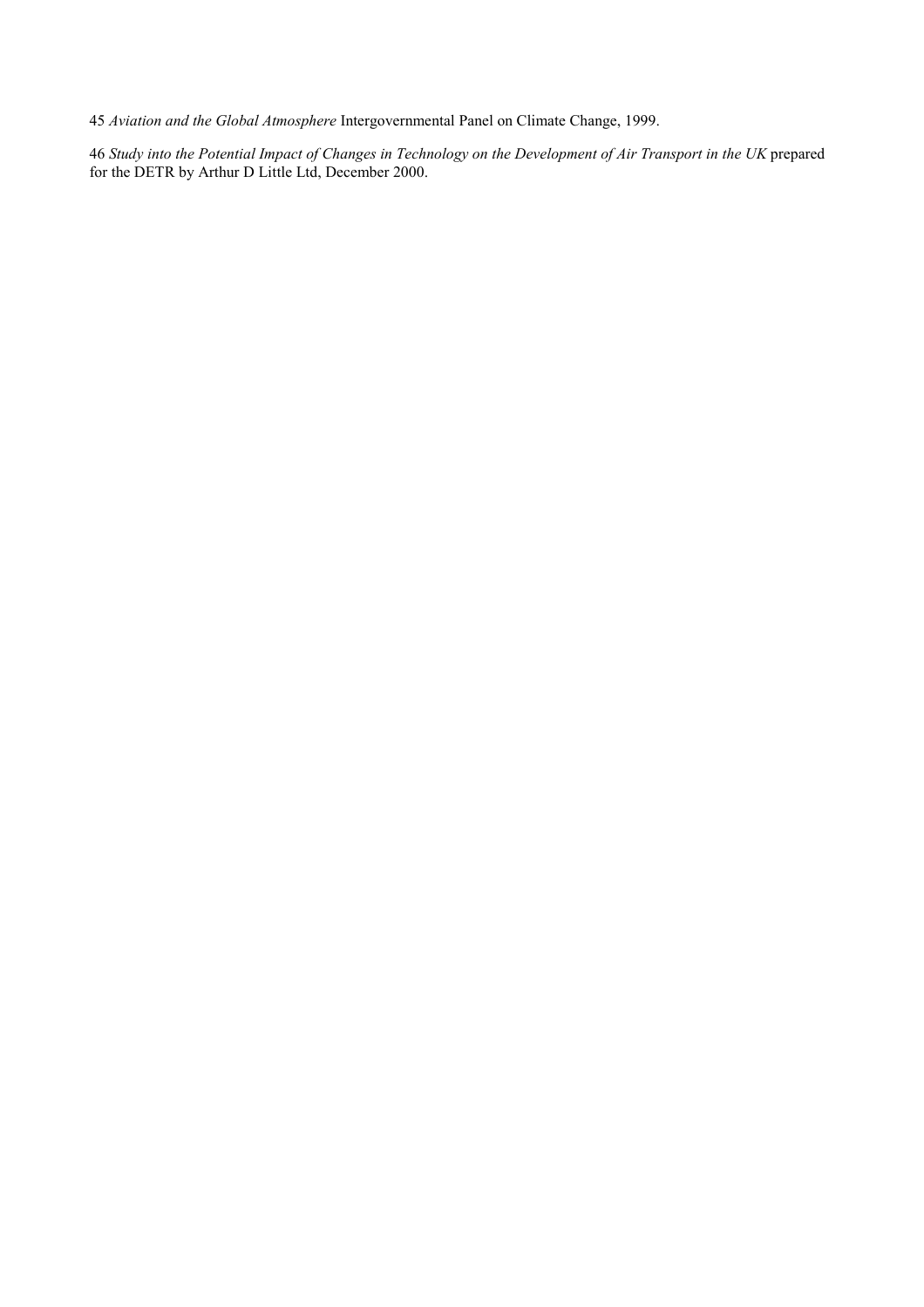45 *Aviation and the Global Atmosphere* Intergovernmental Panel on Climate Change, 1999.

46 *Study into the Potential Impact of Changes in Technology on the Development of Air Transport in the UK* prepared for the DETR by Arthur D Little Ltd, December 2000.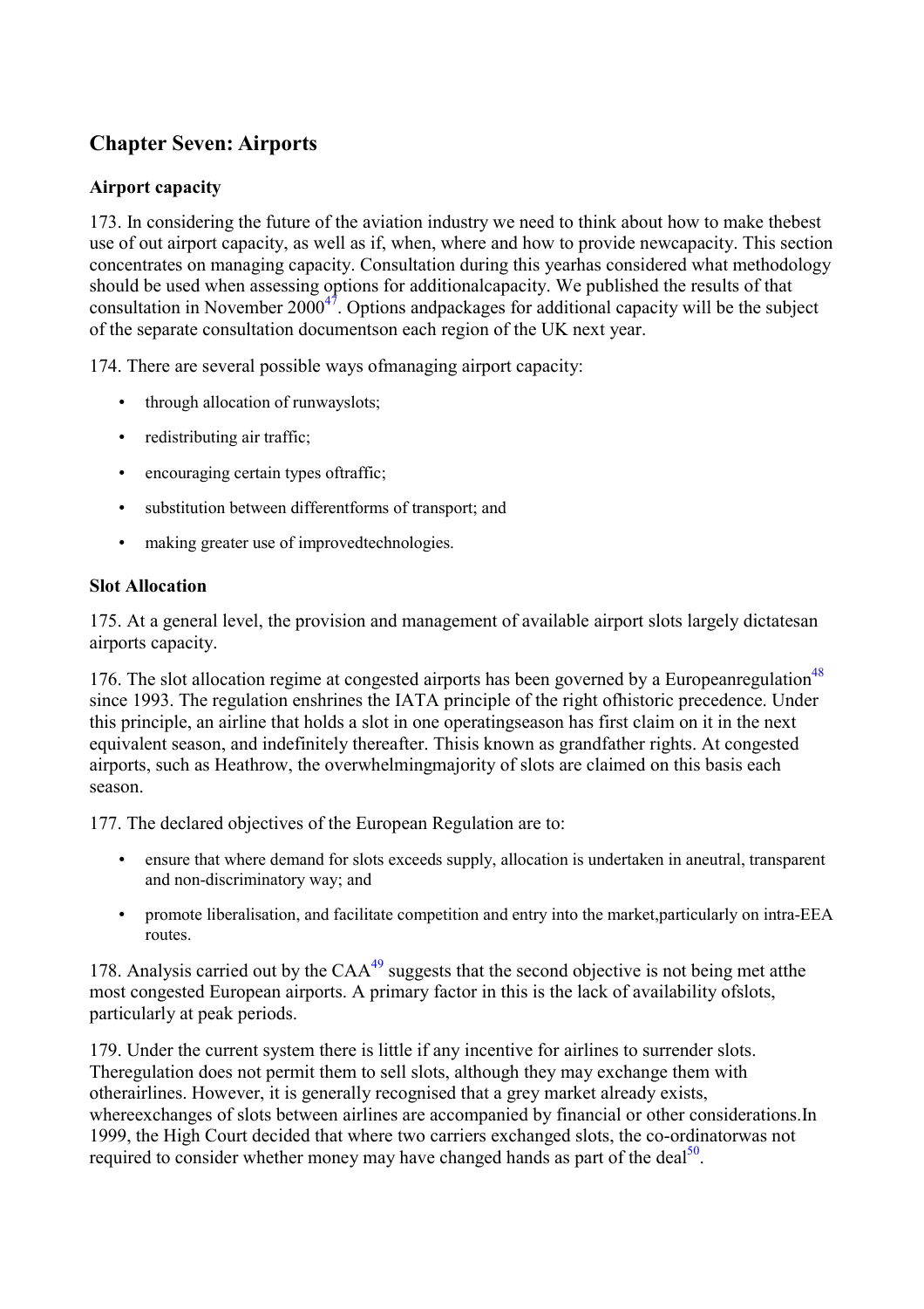## Chapter Seven: Airports

### Airport capacity

173. In considering the future of the aviation industry we need to think about how to make thebest use of out airport capacity, as well as if, when, where and how to provide newcapacity. This section concentrates on managing capacity. Consultation during this yearhas considered what methodology should be used when assessing options for additionalcapacity. We published the results of that consultation in November 2000[47]. Options andpackages for additional capacity will be the subject of the separate consultation documentson each region of the UK next year.

174. There are several possible ways ofmanaging airport capacity:

- through allocation of runwayslots;
- redistributing air traffic;
- encouraging certain types oftraffic;
- substitution between differentforms of transport; and
- making greater use of improvedtechnologies.

### Slot Allocation

175. At a general level, the provision and management of available airport slots largely dictatesan airports capacity.

176. The slot allocation regime at congested airports has been governed by a Europeanregulation[48] since 1993. The regulation enshrines the IATA principle of the right ofhistoric precedence. Under this principle, an airline that holds a slot in one operatingseason has first claim on it in the next equivalent season, and indefinitely thereafter. Thisis known as grandfather rights. At congested airports, such as Heathrow, the overwhelmingmajority of slots are claimed on this basis each season.

177. The declared objectives of the European Regulation are to:

- ensure that where demand for slots exceeds supply, allocation is undertaken in aneutral, transparent and non-discriminatory way; and
- promote liberalisation, and facilitate competition and entry into the market,particularly on intra-EEA routes.

178. Analysis carried out by the CAA[49] suggests that the second objective is not being met atthe most congested European airports. A primary factor in this is the lack of availability ofslots, particularly at peak periods.

179. Under the current system there is little if any incentive for airlines to surrender slots. Theregulation does not permit them to sell slots, although they may exchange them with otherairlines. However, it is generally recognised that a grey market already exists, whereexchanges of slots between airlines are accompanied by financial or other considerations.In 1999, the High Court decided that where two carriers exchanged slots, the co-ordinatorwas not required to consider whether money may have changed hands as part of the deal[50].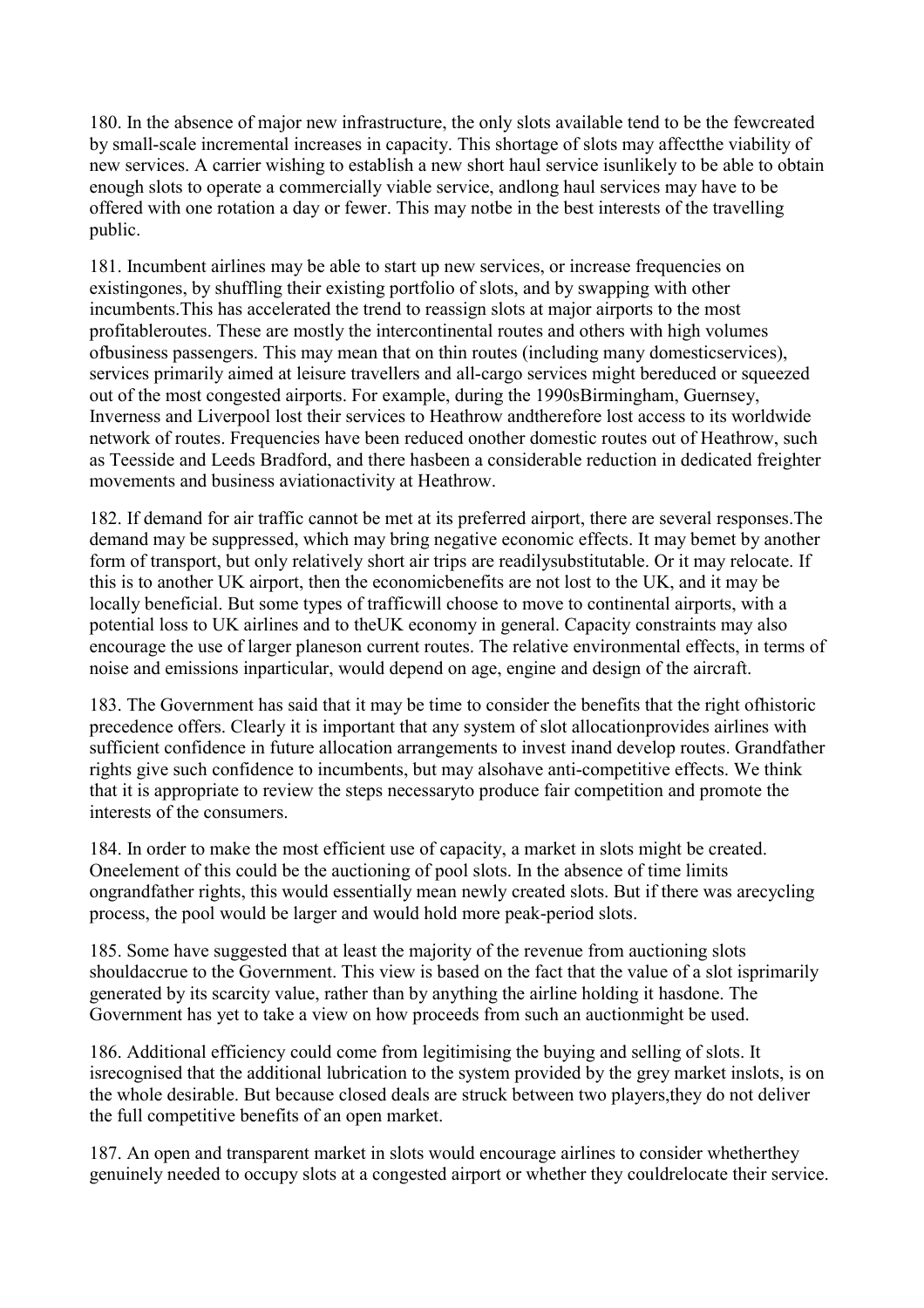180. In the absence of major new infrastructure, the only slots available tend to be the fewcreated by small-scale incremental increases in capacity. This shortage of slots may affectthe viability of new services. A carrier wishing to establish a new short haul service isunlikely to be able to obtain enough slots to operate a commercially viable service, andlong haul services may have to be offered with one rotation a day or fewer. This may notbe in the best interests of the travelling public.

181. Incumbent airlines may be able to start up new services, or increase frequencies on existingones, by shuffling their existing portfolio of slots, and by swapping with other incumbents.This has accelerated the trend to reassign slots at major airports to the most profitableroutes. These are mostly the intercontinental routes and others with high volumes ofbusiness passengers. This may mean that on thin routes (including many domesticservices), services primarily aimed at leisure travellers and all-cargo services might bereduced or squeezed out of the most congested airports. For example, during the 1990sBirmingham, Guernsey, Inverness and Liverpool lost their services to Heathrow andtherefore lost access to its worldwide network of routes. Frequencies have been reduced onother domestic routes out of Heathrow, such as Teesside and Leeds Bradford, and there hasbeen a considerable reduction in dedicated freighter movements and business aviationactivity at Heathrow.

182. If demand for air traffic cannot be met at its preferred airport, there are several responses.The demand may be suppressed, which may bring negative economic effects. It may bemet by another form of transport, but only relatively short air trips are readilysubstitutable. Or it may relocate. If this is to another UK airport, then the economicbenefits are not lost to the UK, and it may be locally beneficial. But some types of trafficwill choose to move to continental airports, with a potential loss to UK airlines and to theUK economy in general. Capacity constraints may also encourage the use of larger planeson current routes. The relative environmental effects, in terms of noise and emissions inparticular, would depend on age, engine and design of the aircraft.

183. The Government has said that it may be time to consider the benefits that the right ofhistoric precedence offers. Clearly it is important that any system of slot allocationprovides airlines with sufficient confidence in future allocation arrangements to invest inand develop routes. Grandfather rights give such confidence to incumbents, but may alsohave anti-competitive effects. We think that it is appropriate to review the steps necessaryto produce fair competition and promote the interests of the consumers.

184. In order to make the most efficient use of capacity, a market in slots might be created. Oneelement of this could be the auctioning of pool slots. In the absence of time limits ongrandfather rights, this would essentially mean newly created slots. But if there was arecycling process, the pool would be larger and would hold more peak-period slots.

185. Some have suggested that at least the majority of the revenue from auctioning slots shouldaccrue to the Government. This view is based on the fact that the value of a slot isprimarily generated by its scarcity value, rather than by anything the airline holding it hasdone. The Government has yet to take a view on how proceeds from such an auctionmight be used.

186. Additional efficiency could come from legitimising the buying and selling of slots. It isrecognised that the additional lubrication to the system provided by the grey market inslots, is on the whole desirable. But because closed deals are struck between two players,they do not deliver the full competitive benefits of an open market.

187. An open and transparent market in slots would encourage airlines to consider whetherthey genuinely needed to occupy slots at a congested airport or whether they couldrelocate their service.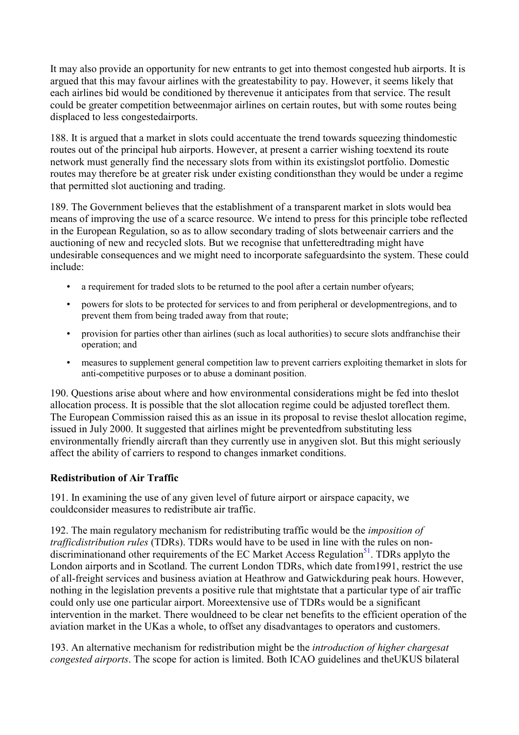It may also provide an opportunity for new entrants to get into themost congested hub airports. It is argued that this may favour airlines with the greatestability to pay. However, it seems likely that each airlines bid would be conditioned by therevenue it anticipates from that service. The result could be greater competition betweenmajor airlines on certain routes, but with some routes being displaced to less congestedairports.

188. It is argued that a market in slots could accentuate the trend towards squeezing thindomestic routes out of the principal hub airports. However, at present a carrier wishing toextend its route network must generally find the necessary slots from within its existingslot portfolio. Domestic routes may therefore be at greater risk under existing conditionsthan they would be under a regime that permitted slot auctioning and trading.

189. The Government believes that the establishment of a transparent market in slots would bea means of improving the use of a scarce resource. We intend to press for this principle tobe reflected in the European Regulation, so as to allow secondary trading of slots betweenair carriers and the auctioning of new and recycled slots. But we recognise that unfetteredtrading might have undesirable consequences and we might need to incorporate safeguardsinto the system. These could include:

- a requirement for traded slots to be returned to the pool after a certain number ofyears;
- powers for slots to be protected for services to and from peripheral or developmentregions, and to prevent them from being traded away from that route;
- provision for parties other than airlines (such as local authorities) to secure slots andfranchise their operation; and
- measures to supplement general competition law to prevent carriers exploiting themarket in slots for anti-competitive purposes or to abuse a dominant position.

190. Questions arise about where and how environmental considerations might be fed into theslot allocation process. It is possible that the slot allocation regime could be adjusted toreflect them. The European Commission raised this as an issue in its proposal to revise theslot allocation regime, issued in July 2000. It suggested that airlines might be preventedfrom substituting less environmentally friendly aircraft than they currently use in anygiven slot. But this might seriously affect the ability of carriers to respond to changes inmarket conditions.

### Redistribution of Air Traffic

191. In examining the use of any given level of future airport or airspace capacity, we couldconsider measures to redistribute air traffic.

192. The main regulatory mechanism for redistributing traffic would be the *imposition of trafficdistribution rules* (TDRs). TDRs would have to be used in line with the rules on non-discriminationand other requirements of the EC Market Access Regulation[51]. TDRs applyto the London airports and in Scotland. The current London TDRs, which date from1991, restrict the use of all-freight services and business aviation at Heathrow and Gatwickduring peak hours. However, nothing in the legislation prevents a positive rule that mightstate that a particular type of air traffic could only use one particular airport. Moreextensive use of TDRs would be a significant intervention in the market. There wouldneed to be clear net benefits to the efficient operation of the aviation market in the UKas a whole, to offset any disadvantages to operators and customers.

193. An alternative mechanism for redistribution might be the *introduction of higher chargesat congested airports*. The scope for action is limited. Both ICAO guidelines and theUKUS bilateral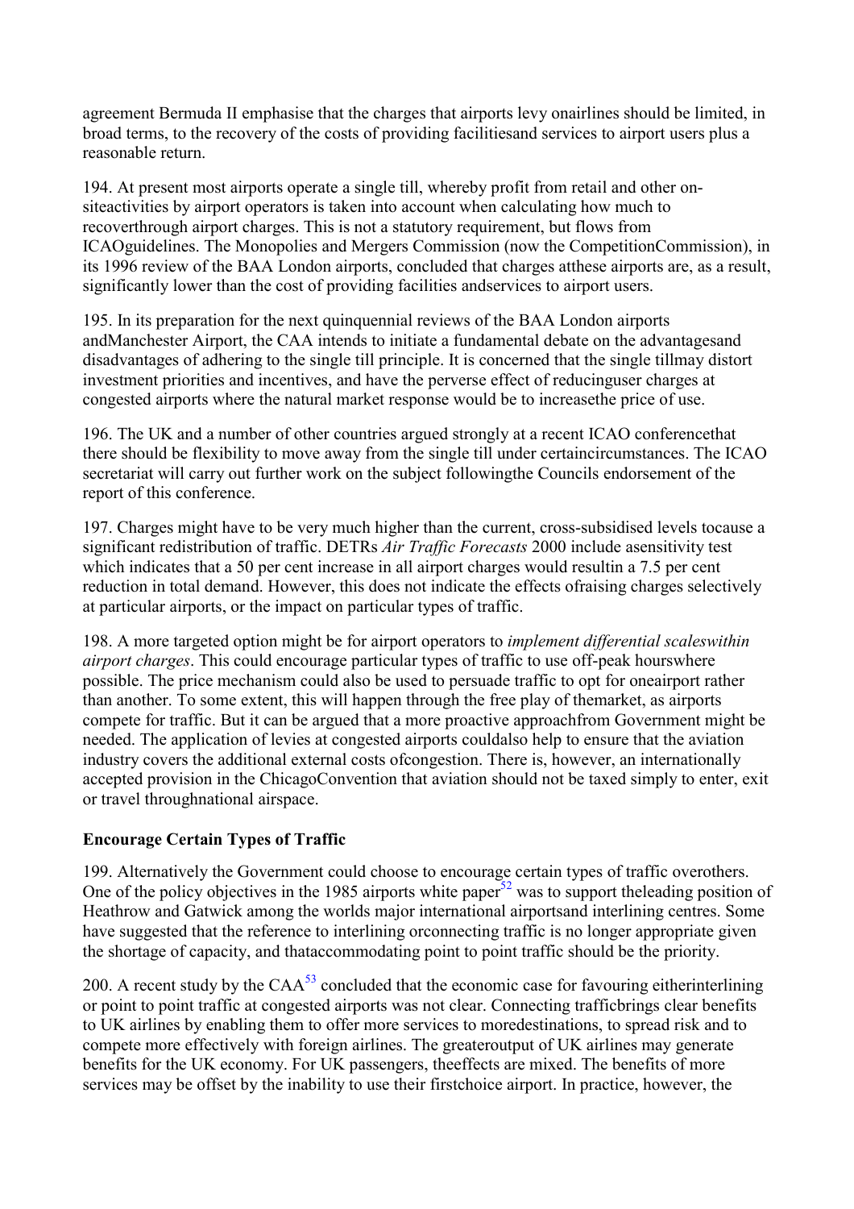agreement Bermuda II emphasise that the charges that airports levy onairlines should be limited, in broad terms, to the recovery of the costs of providing facilitiesand services to airport users plus a reasonable return.

194. At present most airports operate a single till, whereby profit from retail and other on-siteactivities by airport operators is taken into account when calculating how much to recoverthrough airport charges. This is not a statutory requirement, but flows from ICAOguidelines. The Monopolies and Mergers Commission (now the CompetitionCommission), in its 1996 review of the BAA London airports, concluded that charges atthese airports are, as a result, significantly lower than the cost of providing facilities andservices to airport users.

195. In its preparation for the next quinquennial reviews of the BAA London airports andManchester Airport, the CAA intends to initiate a fundamental debate on the advantagesand disadvantages of adhering to the single till principle. It is concerned that the single tillmay distort investment priorities and incentives, and have the perverse effect of reducinguser charges at congested airports where the natural market response would be to increasethe price of use.

196. The UK and a number of other countries argued strongly at a recent ICAO conferencethat there should be flexibility to move away from the single till under certaincircumstances. The ICAO secretariat will carry out further work on the subject followingthe Councils endorsement of the report of this conference.

197. Charges might have to be very much higher than the current, cross-subsidised levels tocause a significant redistribution of traffic. DETRs *Air Traffic Forecasts* 2000 include asensitivity test which indicates that a 50 per cent increase in all airport charges would resultin a 7.5 per cent reduction in total demand. However, this does not indicate the effects ofraising charges selectively at particular airports, or the impact on particular types of traffic.

198. A more targeted option might be for airport operators to *implement differential scaleswithin airport charges*. This could encourage particular types of traffic to use off-peak hourswhere possible. The price mechanism could also be used to persuade traffic to opt for oneairport rather than another. To some extent, this will happen through the free play of themarket, as airports compete for traffic. But it can be argued that a more proactive approachfrom Government might be needed. The application of levies at congested airports couldalso help to ensure that the aviation industry covers the additional external costs ofcongestion. There is, however, an internationally accepted provision in the ChicagoConvention that aviation should not be taxed simply to enter, exit or travel throughnational airspace.

**Encourage Certain Types of Traffic**

199. Alternatively the Government could choose to encourage certain types of traffic overothers. One of the policy objectives in the 1985 airports white paper[52] was to support theleading position of Heathrow and Gatwick among the worlds major international airportsand interlining centres. Some have suggested that the reference to interlining orconnecting traffic is no longer appropriate given the shortage of capacity, and thataccommodating point to point traffic should be the priority.

200. A recent study by the CAA[53] concluded that the economic case for favouring eitherinterlining or point to point traffic at congested airports was not clear. Connecting trafficbrings clear benefits to UK airlines by enabling them to offer more services to moredestinations, to spread risk and to compete more effectively with foreign airlines. The greateroutput of UK airlines may generate benefits for the UK economy. For UK passengers, theeffects are mixed. The benefits of more services may be offset by the inability to use their firstchoice airport. In practice, however, the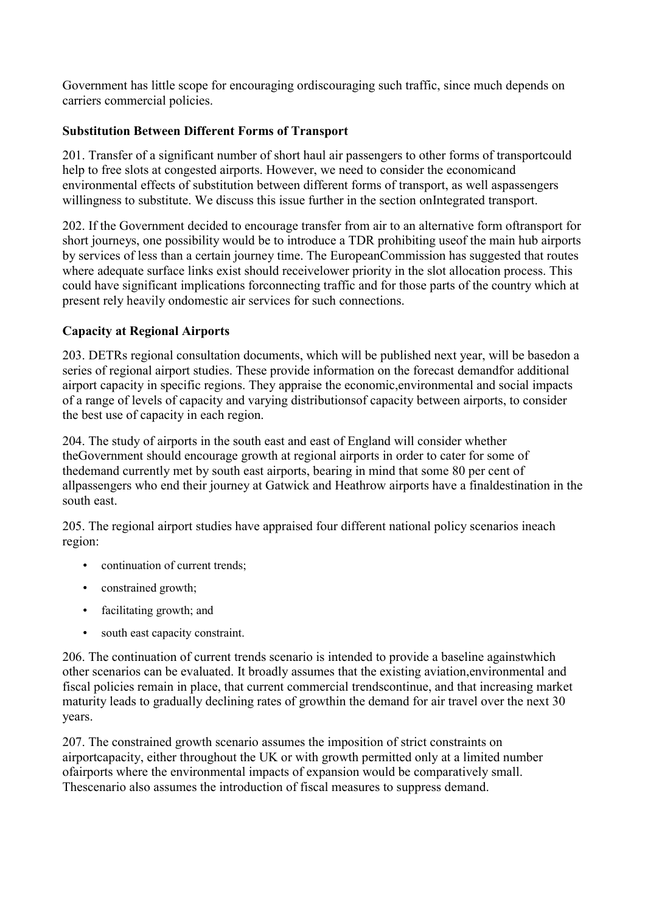Government has little scope for encouraging ordiscouraging such traffic, since much depends on carriers commercial policies.

### Substitution Between Different Forms of Transport

201. Transfer of a significant number of short haul air passengers to other forms of transportcould help to free slots at congested airports. However, we need to consider the economicand environmental effects of substitution between different forms of transport, as well aspassengers willingness to substitute. We discuss this issue further in the section onIntegrated transport.

202. If the Government decided to encourage transfer from air to an alternative form oftransport for short journeys, one possibility would be to introduce a TDR prohibiting useof the main hub airports by services of less than a certain journey time. The EuropeanCommission has suggested that routes where adequate surface links exist should receivelower priority in the slot allocation process. This could have significant implications forconnecting traffic and for those parts of the country which at present rely heavily ondomestic air services for such connections.

### Capacity at Regional Airports

203. DETRs regional consultation documents, which will be published next year, will be basedon a series of regional airport studies. These provide information on the forecast demandfor additional airport capacity in specific regions. They appraise the economic,environmental and social impacts of a range of levels of capacity and varying distributionsof capacity between airports, to consider the best use of capacity in each region.

204. The study of airports in the south east and east of England will consider whether theGovernment should encourage growth at regional airports in order to cater for some of thedemand currently met by south east airports, bearing in mind that some 80 per cent of allpassengers who end their journey at Gatwick and Heathrow airports have a finaldestination in the south east.

205. The regional airport studies have appraised four different national policy scenarios ineach region:

- continuation of current trends;
- constrained growth;
- facilitating growth; and
- south east capacity constraint.

206. The continuation of current trends scenario is intended to provide a baseline againstwhich other scenarios can be evaluated. It broadly assumes that the existing aviation,environmental and fiscal policies remain in place, that current commercial trendscontinue, and that increasing market maturity leads to gradually declining rates of growthin the demand for air travel over the next 30 years.

207. The constrained growth scenario assumes the imposition of strict constraints on airportcapacity, either throughout the UK or with growth permitted only at a limited number ofairports where the environmental impacts of expansion would be comparatively small. Thescenario also assumes the introduction of fiscal measures to suppress demand.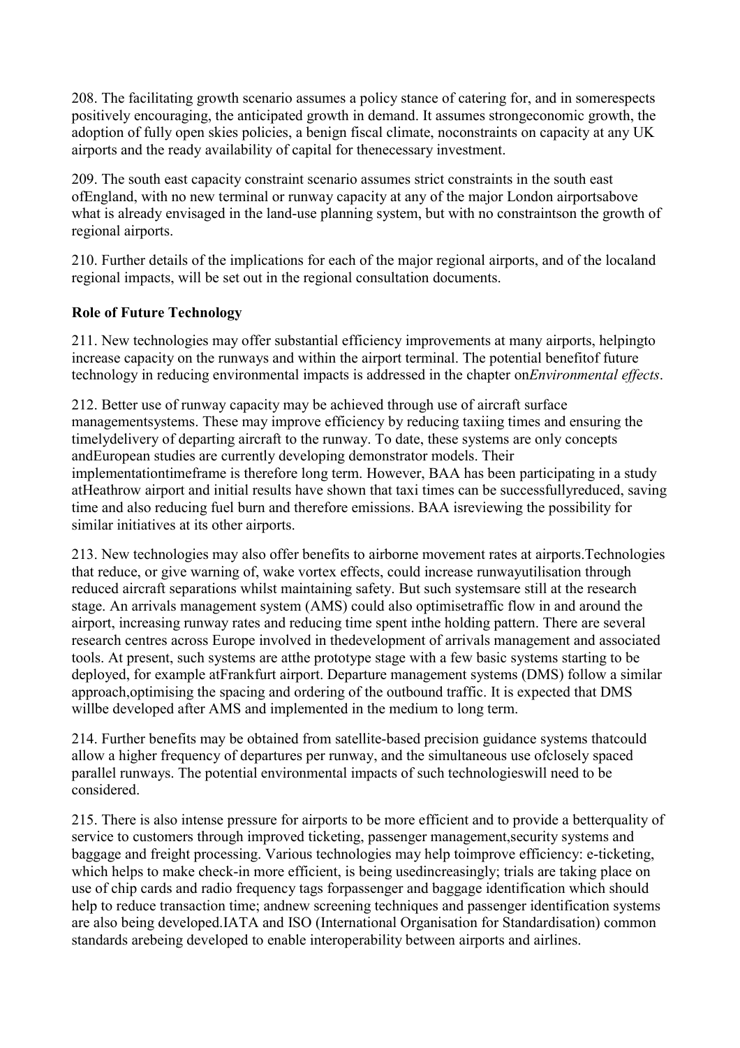208. The facilitating growth scenario assumes a policy stance of catering for, and in somerespects positively encouraging, the anticipated growth in demand. It assumes strongeconomic growth, the adoption of fully open skies policies, a benign fiscal climate, noconstraints on capacity at any UK airports and the ready availability of capital for thenecessary investment.

209. The south east capacity constraint scenario assumes strict constraints in the south east ofEngland, with no new terminal or runway capacity at any of the major London airportsabove what is already envisaged in the land-use planning system, but with no constraintson the growth of regional airports.

210. Further details of the implications for each of the major regional airports, and of the localand regional impacts, will be set out in the regional consultation documents.

**Role of Future Technology**

211. New technologies may offer substantial efficiency improvements at many airports, helpingto increase capacity on the runways and within the airport terminal. The potential benefitof future technology in reducing environmental impacts is addressed in the chapter on*Environmental effects*.

212. Better use of runway capacity may be achieved through use of aircraft surface managementsystems. These may improve efficiency by reducing taxiing times and ensuring the timelydelivery of departing aircraft to the runway. To date, these systems are only concepts andEuropean studies are currently developing demonstrator models. Their implementationtimeframe is therefore long term. However, BAA has been participating in a study atHeathrow airport and initial results have shown that taxi times can be successfullyreduced, saving time and also reducing fuel burn and therefore emissions. BAA isreviewing the possibility for similar initiatives at its other airports.

213. New technologies may also offer benefits to airborne movement rates at airports.Technologies that reduce, or give warning of, wake vortex effects, could increase runwayutilisation through reduced aircraft separations whilst maintaining safety. But such systemsare still at the research stage. An arrivals management system (AMS) could also optimisetraffic flow in and around the airport, increasing runway rates and reducing time spent inthe holding pattern. There are several research centres across Europe involved in thedevelopment of arrivals management and associated tools. At present, such systems are atthe prototype stage with a few basic systems starting to be deployed, for example atFrankfurt airport. Departure management systems (DMS) follow a similar approach,optimising the spacing and ordering of the outbound traffic. It is expected that DMS willbe developed after AMS and implemented in the medium to long term.

214. Further benefits may be obtained from satellite-based precision guidance systems thatcould allow a higher frequency of departures per runway, and the simultaneous use ofclosely spaced parallel runways. The potential environmental impacts of such technologieswill need to be considered.

215. There is also intense pressure for airports to be more efficient and to provide a betterquality of service to customers through improved ticketing, passenger management,security systems and baggage and freight processing. Various technologies may help toimprove efficiency: e-ticketing, which helps to make check-in more efficient, is being usedincreasingly; trials are taking place on use of chip cards and radio frequency tags forpassenger and baggage identification which should help to reduce transaction time; andnew screening techniques and passenger identification systems are also being developed.IATA and ISO (International Organisation for Standardisation) common standards arebeing developed to enable interoperability between airports and airlines.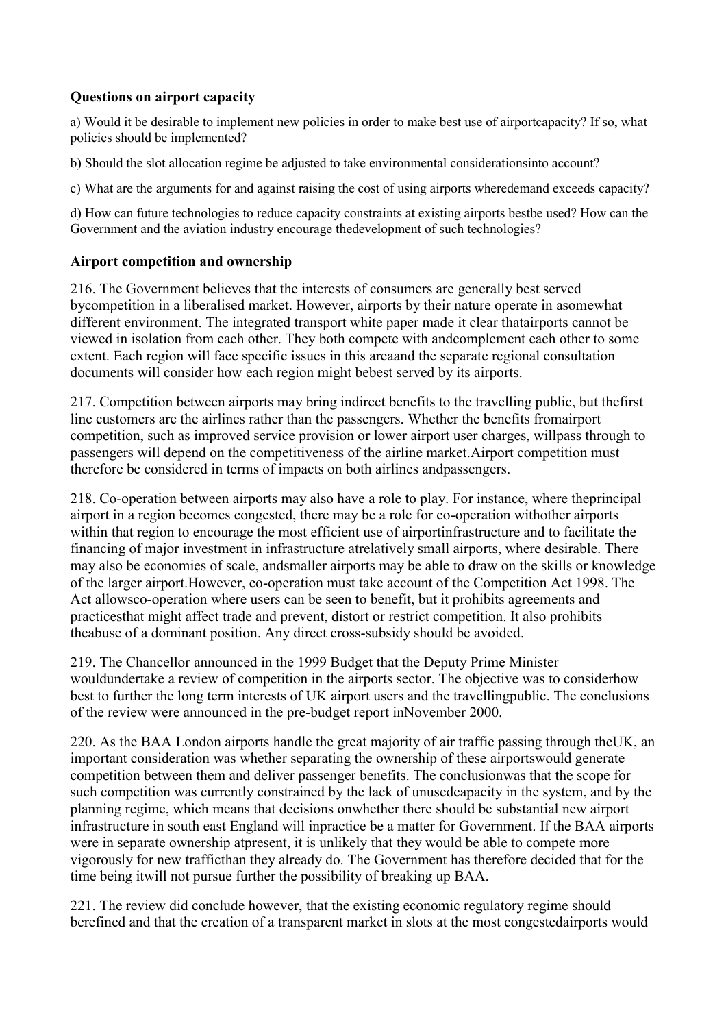**Questions on airport capacity**

a) Would it be desirable to implement new policies in order to make best use of airportcapacity? If so, what policies should be implemented?

b) Should the slot allocation regime be adjusted to take environmental considerationsinto account?

c) What are the arguments for and against raising the cost of using airports wheredemand exceeds capacity?

d) How can future technologies to reduce capacity constraints at existing airports bestbe used? How can the Government and the aviation industry encourage thedevelopment of such technologies?

**Airport competition and ownership**

216. The Government believes that the interests of consumers are generally best served bycompetition in a liberalised market. However, airports by their nature operate in asomewhat different environment. The integrated transport white paper made it clear thatairports cannot be viewed in isolation from each other. They both compete with andcomplement each other to some extent. Each region will face specific issues in this areaand the separate regional consultation documents will consider how each region might bebest served by its airports.

217. Competition between airports may bring indirect benefits to the travelling public, but thefirst line customers are the airlines rather than the passengers. Whether the benefits fromairport competition, such as improved service provision or lower airport user charges, willpass through to passengers will depend on the competitiveness of the airline market.Airport competition must therefore be considered in terms of impacts on both airlines andpassengers.

218. Co-operation between airports may also have a role to play. For instance, where theprincipal airport in a region becomes congested, there may be a role for co-operation withother airports within that region to encourage the most efficient use of airportinfrastructure and to facilitate the financing of major investment in infrastructure atrelatively small airports, where desirable. There may also be economies of scale, andsmaller airports may be able to draw on the skills or knowledge of the larger airport.However, co-operation must take account of the Competition Act 1998. The Act allowsco-operation where users can be seen to benefit, but it prohibits agreements and practicesthat might affect trade and prevent, distort or restrict competition. It also prohibits theabuse of a dominant position. Any direct cross-subsidy should be avoided.

219. The Chancellor announced in the 1999 Budget that the Deputy Prime Minister wouldundertake a review of competition in the airports sector. The objective was to considerhow best to further the long term interests of UK airport users and the travellingpublic. The conclusions of the review were announced in the pre-budget report inNovember 2000.

220. As the BAA London airports handle the great majority of air traffic passing through theUK, an important consideration was whether separating the ownership of these airportswould generate competition between them and deliver passenger benefits. The conclusionwas that the scope for such competition was currently constrained by the lack of unusedcapacity in the system, and by the planning regime, which means that decisions onwhether there should be substantial new airport infrastructure in south east England will inpractice be a matter for Government. If the BAA airports were in separate ownership atpresent, it is unlikely that they would be able to compete more vigorously for new trafficthan they already do. The Government has therefore decided that for the time being itwill not pursue further the possibility of breaking up BAA.

221. The review did conclude however, that the existing economic regulatory regime should berefined and that the creation of a transparent market in slots at the most congestedairports would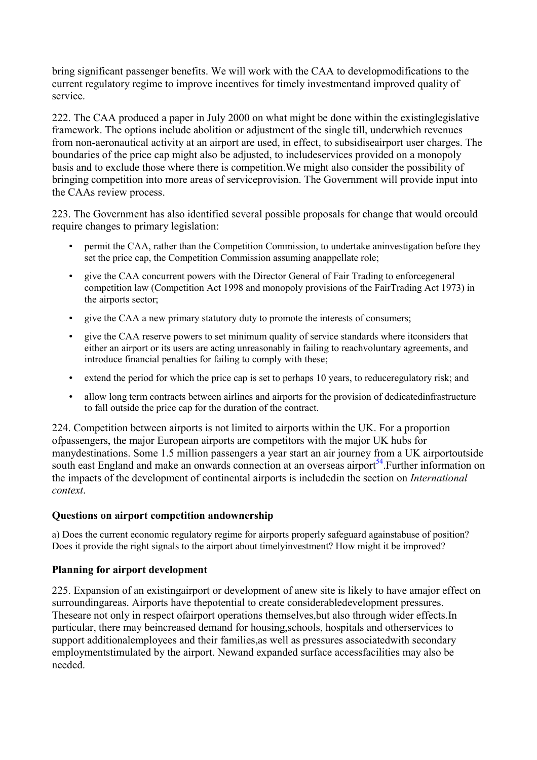bring significant passenger benefits. We will work with the CAA to developmodifications to the current regulatory regime to improve incentives for timely investmentand improved quality of service.

222. The CAA produced a paper in July 2000 on what might be done within the existinglegislative framework. The options include abolition or adjustment of the single till, underwhich revenues from non-aeronautical activity at an airport are used, in effect, to subsidiseairport user charges. The boundaries of the price cap might also be adjusted, to includeservices provided on a monopoly basis and to exclude those where there is competition.We might also consider the possibility of bringing competition into more areas of serviceprovision. The Government will provide input into the CAAs review process.

223. The Government has also identified several possible proposals for change that would orcould require changes to primary legislation:

- permit the CAA, rather than the Competition Commission, to undertake aninvestigation before they set the price cap, the Competition Commission assuming anappellate role;
- give the CAA concurrent powers with the Director General of Fair Trading to enforcegeneral competition law (Competition Act 1998 and monopoly provisions of the FairTrading Act 1973) in the airports sector;
- give the CAA a new primary statutory duty to promote the interests of consumers;
- give the CAA reserve powers to set minimum quality of service standards where itconsiders that either an airport or its users are acting unreasonably in failing to reachvoluntary agreements, and introduce financial penalties for failing to comply with these;
- extend the period for which the price cap is set to perhaps 10 years, to reduceregulatory risk; and
- allow long term contracts between airlines and airports for the provision of dedicatedinfrastructure to fall outside the price cap for the duration of the contract.

224. Competition between airports is not limited to airports within the UK. For a proportion ofpassengers, the major European airports are competitors with the major UK hubs for manydestinations. Some 1.5 million passengers a year start an air journey from a UK airportoutside south east England and make an onwards connection at an overseas airport[54].Further information on the impacts of the development of continental airports is includedin the section on *International context*.

### Questions on airport competition andownership

a) Does the current economic regulatory regime for airports properly safeguard againstabuse of position? Does it provide the right signals to the airport about timelyinvestment? How might it be improved?

### Planning for airport development

225. Expansion of an existingairport or development of anew site is likely to have amajor effect on surroundingareas. Airports have thepotential to create considerabledevelopment pressures. Theseare not only in respect ofairport operations themselves,but also through wider effects.In particular, there may beincreased demand for housing,schools, hospitals and otherservices to support additionalemployees and their families,as well as pressures associatedwith secondary employmentstimulated by the airport. Newand expanded surface accessfacilities may also be needed.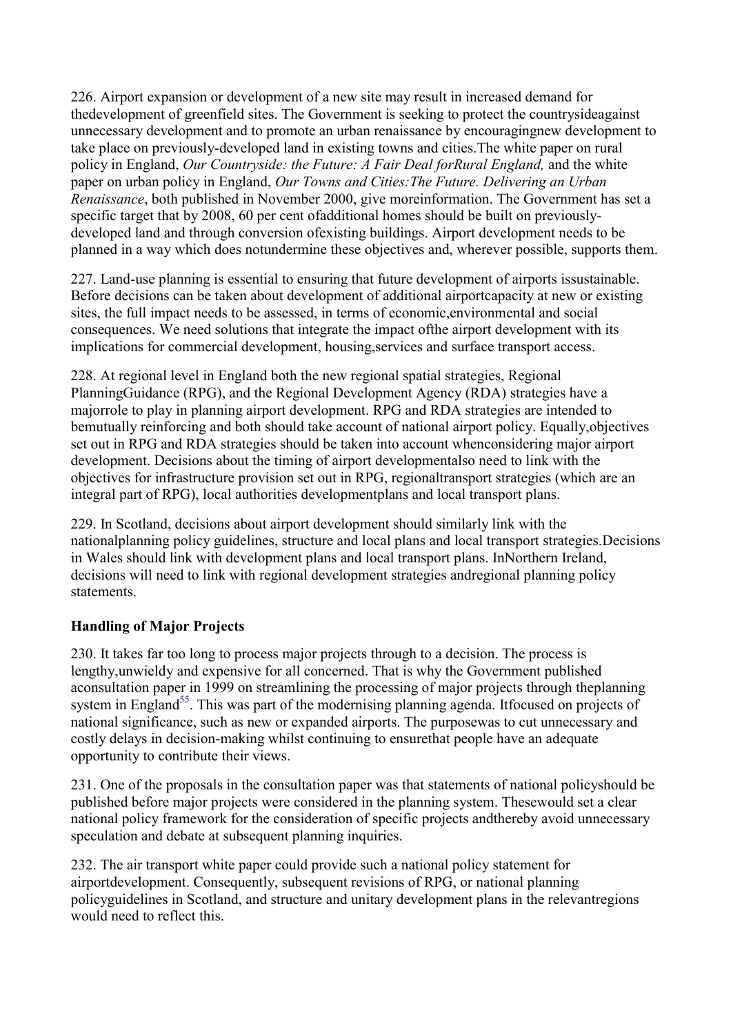226. Airport expansion or development of a new site may result in increased demand for thedevelopment of greenfield sites. The Government is seeking to protect the countrysideagainst unnecessary development and to promote an urban renaissance by encouragingnew development to take place on previously-developed land in existing towns and cities.The white paper on rural policy in England, *Our Countryside: the Future: A Fair Deal forRural England,* and the white paper on urban policy in England, *Our Towns and Cities:The Future. Delivering an Urban Renaissance*, both published in November 2000, give moreinformation. The Government has set a specific target that by 2008, 60 per cent ofadditional homes should be built on previously-developed land and through conversion ofexisting buildings. Airport development needs to be planned in a way which does notundermine these objectives and, wherever possible, supports them.

227. Land-use planning is essential to ensuring that future development of airports issustainable. Before decisions can be taken about development of additional airportcapacity at new or existing sites, the full impact needs to be assessed, in terms of economic,environmental and social consequences. We need solutions that integrate the impact ofthe airport development with its implications for commercial development, housing,services and surface transport access.

228. At regional level in England both the new regional spatial strategies, Regional PlanningGuidance (RPG), and the Regional Development Agency (RDA) strategies have a majorrole to play in planning airport development. RPG and RDA strategies are intended to bemutually reinforcing and both should take account of national airport policy. Equally,objectives set out in RPG and RDA strategies should be taken into account whenconsidering major airport development. Decisions about the timing of airport developmentalso need to link with the objectives for infrastructure provision set out in RPG, regionaltransport strategies (which are an integral part of RPG), local authorities developmentplans and local transport plans.

229. In Scotland, decisions about airport development should similarly link with the nationalplanning policy guidelines, structure and local plans and local transport strategies.Decisions in Wales should link with development plans and local transport plans. InNorthern Ireland, decisions will need to link with regional development strategies andregional planning policy statements.

**Handling of Major Projects**

230. It takes far too long to process major projects through to a decision. The process is lengthy,unwieldy and expensive for all concerned. That is why the Government published aconsultation paper in 1999 on streamlining the processing of major projects through theplanning system in England[55]. This was part of the modernising planning agenda. Itfocused on projects of national significance, such as new or expanded airports. The purposewas to cut unnecessary and costly delays in decision-making whilst continuing to ensurethat people have an adequate opportunity to contribute their views.

231. One of the proposals in the consultation paper was that statements of national policyshould be published before major projects were considered in the planning system. Thesewould set a clear national policy framework for the consideration of specific projects andthereby avoid unnecessary speculation and debate at subsequent planning inquiries.

232. The air transport white paper could provide such a national policy statement for airportdevelopment. Consequently, subsequent revisions of RPG, or national planning policyguidelines in Scotland, and structure and unitary development plans in the relevantregions would need to reflect this.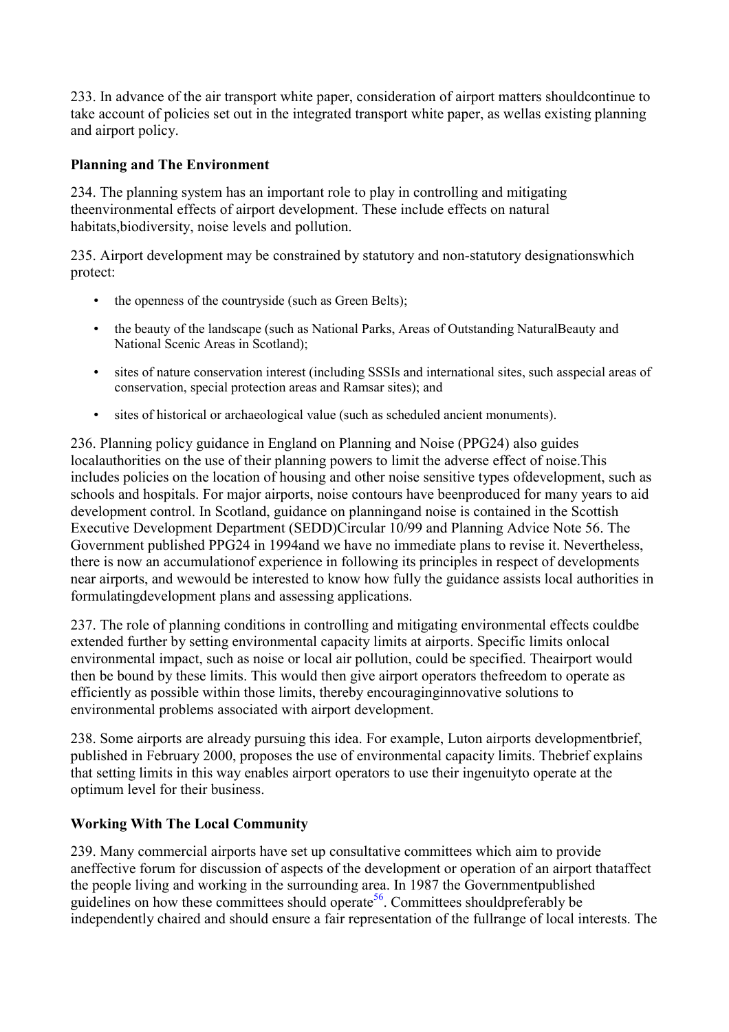233. In advance of the air transport white paper, consideration of airport matters shouldcontinue to take account of policies set out in the integrated transport white paper, as wellas existing planning and airport policy.

**Planning and The Environment**

234. The planning system has an important role to play in controlling and mitigating theenvironmental effects of airport development. These include effects on natural habitats,biodiversity, noise levels and pollution.

235. Airport development may be constrained by statutory and non-statutory designationswhich protect:

- the openness of the countryside (such as Green Belts);
- the beauty of the landscape (such as National Parks, Areas of Outstanding NaturalBeauty and National Scenic Areas in Scotland);
- sites of nature conservation interest (including SSSIs and international sites, such asspecial areas of conservation, special protection areas and Ramsar sites); and
- sites of historical or archaeological value (such as scheduled ancient monuments).

236. Planning policy guidance in England on Planning and Noise (PPG24) also guides localauthorities on the use of their planning powers to limit the adverse effect of noise.This includes policies on the location of housing and other noise sensitive types ofdevelopment, such as schools and hospitals. For major airports, noise contours have beenproduced for many years to aid development control. In Scotland, guidance on planningand noise is contained in the Scottish Executive Development Department (SEDD)Circular 10/99 and Planning Advice Note 56. The Government published PPG24 in 1994and we have no immediate plans to revise it. Nevertheless, there is now an accumulationof experience in following its principles in respect of developments near airports, and wewould be interested to know how fully the guidance assists local authorities in formulatingdevelopment plans and assessing applications.

237. The role of planning conditions in controlling and mitigating environmental effects couldbe extended further by setting environmental capacity limits at airports. Specific limits onlocal environmental impact, such as noise or local air pollution, could be specified. Theairport would then be bound by these limits. This would then give airport operators thefreedom to operate as efficiently as possible within those limits, thereby encouraginginnovative solutions to environmental problems associated with airport development.

238. Some airports are already pursuing this idea. For example, Luton airports developmentbrief, published in February 2000, proposes the use of environmental capacity limits. Thebrief explains that setting limits in this way enables airport operators to use their ingenuityto operate at the optimum level for their business.

**Working With The Local Community**

239. Many commercial airports have set up consultative committees which aim to provide aneffective forum for discussion of aspects of the development or operation of an airport thataffect the people living and working in the surrounding area. In 1987 the Governmentpublished guidelines on how these committees should operate[56]. Committees shouldpreferably be independently chaired and should ensure a fair representation of the fullrange of local interests. The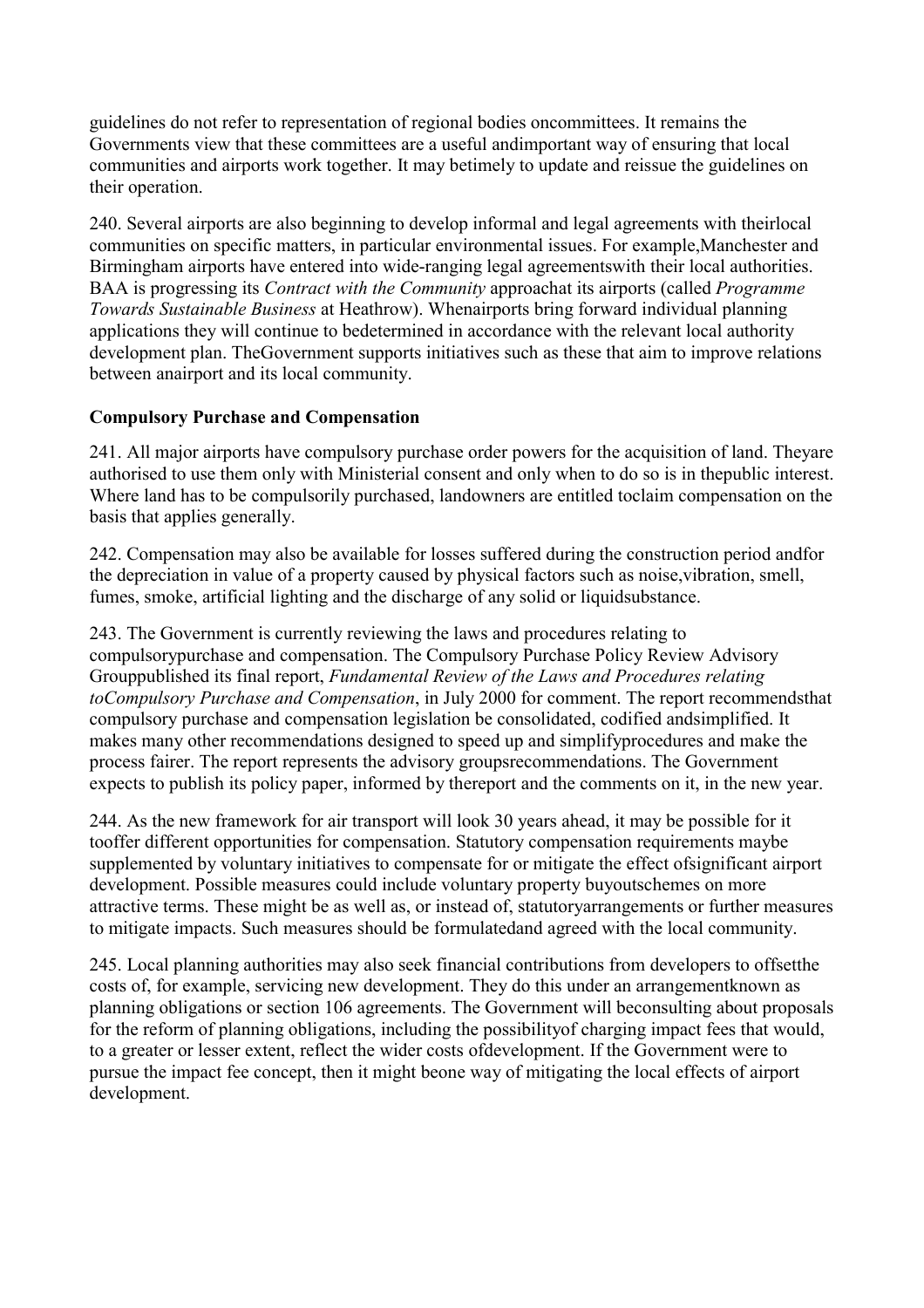guidelines do not refer to representation of regional bodies oncommittees. It remains the Governments view that these committees are a useful andimportant way of ensuring that local communities and airports work together. It may betimely to update and reissue the guidelines on their operation.

240. Several airports are also beginning to develop informal and legal agreements with theirlocal communities on specific matters, in particular environmental issues. For example,Manchester and Birmingham airports have entered into wide-ranging legal agreementswith their local authorities. BAA is progressing its *Contract with the Community* approachat its airports (called *Programme Towards Sustainable Business* at Heathrow). Whenairports bring forward individual planning applications they will continue to bedetermined in accordance with the relevant local authority development plan. TheGovernment supports initiatives such as these that aim to improve relations between anairport and its local community.

**Compulsory Purchase and Compensation**

241. All major airports have compulsory purchase order powers for the acquisition of land. Theyare authorised to use them only with Ministerial consent and only when to do so is in thepublic interest. Where land has to be compulsorily purchased, landowners are entitled toclaim compensation on the basis that applies generally.

242. Compensation may also be available for losses suffered during the construction period andfor the depreciation in value of a property caused by physical factors such as noise,vibration, smell, fumes, smoke, artificial lighting and the discharge of any solid or liquidsubstance.

243. The Government is currently reviewing the laws and procedures relating to compulsorypurchase and compensation. The Compulsory Purchase Policy Review Advisory Grouppublished its final report, *Fundamental Review of the Laws and Procedures relating toCompulsory Purchase and Compensation*, in July 2000 for comment. The report recommendsthat compulsory purchase and compensation legislation be consolidated, codified andsimplified. It makes many other recommendations designed to speed up and simplifyprocedures and make the process fairer. The report represents the advisory groupsrecommendations. The Government expects to publish its policy paper, informed by thereport and the comments on it, in the new year.

244. As the new framework for air transport will look 30 years ahead, it may be possible for it tooffer different opportunities for compensation. Statutory compensation requirements maybe supplemented by voluntary initiatives to compensate for or mitigate the effect ofsignificant airport development. Possible measures could include voluntary property buyoutschemes on more attractive terms. These might be as well as, or instead of, statutoryarrangements or further measures to mitigate impacts. Such measures should be formulatedand agreed with the local community.

245. Local planning authorities may also seek financial contributions from developers to offsetthe costs of, for example, servicing new development. They do this under an arrangementknown as planning obligations or section 106 agreements. The Government will beconsulting about proposals for the reform of planning obligations, including the possibilityof charging impact fees that would, to a greater or lesser extent, reflect the wider costs ofdevelopment. If the Government were to pursue the impact fee concept, then it might beone way of mitigating the local effects of airport development.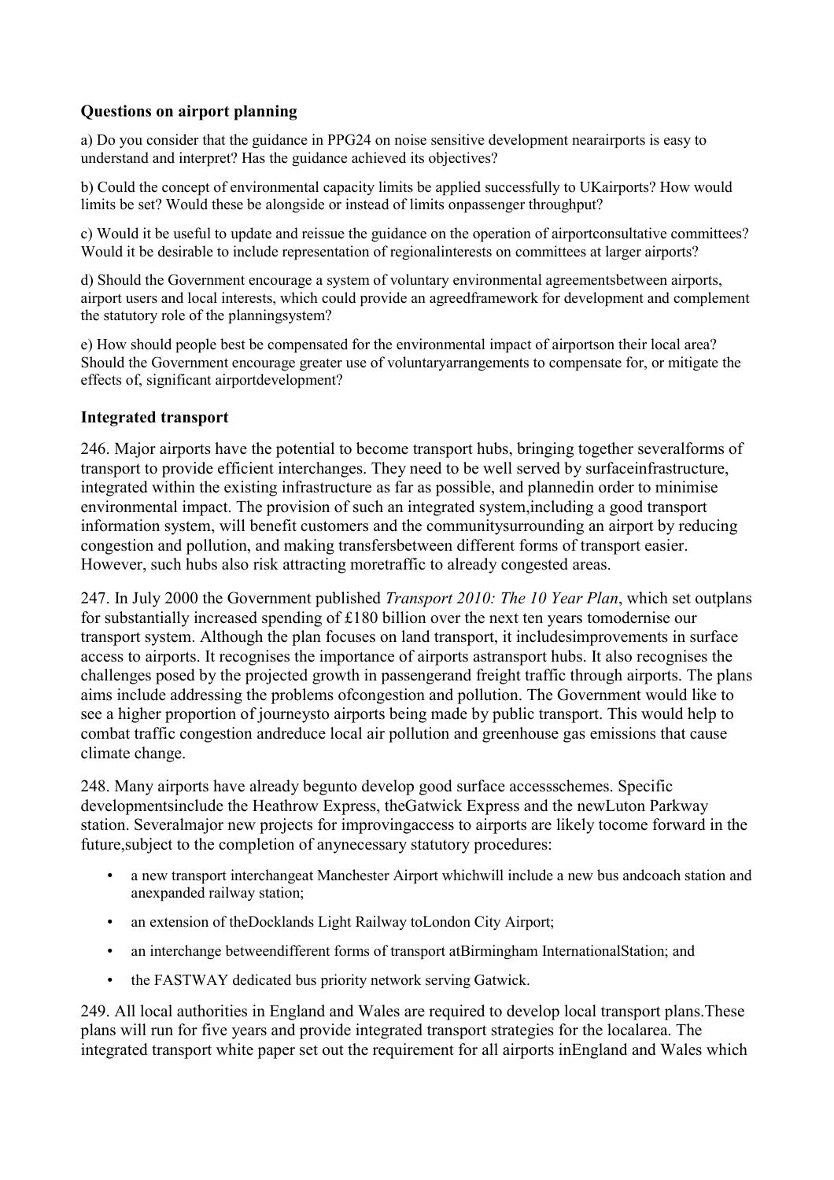### Questions on airport planning

a) Do you consider that the guidance in PPG24 on noise sensitive development nearairports is easy to understand and interpret? Has the guidance achieved its objectives?

b) Could the concept of environmental capacity limits be applied successfully to UKairports? How would limits be set? Would these be alongside or instead of limits onpassenger throughput?

c) Would it be useful to update and reissue the guidance on the operation of airportconsultative committees? Would it be desirable to include representation of regionalinterests on committees at larger airports?

d) Should the Government encourage a system of voluntary environmental agreementsbetween airports, airport users and local interests, which could provide an agreedframework for development and complement the statutory role of the planningsystem?

e) How should people best be compensated for the environmental impact of airportson their local area? Should the Government encourage greater use of voluntaryarrangements to compensate for, or mitigate the effects of, significant airportdevelopment?

### Integrated transport

246. Major airports have the potential to become transport hubs, bringing together severalforms of transport to provide efficient interchanges. They need to be well served by surfaceinfrastructure, integrated within the existing infrastructure as far as possible, and plannedin order to minimise environmental impact. The provision of such an integrated system,including a good transport information system, will benefit customers and the communitysurrounding an airport by reducing congestion and pollution, and making transfersbetween different forms of transport easier. However, such hubs also risk attracting moretraffic to already congested areas.

247. In July 2000 the Government published *Transport 2010: The 10 Year Plan*, which set outplans for substantially increased spending of £180 billion over the next ten years tomodernise our transport system. Although the plan focuses on land transport, it includesimprovements in surface access to airports. It recognises the importance of airports astransport hubs. It also recognises the challenges posed by the projected growth in passengerand freight traffic through airports. The plans aims include addressing the problems ofcongestion and pollution. The Government would like to see a higher proportion of journeysto airports being made by public transport. This would help to combat traffic congestion andreduce local air pollution and greenhouse gas emissions that cause climate change.

248. Many airports have already begunto develop good surface accessschemes. Specific developmentsinclude the Heathrow Express, theGatwick Express and the newLuton Parkway station. Severalmajor new projects for improvingaccess to airports are likely tocome forward in the future,subject to the completion of anynecessary statutory procedures:

- a new transport interchangeat Manchester Airport whichwill include a new bus andcoach station and anexpanded railway station;
- an extension of theDocklands Light Railway toLondon City Airport;
- an interchange betweendifferent forms of transport atBirmingham InternationalStation; and
- the FASTWAY dedicated bus priority network serving Gatwick.

249. All local authorities in England and Wales are required to develop local transport plans.These plans will run for five years and provide integrated transport strategies for the localarea. The integrated transport white paper set out the requirement for all airports inEngland and Wales which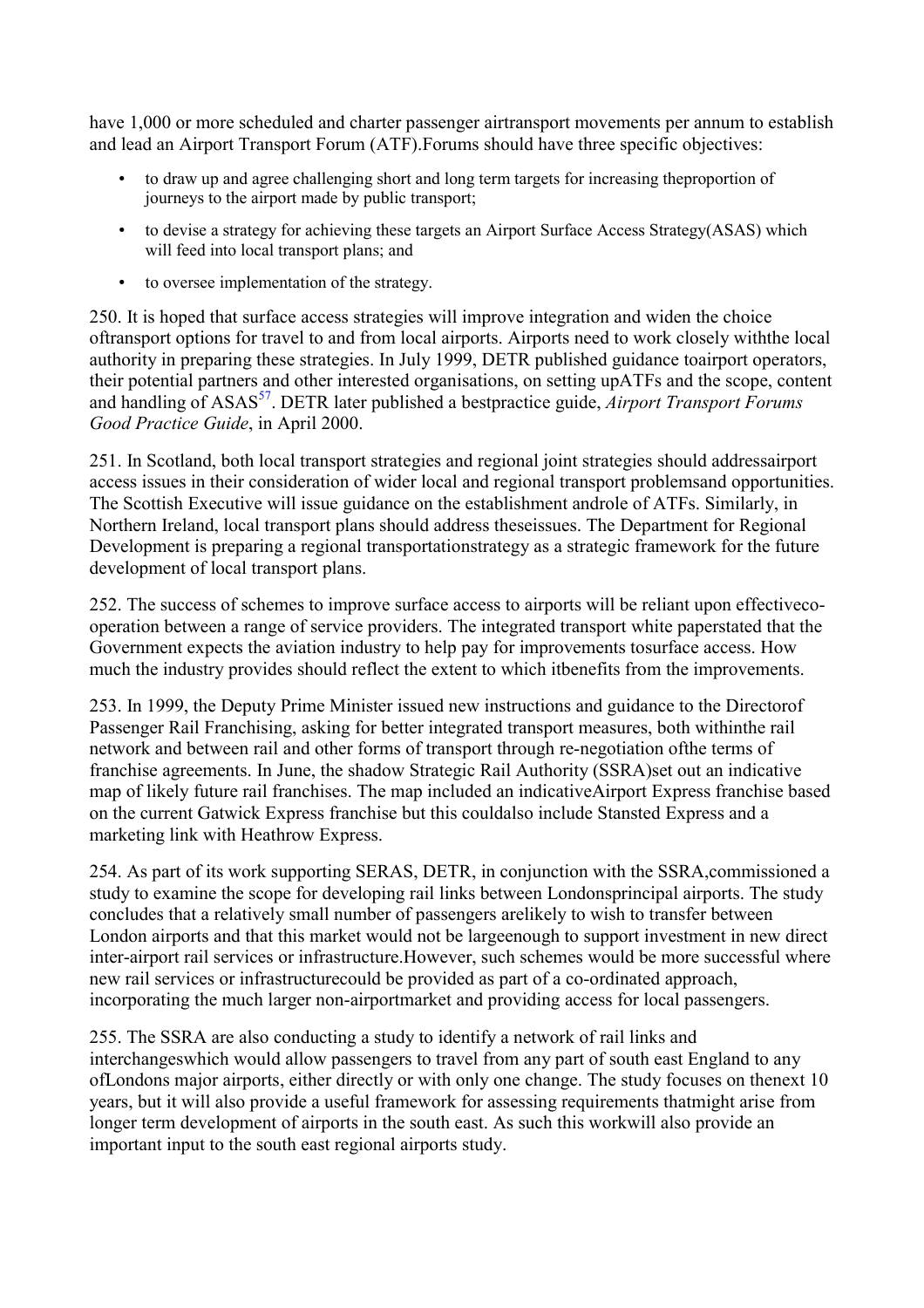have 1,000 or more scheduled and charter passenger airtransport movements per annum to establish and lead an Airport Transport Forum (ATF).Forums should have three specific objectives:

- to draw up and agree challenging short and long term targets for increasing theproportion of journeys to the airport made by public transport;
- to devise a strategy for achieving these targets an Airport Surface Access Strategy(ASAS) which will feed into local transport plans; and
- to oversee implementation of the strategy.

250. It is hoped that surface access strategies will improve integration and widen the choice oftransport options for travel to and from local airports. Airports need to work closely withthe local authority in preparing these strategies. In July 1999, DETR published guidance toairport operators, their potential partners and other interested organisations, on setting upATFs and the scope, content and handling of ASAS[57]. DETR later published a bestpractice guide, *Airport Transport Forums Good Practice Guide*, in April 2000.

251. In Scotland, both local transport strategies and regional joint strategies should addressairport access issues in their consideration of wider local and regional transport problemsand opportunities. The Scottish Executive will issue guidance on the establishment androle of ATFs. Similarly, in Northern Ireland, local transport plans should address theseissues. The Department for Regional Development is preparing a regional transportationstrategy as a strategic framework for the future development of local transport plans.

252. The success of schemes to improve surface access to airports will be reliant upon effectiveco-operation between a range of service providers. The integrated transport white paperstated that the Government expects the aviation industry to help pay for improvements tosurface access. How much the industry provides should reflect the extent to which itbenefits from the improvements.

253. In 1999, the Deputy Prime Minister issued new instructions and guidance to the Directorof Passenger Rail Franchising, asking for better integrated transport measures, both withinthe rail network and between rail and other forms of transport through re-negotiation ofthe terms of franchise agreements. In June, the shadow Strategic Rail Authority (SSRA)set out an indicative map of likely future rail franchises. The map included an indicativeAirport Express franchise based on the current Gatwick Express franchise but this couldalso include Stansted Express and a marketing link with Heathrow Express.

254. As part of its work supporting SERAS, DETR, in conjunction with the SSRA,commissioned a study to examine the scope for developing rail links between Londonsprincipal airports. The study concludes that a relatively small number of passengers arelikely to wish to transfer between London airports and that this market would not be largeenough to support investment in new direct inter-airport rail services or infrastructure.However, such schemes would be more successful where new rail services or infrastructurecould be provided as part of a co-ordinated approach, incorporating the much larger non-airportmarket and providing access for local passengers.

255. The SSRA are also conducting a study to identify a network of rail links and interchangeswhich would allow passengers to travel from any part of south east England to any ofLondons major airports, either directly or with only one change. The study focuses on thenext 10 years, but it will also provide a useful framework for assessing requirements thatmight arise from longer term development of airports in the south east. As such this workwill also provide an important input to the south east regional airports study.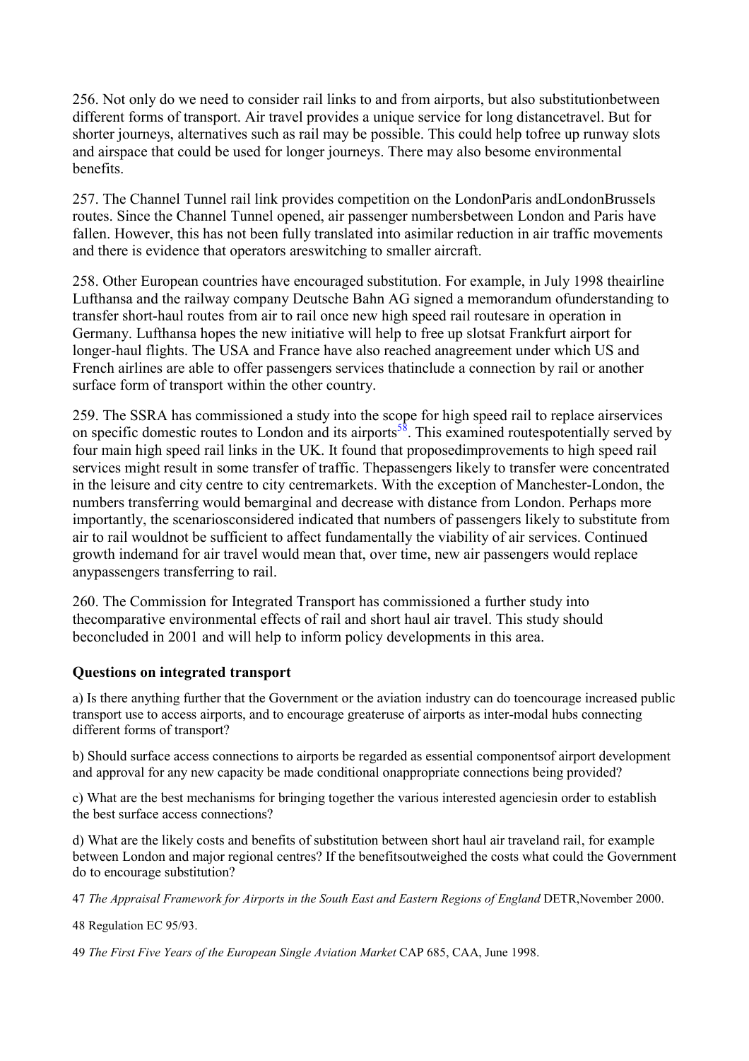256. Not only do we need to consider rail links to and from airports, but also substitutionbetween different forms of transport. Air travel provides a unique service for long distancetravel. But for shorter journeys, alternatives such as rail may be possible. This could help tofree up runway slots and airspace that could be used for longer journeys. There may also besome environmental benefits.

257. The Channel Tunnel rail link provides competition on the LondonParis andLondonBrussels routes. Since the Channel Tunnel opened, air passenger numbersbetween London and Paris have fallen. However, this has not been fully translated into asimilar reduction in air traffic movements and there is evidence that operators areswitching to smaller aircraft.

258. Other European countries have encouraged substitution. For example, in July 1998 theairline Lufthansa and the railway company Deutsche Bahn AG signed a memorandum ofunderstanding to transfer short-haul routes from air to rail once new high speed rail routesare in operation in Germany. Lufthansa hopes the new initiative will help to free up slotsat Frankfurt airport for longer-haul flights. The USA and France have also reached anagreement under which US and French airlines are able to offer passengers services thatinclude a connection by rail or another surface form of transport within the other country.

259. The SSRA has commissioned a study into the scope for high speed rail to replace airservices on specific domestic routes to London and its airports[58]. This examined routespotentially served by four main high speed rail links in the UK. It found that proposedimprovements to high speed rail services might result in some transfer of traffic. Thepassengers likely to transfer were concentrated in the leisure and city centre to city centremarkets. With the exception of Manchester-London, the numbers transferring would bemarginal and decrease with distance from London. Perhaps more importantly, the scenariosconsidered indicated that numbers of passengers likely to substitute from air to rail wouldnot be sufficient to affect fundamentally the viability of air services. Continued growth indemand for air travel would mean that, over time, new air passengers would replace anypassengers transferring to rail.

260. The Commission for Integrated Transport has commissioned a further study into thecomparative environmental effects of rail and short haul air travel. This study should beconcluded in 2001 and will help to inform policy developments in this area.

### Questions on integrated transport

a) Is there anything further that the Government or the aviation industry can do toencourage increased public transport use to access airports, and to encourage greateruse of airports as inter-modal hubs connecting different forms of transport?

b) Should surface access connections to airports be regarded as essential componentsof airport development and approval for any new capacity be made conditional onappropriate connections being provided?

c) What are the best mechanisms for bringing together the various interested agenciesin order to establish the best surface access connections?

d) What are the likely costs and benefits of substitution between short haul air traveland rail, for example between London and major regional centres? If the benefitsoutweighed the costs what could the Government do to encourage substitution?

47 *The Appraisal Framework for Airports in the South East and Eastern Regions of England* DETR,November 2000.

48 Regulation EC 95/93.

49 *The First Five Years of the European Single Aviation Market* CAP 685, CAA, June 1998.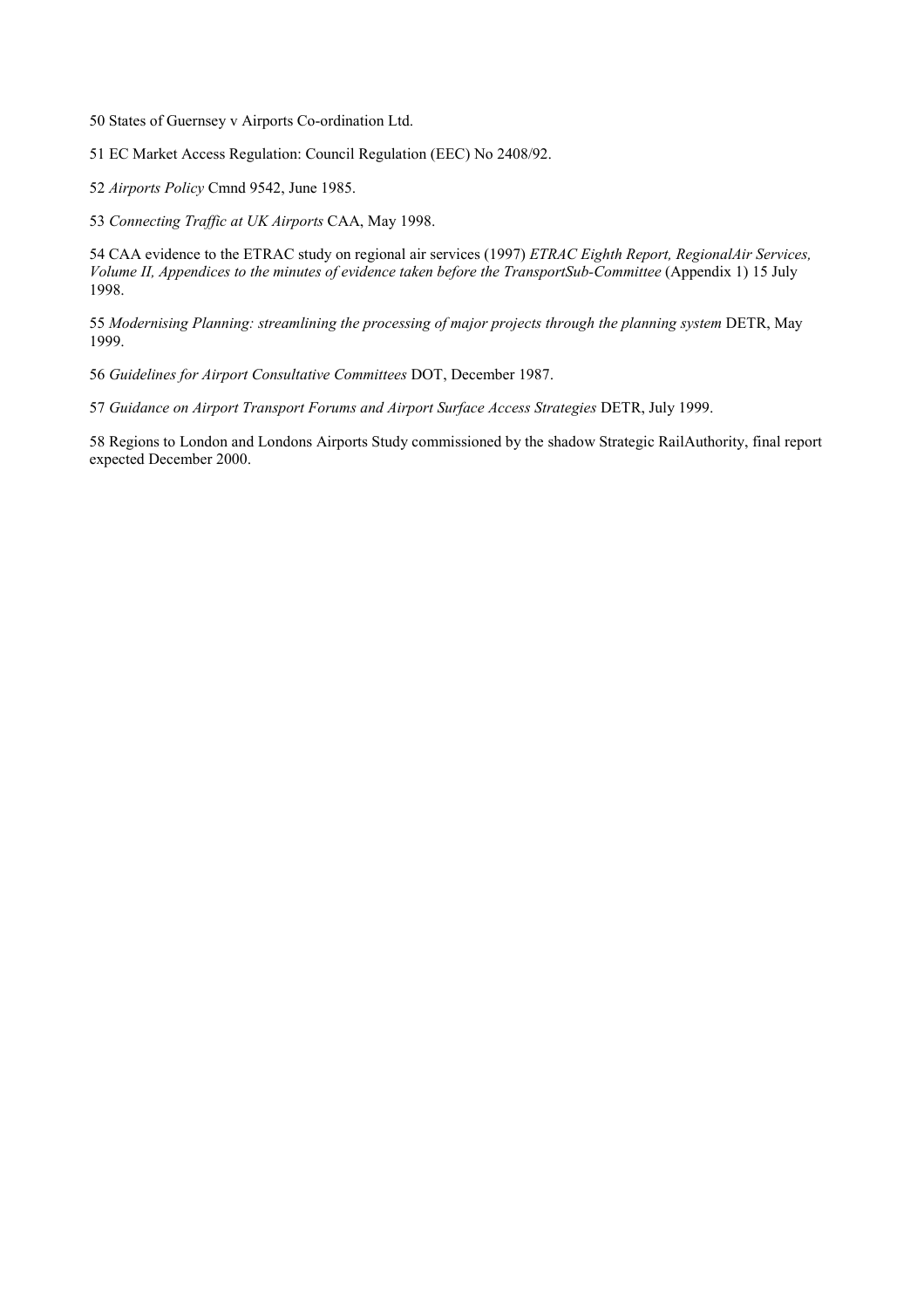50 States of Guernsey v Airports Co-ordination Ltd.

51 EC Market Access Regulation: Council Regulation (EEC) No 2408/92.

52 *Airports Policy* Cmnd 9542, June 1985.

53 *Connecting Traffic at UK Airports* CAA, May 1998.

54 CAA evidence to the ETRAC study on regional air services (1997) *ETRAC Eighth Report, RegionalAir Services, Volume II, Appendices to the minutes of evidence taken before the TransportSub-Committee* (Appendix 1) 15 July 1998.

55 *Modernising Planning: streamlining the processing of major projects through the planning system* DETR, May 1999.

56 *Guidelines for Airport Consultative Committees* DOT, December 1987.

57 *Guidance on Airport Transport Forums and Airport Surface Access Strategies* DETR, July 1999.

58 Regions to London and Londons Airports Study commissioned by the shadow Strategic RailAuthority, final report expected December 2000.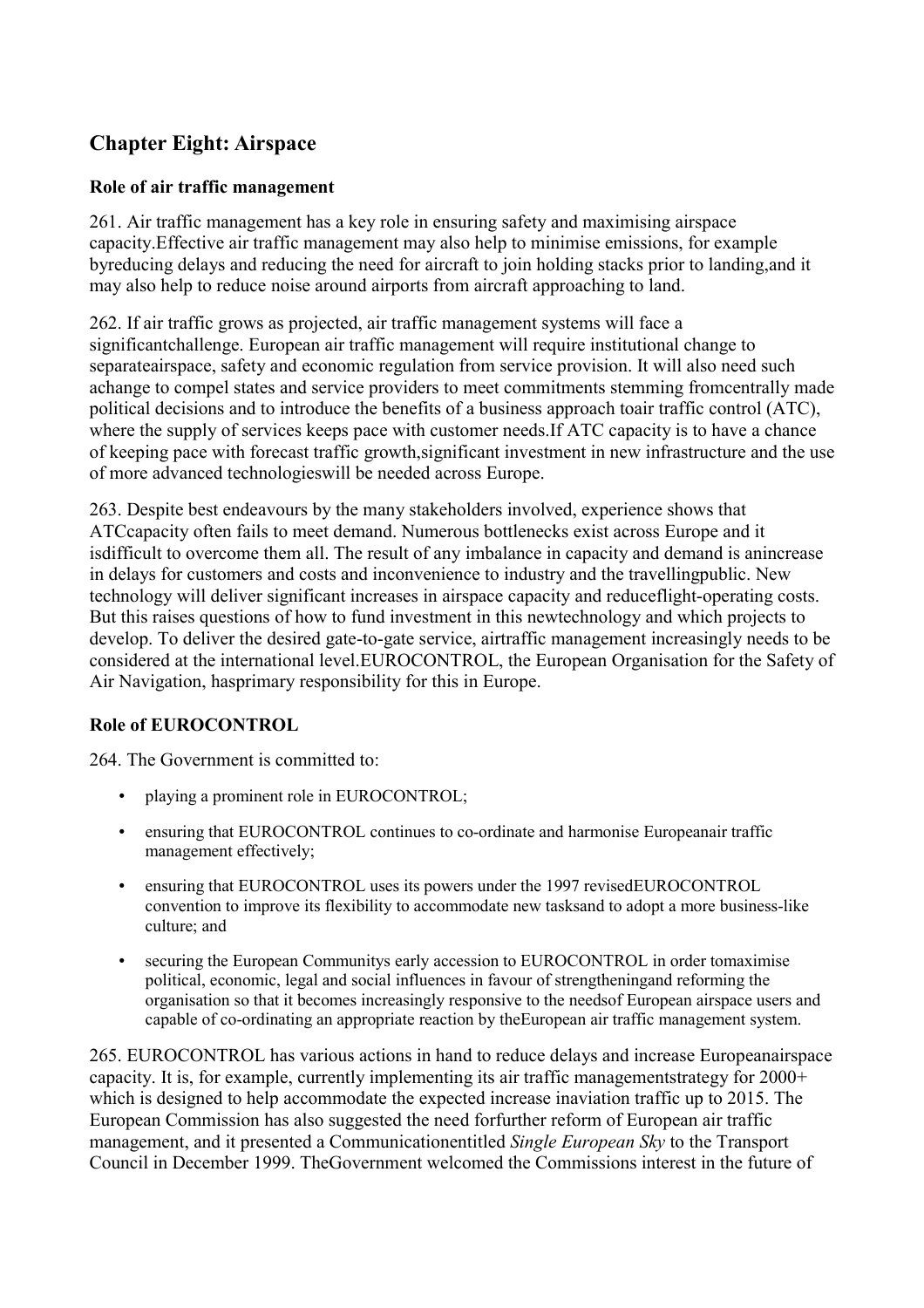## Chapter Eight: Airspace

### Role of air traffic management

261. Air traffic management has a key role in ensuring safety and maximising airspace capacity.Effective air traffic management may also help to minimise emissions, for example byreducing delays and reducing the need for aircraft to join holding stacks prior to landing,and it may also help to reduce noise around airports from aircraft approaching to land.

262. If air traffic grows as projected, air traffic management systems will face a significantchallenge. European air traffic management will require institutional change to separateairspace, safety and economic regulation from service provision. It will also need such achange to compel states and service providers to meet commitments stemming fromcentrally made political decisions and to introduce the benefits of a business approach toair traffic control (ATC), where the supply of services keeps pace with customer needs.If ATC capacity is to have a chance of keeping pace with forecast traffic growth,significant investment in new infrastructure and the use of more advanced technologieswill be needed across Europe.

263. Despite best endeavours by the many stakeholders involved, experience shows that ATCcapacity often fails to meet demand. Numerous bottlenecks exist across Europe and it isdifficult to overcome them all. The result of any imbalance in capacity and demand is anincrease in delays for customers and costs and inconvenience to industry and the travellingpublic. New technology will deliver significant increases in airspace capacity and reduceflight-operating costs. But this raises questions of how to fund investment in this newtechnology and which projects to develop. To deliver the desired gate-to-gate service, airtraffic management increasingly needs to be considered at the international level.EUROCONTROL, the European Organisation for the Safety of Air Navigation, hasprimary responsibility for this in Europe.

### Role of EUROCONTROL

264. The Government is committed to:

- playing a prominent role in EUROCONTROL;
- ensuring that EUROCONTROL continues to co-ordinate and harmonise Europeanair traffic management effectively;
- ensuring that EUROCONTROL uses its powers under the 1997 revisedEUROCONTROL convention to improve its flexibility to accommodate new tasksand to adopt a more business-like culture; and
- securing the European Communitys early accession to EUROCONTROL in order tomaximise political, economic, legal and social influences in favour of strengtheningand reforming the organisation so that it becomes increasingly responsive to the needsof European airspace users and capable of co-ordinating an appropriate reaction by theEuropean air traffic management system.

265. EUROCONTROL has various actions in hand to reduce delays and increase Europeanairspace capacity. It is, for example, currently implementing its air traffic managementstrategy for 2000+ which is designed to help accommodate the expected increase inaviation traffic up to 2015. The European Commission has also suggested the need forfurther reform of European air traffic management, and it presented a Communicationentitled *Single European Sky* to the Transport Council in December 1999. TheGovernment welcomed the Commissions interest in the future of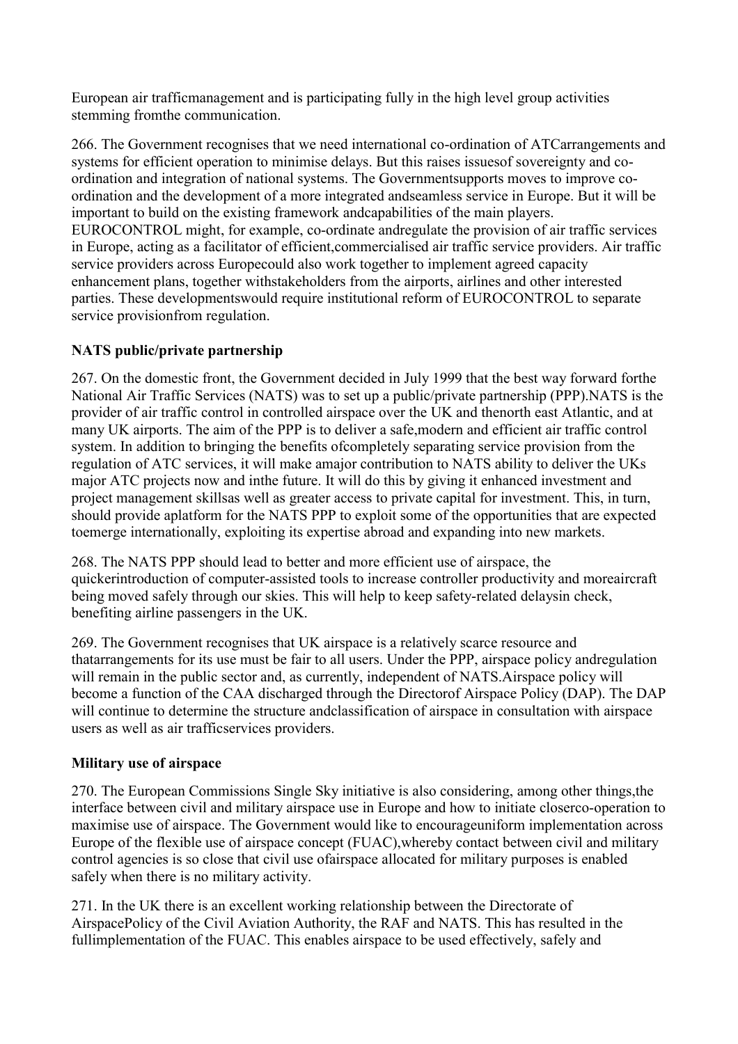European air trafficmanagement and is participating fully in the high level group activities stemming fromthe communication.

266. The Government recognises that we need international co-ordination of ATCarrangements and systems for efficient operation to minimise delays. But this raises issuesof sovereignty and co-ordination and integration of national systems. The Governmentsupports moves to improve co-ordination and the development of a more integrated andseamless service in Europe. But it will be important to build on the existing framework andcapabilities of the main players. EUROCONTROL might, for example, co-ordinate andregulate the provision of air traffic services in Europe, acting as a facilitator of efficient,commercialised air traffic service providers. Air traffic service providers across Europecould also work together to implement agreed capacity enhancement plans, together withstakeholders from the airports, airlines and other interested parties. These developmentswould require institutional reform of EUROCONTROL to separate service provisionfrom regulation.

**NATS public/private partnership**

267. On the domestic front, the Government decided in July 1999 that the best way forward forthe National Air Traffic Services (NATS) was to set up a public/private partnership (PPP).NATS is the provider of air traffic control in controlled airspace over the UK and thenorth east Atlantic, and at many UK airports. The aim of the PPP is to deliver a safe,modern and efficient air traffic control system. In addition to bringing the benefits ofcompletely separating service provision from the regulation of ATC services, it will make amajor contribution to NATS ability to deliver the UKs major ATC projects now and inthe future. It will do this by giving it enhanced investment and project management skillsas well as greater access to private capital for investment. This, in turn, should provide aplatform for the NATS PPP to exploit some of the opportunities that are expected toemerge internationally, exploiting its expertise abroad and expanding into new markets.

268. The NATS PPP should lead to better and more efficient use of airspace, the quickerintroduction of computer-assisted tools to increase controller productivity and moreaircraft being moved safely through our skies. This will help to keep safety-related delaysin check, benefiting airline passengers in the UK.

269. The Government recognises that UK airspace is a relatively scarce resource and thatarrangements for its use must be fair to all users. Under the PPP, airspace policy andregulation will remain in the public sector and, as currently, independent of NATS.Airspace policy will become a function of the CAA discharged through the Directorof Airspace Policy (DAP). The DAP will continue to determine the structure andclassification of airspace in consultation with airspace users as well as air trafficservices providers.

**Military use of airspace**

270. The European Commissions Single Sky initiative is also considering, among other things,the interface between civil and military airspace use in Europe and how to initiate closerco-operation to maximise use of airspace. The Government would like to encourageuniform implementation across Europe of the flexible use of airspace concept (FUAC),whereby contact between civil and military control agencies is so close that civil use ofairspace allocated for military purposes is enabled safely when there is no military activity.

271. In the UK there is an excellent working relationship between the Directorate of AirspacePolicy of the Civil Aviation Authority, the RAF and NATS. This has resulted in the fullimplementation of the FUAC. This enables airspace to be used effectively, safely and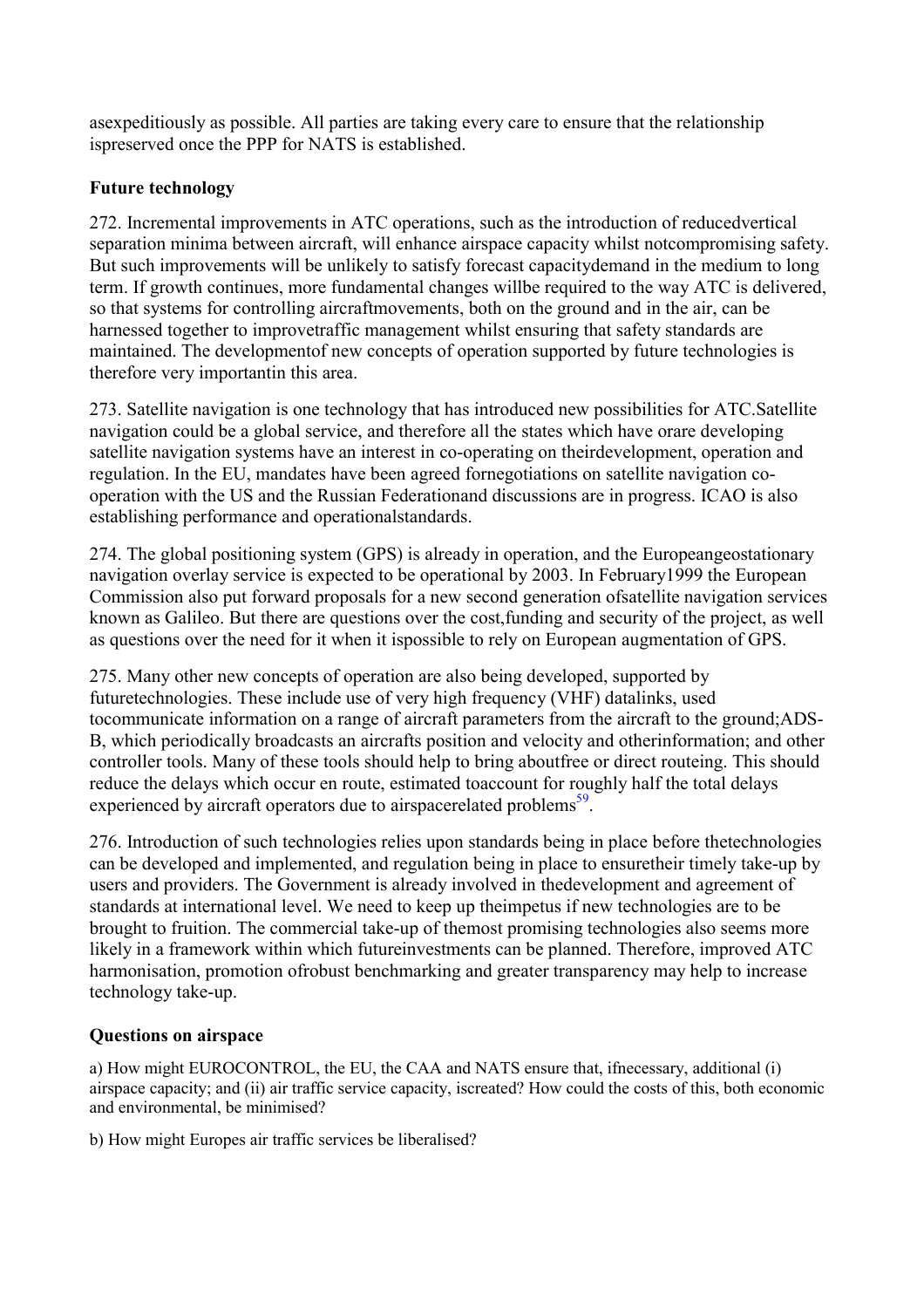asexpeditiously as possible. All parties are taking every care to ensure that the relationship ispreserved once the PPP for NATS is established.

### Future technology

272. Incremental improvements in ATC operations, such as the introduction of reducedvertical separation minima between aircraft, will enhance airspace capacity whilst notcompromising safety. But such improvements will be unlikely to satisfy forecast capacitydemand in the medium to long term. If growth continues, more fundamental changes willbe required to the way ATC is delivered, so that systems for controlling aircraftmovements, both on the ground and in the air, can be harnessed together to improvetraffic management whilst ensuring that safety standards are maintained. The developmentof new concepts of operation supported by future technologies is therefore very importantin this area.

273. Satellite navigation is one technology that has introduced new possibilities for ATC.Satellite navigation could be a global service, and therefore all the states which have orare developing satellite navigation systems have an interest in co-operating on theirdevelopment, operation and regulation. In the EU, mandates have been agreed fornegotiations on satellite navigation co-operation with the US and the Russian Federationand discussions are in progress. ICAO is also establishing performance and operationalstandards.

274. The global positioning system (GPS) is already in operation, and the Europeangeostationary navigation overlay service is expected to be operational by 2003. In February1999 the European Commission also put forward proposals for a new second generation ofsatellite navigation services known as Galileo. But there are questions over the cost,funding and security of the project, as well as questions over the need for it when it ispossible to rely on European augmentation of GPS.

275. Many other new concepts of operation are also being developed, supported by futuretechnologies. These include use of very high frequency (VHF) datalinks, used tocommunicate information on a range of aircraft parameters from the aircraft to the ground;ADS-B, which periodically broadcasts an aircrafts position and velocity and otherinformation; and other controller tools. Many of these tools should help to bring aboutfree or direct routeing. This should reduce the delays which occur en route, estimated toaccount for roughly half the total delays experienced by aircraft operators due to airspacerelated problems[59].

276. Introduction of such technologies relies upon standards being in place before thetechnologies can be developed and implemented, and regulation being in place to ensuretheir timely take-up by users and providers. The Government is already involved in thedevelopment and agreement of standards at international level. We need to keep up theimpetus if new technologies are to be brought to fruition. The commercial take-up of themost promising technologies also seems more likely in a framework within which futureinvestments can be planned. Therefore, improved ATC harmonisation, promotion ofrobust benchmarking and greater transparency may help to increase technology take-up.

### Questions on airspace

a) How might EUROCONTROL, the EU, the CAA and NATS ensure that, ifnecessary, additional (i) airspace capacity; and (ii) air traffic service capacity, iscreated? How could the costs of this, both economic and environmental, be minimised?

b) How might Europes air traffic services be liberalised?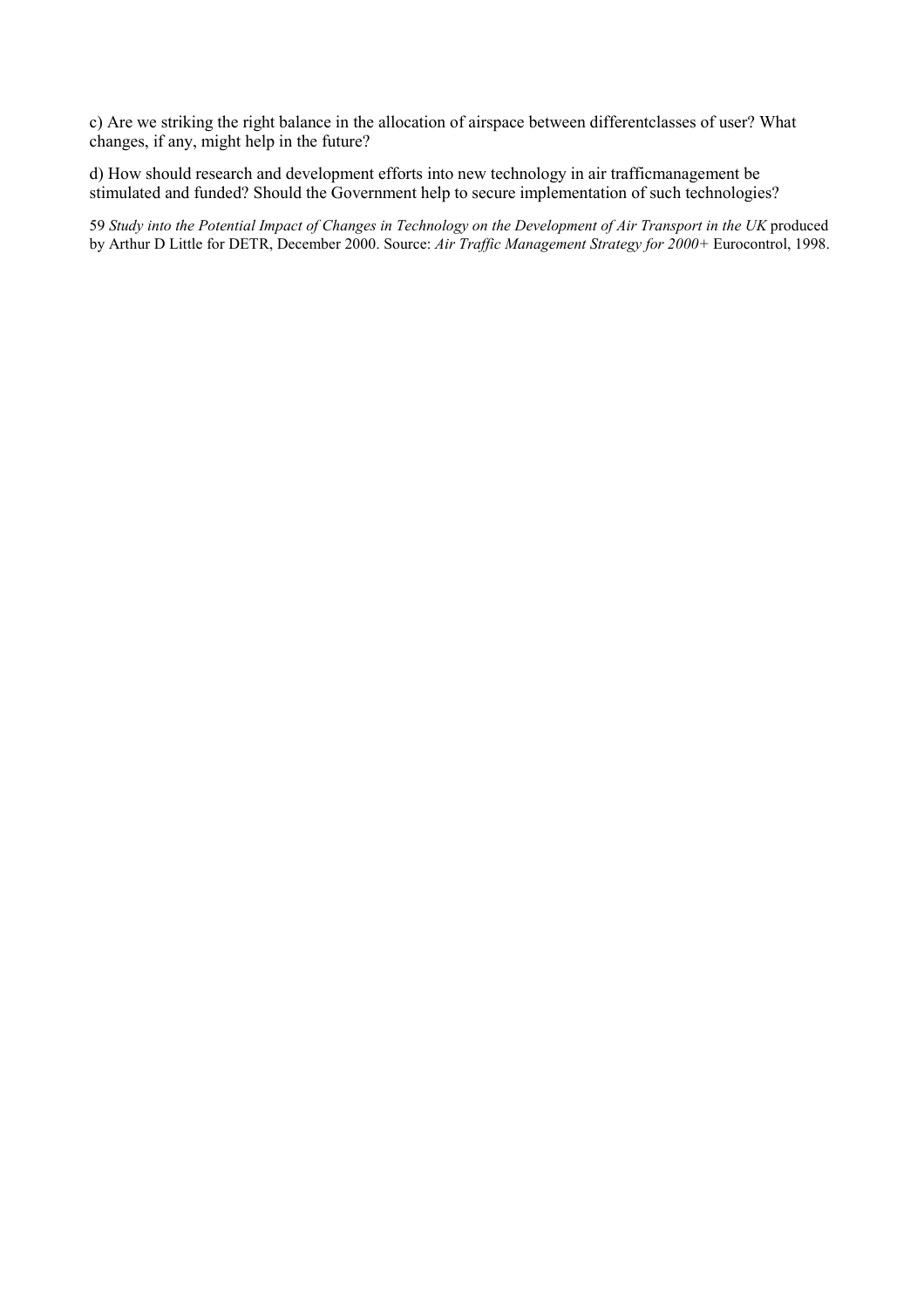c) Are we striking the right balance in the allocation of airspace between differentclasses of user? What changes, if any, might help in the future?

d) How should research and development efforts into new technology in air trafficmanagement be stimulated and funded? Should the Government help to secure implementation of such technologies?

59 *Study into the Potential Impact of Changes in Technology on the Development of Air Transport in the UK* produced by Arthur D Little for DETR, December 2000. Source: *Air Traffic Management Strategy for 2000+* Eurocontrol, 1998.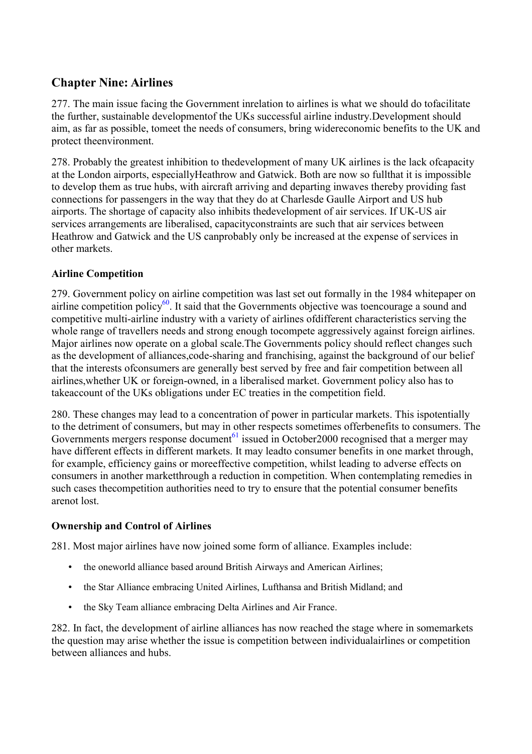## Chapter Nine: Airlines

277. The main issue facing the Government inrelation to airlines is what we should do tofacilitate the further, sustainable developmentof the UKs successful airline industry.Development should aim, as far as possible, tomeet the needs of consumers, bring widereconomic benefits to the UK and protect theenvironment.

278. Probably the greatest inhibition to thedevelopment of many UK airlines is the lack ofcapacity at the London airports, especiallyHeathrow and Gatwick. Both are now so fullthat it is impossible to develop them as true hubs, with aircraft arriving and departing inwaves thereby providing fast connections for passengers in the way that they do at Charlesde Gaulle Airport and US hub airports. The shortage of capacity also inhibits thedevelopment of air services. If UK-US air services arrangements are liberalised, capacityconstraints are such that air services between Heathrow and Gatwick and the US canprobably only be increased at the expense of services in other markets.

### Airline Competition

279. Government policy on airline competition was last set out formally in the 1984 whitepaper on airline competition policy[60]. It said that the Governments objective was toencourage a sound and competitive multi-airline industry with a variety of airlines ofdifferent characteristics serving the whole range of travellers needs and strong enough tocompete aggressively against foreign airlines. Major airlines now operate on a global scale.The Governments policy should reflect changes such as the development of alliances,code-sharing and franchising, against the background of our belief that the interests ofconsumers are generally best served by free and fair competition between all airlines,whether UK or foreign-owned, in a liberalised market. Government policy also has to takeaccount of the UKs obligations under EC treaties in the competition field.

280. These changes may lead to a concentration of power in particular markets. This ispotentially to the detriment of consumers, but may in other respects sometimes offerbenefits to consumers. The Governments mergers response document[61] issued in October2000 recognised that a merger may have different effects in different markets. It may leadto consumer benefits in one market through, for example, efficiency gains or moreeffective competition, whilst leading to adverse effects on consumers in another marketthrough a reduction in competition. When contemplating remedies in such cases thecompetition authorities need to try to ensure that the potential consumer benefits arenot lost.

### Ownership and Control of Airlines

281. Most major airlines have now joined some form of alliance. Examples include:

- the oneworld alliance based around British Airways and American Airlines;
- the Star Alliance embracing United Airlines, Lufthansa and British Midland; and
- the Sky Team alliance embracing Delta Airlines and Air France.

282. In fact, the development of airline alliances has now reached the stage where in somemarkets the question may arise whether the issue is competition between individualairlines or competition between alliances and hubs.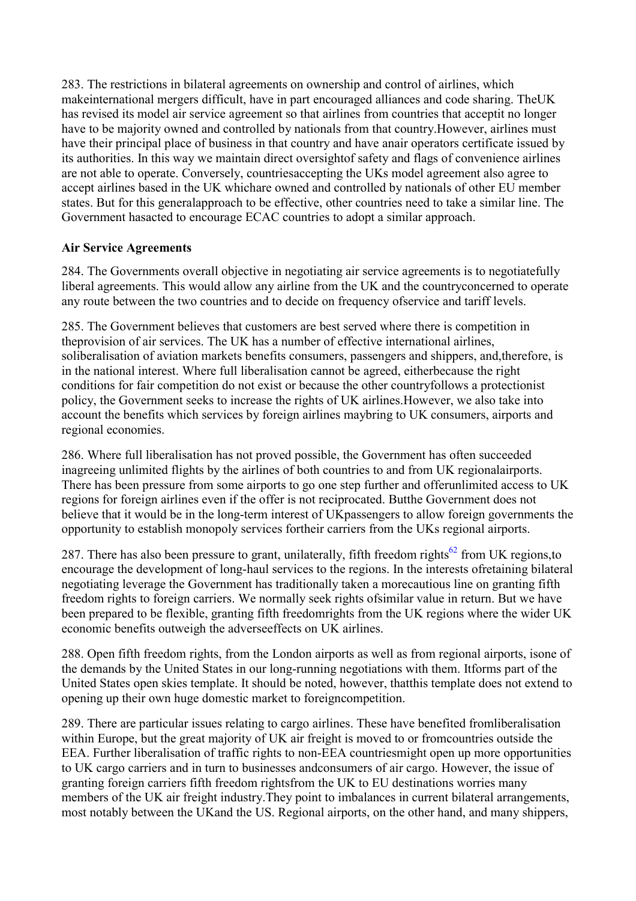283. The restrictions in bilateral agreements on ownership and control of airlines, which makeinternational mergers difficult, have in part encouraged alliances and code sharing. TheUK has revised its model air service agreement so that airlines from countries that acceptit no longer have to be majority owned and controlled by nationals from that country.However, airlines must have their principal place of business in that country and have anair operators certificate issued by its authorities. In this way we maintain direct oversightof safety and flags of convenience airlines are not able to operate. Conversely, countriesaccepting the UKs model agreement also agree to accept airlines based in the UK whichare owned and controlled by nationals of other EU member states. But for this generalapproach to be effective, other countries need to take a similar line. The Government hasacted to encourage ECAC countries to adopt a similar approach.

**Air Service Agreements**

284. The Governments overall objective in negotiating air service agreements is to negotiatefully liberal agreements. This would allow any airline from the UK and the countryconcerned to operate any route between the two countries and to decide on frequency ofservice and tariff levels.

285. The Government believes that customers are best served where there is competition in theprovision of air services. The UK has a number of effective international airlines, soliberalisation of aviation markets benefits consumers, passengers and shippers, and,therefore, is in the national interest. Where full liberalisation cannot be agreed, eitherbecause the right conditions for fair competition do not exist or because the other countryfollows a protectionist policy, the Government seeks to increase the rights of UK airlines.However, we also take into account the benefits which services by foreign airlines maybring to UK consumers, airports and regional economies.

286. Where full liberalisation has not proved possible, the Government has often succeeded inagreeing unlimited flights by the airlines of both countries to and from UK regionalairports. There has been pressure from some airports to go one step further and offerunlimited access to UK regions for foreign airlines even if the offer is not reciprocated. Butthe Government does not believe that it would be in the long-term interest of UKpassengers to allow foreign governments the opportunity to establish monopoly services fortheir carriers from the UKs regional airports.

287. There has also been pressure to grant, unilaterally, fifth freedom rights[62] from UK regions,to encourage the development of long-haul services to the regions. In the interests ofretaining bilateral negotiating leverage the Government has traditionally taken a morecautious line on granting fifth freedom rights to foreign carriers. We normally seek rights ofsimilar value in return. But we have been prepared to be flexible, granting fifth freedomrights from the UK regions where the wider UK economic benefits outweigh the adverseeffects on UK airlines.

288. Open fifth freedom rights, from the London airports as well as from regional airports, isone of the demands by the United States in our long-running negotiations with them. Itforms part of the United States open skies template. It should be noted, however, thatthis template does not extend to opening up their own huge domestic market to foreigncompetition.

289. There are particular issues relating to cargo airlines. These have benefited fromliberalisation within Europe, but the great majority of UK air freight is moved to or fromcountries outside the EEA. Further liberalisation of traffic rights to non-EEA countriesmight open up more opportunities to UK cargo carriers and in turn to businesses andconsumers of air cargo. However, the issue of granting foreign carriers fifth freedom rightsfrom the UK to EU destinations worries many members of the UK air freight industry.They point to imbalances in current bilateral arrangements, most notably between the UKand the US. Regional airports, on the other hand, and many shippers,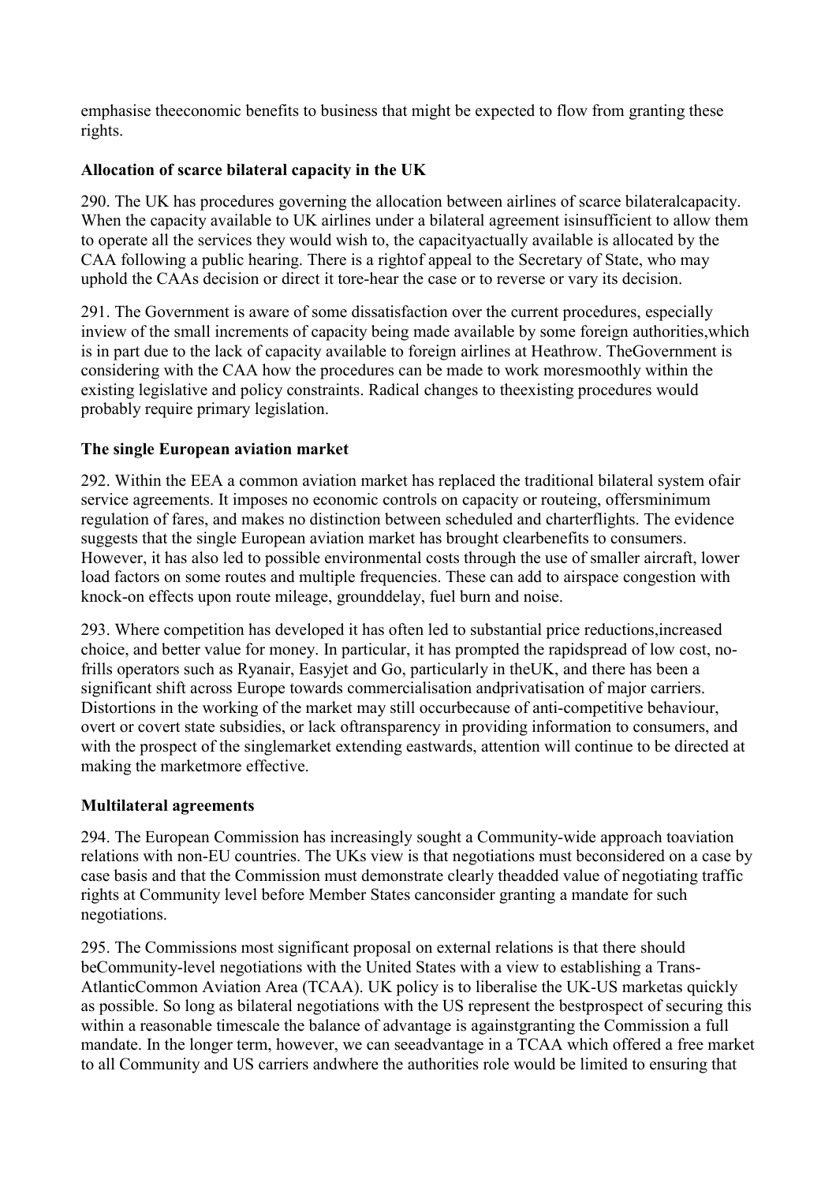emphasise theeconomic benefits to business that might be expected to flow from granting these rights.

### Allocation of scarce bilateral capacity in the UK

290. The UK has procedures governing the allocation between airlines of scarce bilateralcapacity. When the capacity available to UK airlines under a bilateral agreement isinsufficient to allow them to operate all the services they would wish to, the capacityactually available is allocated by the CAA following a public hearing. There is a rightof appeal to the Secretary of State, who may uphold the CAAs decision or direct it tore-hear the case or to reverse or vary its decision.

291. The Government is aware of some dissatisfaction over the current procedures, especially inview of the small increments of capacity being made available by some foreign authorities,which is in part due to the lack of capacity available to foreign airlines at Heathrow. TheGovernment is considering with the CAA how the procedures can be made to work moresmoothly within the existing legislative and policy constraints. Radical changes to theexisting procedures would probably require primary legislation.

### The single European aviation market

292. Within the EEA a common aviation market has replaced the traditional bilateral system ofair service agreements. It imposes no economic controls on capacity or routeing, offersminimum regulation of fares, and makes no distinction between scheduled and charterflights. The evidence suggests that the single European aviation market has brought clearbenefits to consumers. However, it has also led to possible environmental costs through the use of smaller aircraft, lower load factors on some routes and multiple frequencies. These can add to airspace congestion with knock-on effects upon route mileage, grounddelay, fuel burn and noise.

293. Where competition has developed it has often led to substantial price reductions,increased choice, and better value for money. In particular, it has prompted the rapidspread of low cost, no-frills operators such as Ryanair, Easyjet and Go, particularly in theUK, and there has been a significant shift across Europe towards commercialisation andprivatisation of major carriers. Distortions in the working of the market may still occurbecause of anti-competitive behaviour, overt or covert state subsidies, or lack oftransparency in providing information to consumers, and with the prospect of the singlemarket extending eastwards, attention will continue to be directed at making the marketmore effective.

### Multilateral agreements

294. The European Commission has increasingly sought a Community-wide approach toaviation relations with non-EU countries. The UKs view is that negotiations must beconsidered on a case by case basis and that the Commission must demonstrate clearly theadded value of negotiating traffic rights at Community level before Member States canconsider granting a mandate for such negotiations.

295. The Commissions most significant proposal on external relations is that there should beCommunity-level negotiations with the United States with a view to establishing a Trans-AtlanticCommon Aviation Area (TCAA). UK policy is to liberalise the UK-US marketas quickly as possible. So long as bilateral negotiations with the US represent the bestprospect of securing this within a reasonable timescale the balance of advantage is againstgranting the Commission a full mandate. In the longer term, however, we can seeadvantage in a TCAA which offered a free market to all Community and US carriers andwhere the authorities role would be limited to ensuring that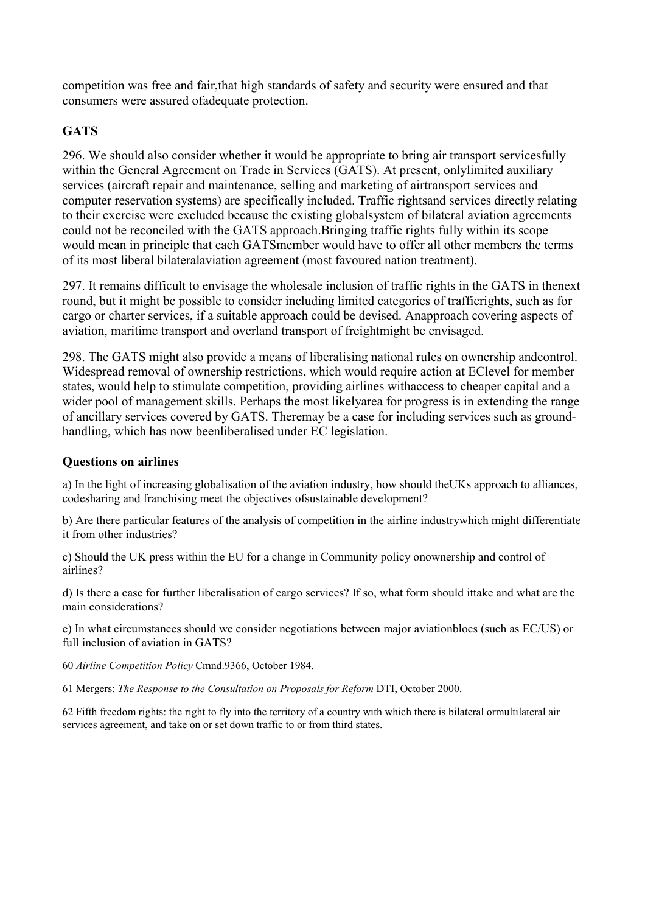competition was free and fair,that high standards of safety and security were ensured and that consumers were assured ofadequate protection.

### GATS

296. We should also consider whether it would be appropriate to bring air transport servicesfully within the General Agreement on Trade in Services (GATS). At present, onlylimited auxiliary services (aircraft repair and maintenance, selling and marketing of airtransport services and computer reservation systems) are specifically included. Traffic rightsand services directly relating to their exercise were excluded because the existing globalsystem of bilateral aviation agreements could not be reconciled with the GATS approach.Bringing traffic rights fully within its scope would mean in principle that each GATSmember would have to offer all other members the terms of its most liberal bilateralaviation agreement (most favoured nation treatment).

297. It remains difficult to envisage the wholesale inclusion of traffic rights in the GATS in thenext round, but it might be possible to consider including limited categories of trafficrights, such as for cargo or charter services, if a suitable approach could be devised. Anapproach covering aspects of aviation, maritime transport and overland transport of freightmight be envisaged.

298. The GATS might also provide a means of liberalising national rules on ownership andcontrol. Widespread removal of ownership restrictions, which would require action at EClevel for member states, would help to stimulate competition, providing airlines withaccess to cheaper capital and a wider pool of management skills. Perhaps the most likelyarea for progress is in extending the range of ancillary services covered by GATS. Theremay be a case for including services such as ground-handling, which has now beenliberalised under EC legislation.

### Questions on airlines

a) In the light of increasing globalisation of the aviation industry, how should theUKs approach to alliances, codesharing and franchising meet the objectives ofsustainable development?

b) Are there particular features of the analysis of competition in the airline industrywhich might differentiate it from other industries?

c) Should the UK press within the EU for a change in Community policy onownership and control of airlines?

d) Is there a case for further liberalisation of cargo services? If so, what form should ittake and what are the main considerations?

e) In what circumstances should we consider negotiations between major aviationblocs (such as EC/US) or full inclusion of aviation in GATS?

60 *Airline Competition Policy* Cmnd.9366, October 1984.

61 Mergers: *The Response to the Consultation on Proposals for Reform* DTI, October 2000.

62 Fifth freedom rights: the right to fly into the territory of a country with which there is bilateral ormultilateral air services agreement, and take on or set down traffic to or from third states.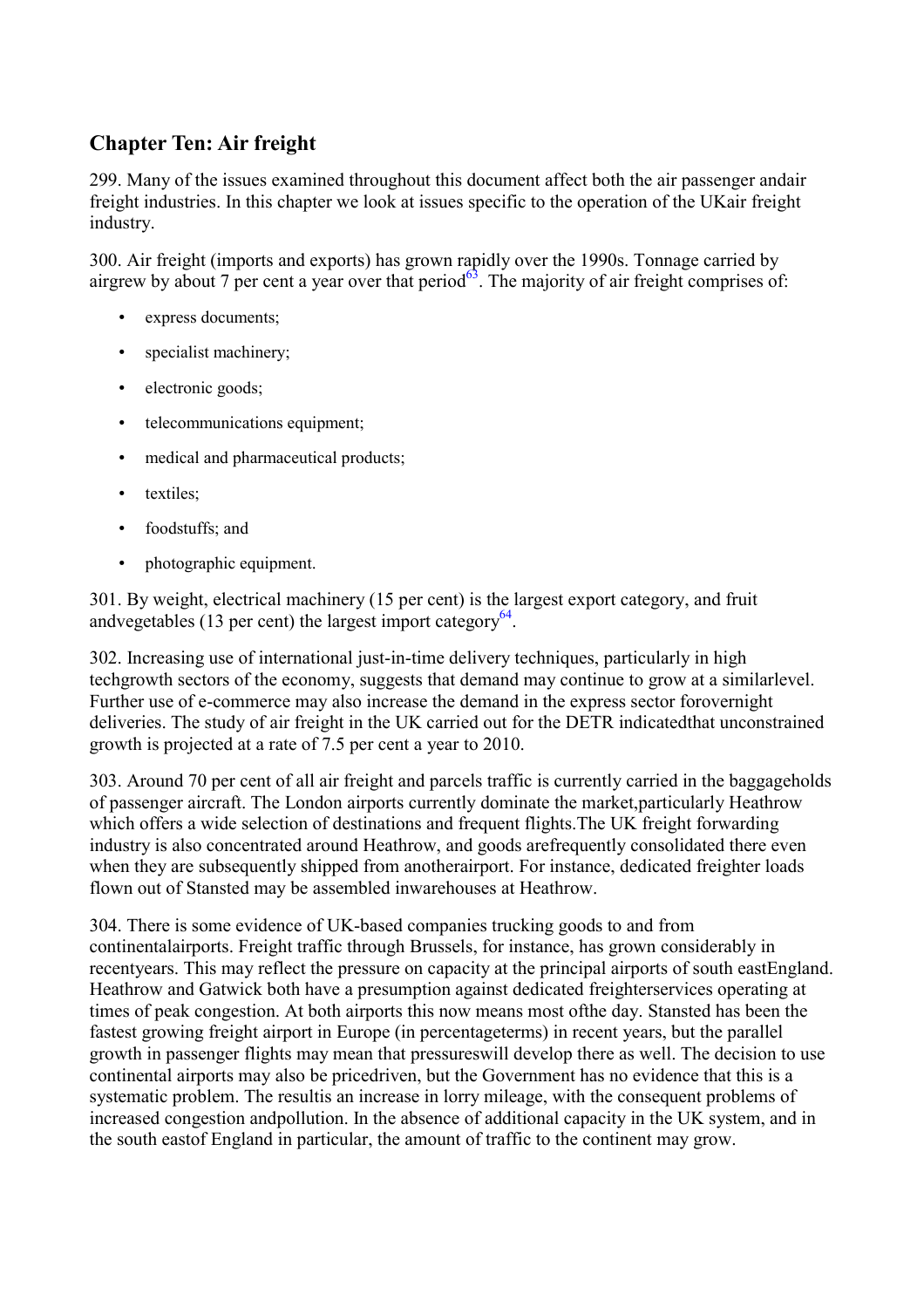## Chapter Ten: Air freight

299. Many of the issues examined throughout this document affect both the air passenger andair freight industries. In this chapter we look at issues specific to the operation of the UKair freight industry.

300. Air freight (imports and exports) has grown rapidly over the 1990s. Tonnage carried by airgrew by about 7 per cent a year over that period[63]. The majority of air freight comprises of:

- express documents;
- specialist machinery;
- electronic goods;
- telecommunications equipment;
- medical and pharmaceutical products;
- textiles;
- foodstuffs; and
- photographic equipment.

301. By weight, electrical machinery (15 per cent) is the largest export category, and fruit andvegetables (13 per cent) the largest import category[64].

302. Increasing use of international just-in-time delivery techniques, particularly in high techgrowth sectors of the economy, suggests that demand may continue to grow at a similarlevel. Further use of e-commerce may also increase the demand in the express sector forovernight deliveries. The study of air freight in the UK carried out for the DETR indicatedthat unconstrained growth is projected at a rate of 7.5 per cent a year to 2010.

303. Around 70 per cent of all air freight and parcels traffic is currently carried in the baggageholds of passenger aircraft. The London airports currently dominate the market,particularly Heathrow which offers a wide selection of destinations and frequent flights.The UK freight forwarding industry is also concentrated around Heathrow, and goods arefrequently consolidated there even when they are subsequently shipped from anotherairport. For instance, dedicated freighter loads flown out of Stansted may be assembled inwarehouses at Heathrow.

304. There is some evidence of UK-based companies trucking goods to and from continentalairports. Freight traffic through Brussels, for instance, has grown considerably in recentyears. This may reflect the pressure on capacity at the principal airports of south eastEngland. Heathrow and Gatwick both have a presumption against dedicated freighterservices operating at times of peak congestion. At both airports this now means most ofthe day. Stansted has been the fastest growing freight airport in Europe (in percentageterms) in recent years, but the parallel growth in passenger flights may mean that pressureswill develop there as well. The decision to use continental airports may also be pricedriven, but the Government has no evidence that this is a systematic problem. The resultis an increase in lorry mileage, with the consequent problems of increased congestion andpollution. In the absence of additional capacity in the UK system, and in the south eastof England in particular, the amount of traffic to the continent may grow.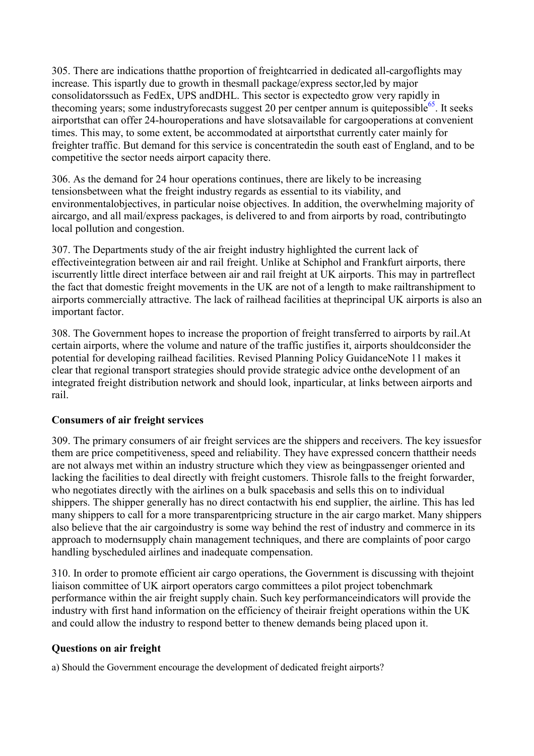305. There are indications thatthe proportion of freightcarried in dedicated all-cargoflights may increase. This ispartly due to growth in thesmall package/express sector,led by major consolidatorssuch as FedEx, UPS andDHL. This sector is expectedto grow very rapidly in thecoming years; some industryforecasts suggest 20 per centper annum is quitepossible[65]. It seeks airportsthat can offer 24-houroperations and have slotsavailable for cargooperations at convenient times. This may, to some extent, be accommodated at airportsthat currently cater mainly for freighter traffic. But demand for this service is concentratedin the south east of England, and to be competitive the sector needs airport capacity there.

306. As the demand for 24 hour operations continues, there are likely to be increasing tensionsbetween what the freight industry regards as essential to its viability, and environmentalobjectives, in particular noise objectives. In addition, the overwhelming majority of aircargo, and all mail/express packages, is delivered to and from airports by road, contributingto local pollution and congestion.

307. The Departments study of the air freight industry highlighted the current lack of effectiveintegration between air and rail freight. Unlike at Schiphol and Frankfurt airports, there iscurrently little direct interface between air and rail freight at UK airports. This may in partreflect the fact that domestic freight movements in the UK are not of a length to make railtranshipment to airports commercially attractive. The lack of railhead facilities at theprincipal UK airports is also an important factor.

308. The Government hopes to increase the proportion of freight transferred to airports by rail.At certain airports, where the volume and nature of the traffic justifies it, airports shouldconsider the potential for developing railhead facilities. Revised Planning Policy GuidanceNote 11 makes it clear that regional transport strategies should provide strategic advice onthe development of an integrated freight distribution network and should look, inparticular, at links between airports and rail.

### Consumers of air freight services

309. The primary consumers of air freight services are the shippers and receivers. The key issuesfor them are price competitiveness, speed and reliability. They have expressed concern thattheir needs are not always met within an industry structure which they view as beingpassenger oriented and lacking the facilities to deal directly with freight customers. Thisrole falls to the freight forwarder, who negotiates directly with the airlines on a bulk spacebasis and sells this on to individual shippers. The shipper generally has no direct contactwith his end supplier, the airline. This has led many shippers to call for a more transparentpricing structure in the air cargo market. Many shippers also believe that the air cargoindustry is some way behind the rest of industry and commerce in its approach to modernsupply chain management techniques, and there are complaints of poor cargo handling byscheduled airlines and inadequate compensation.

310. In order to promote efficient air cargo operations, the Government is discussing with thejoint liaison committee of UK airport operators cargo committees a pilot project tobenchmark performance within the air freight supply chain. Such key performanceindicators will provide the industry with first hand information on the efficiency of theirair freight operations within the UK and could allow the industry to respond better to thenew demands being placed upon it.

### Questions on air freight

a) Should the Government encourage the development of dedicated freight airports?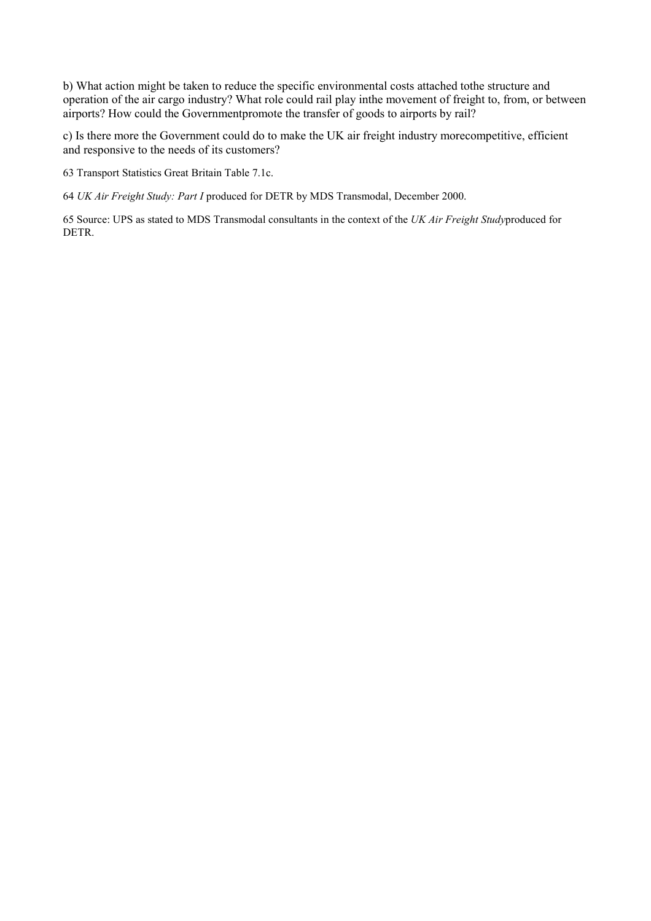b) What action might be taken to reduce the specific environmental costs attached tothe structure and operation of the air cargo industry? What role could rail play inthe movement of freight to, from, or between airports? How could the Governmentpromote the transfer of goods to airports by rail?

c) Is there more the Government could do to make the UK air freight industry morecompetitive, efficient and responsive to the needs of its customers?

63 Transport Statistics Great Britain Table 7.1c.

64 *UK Air Freight Study: Part I* produced for DETR by MDS Transmodal, December 2000.

65 Source: UPS as stated to MDS Transmodal consultants in the context of the *UK Air Freight Study*produced for DETR.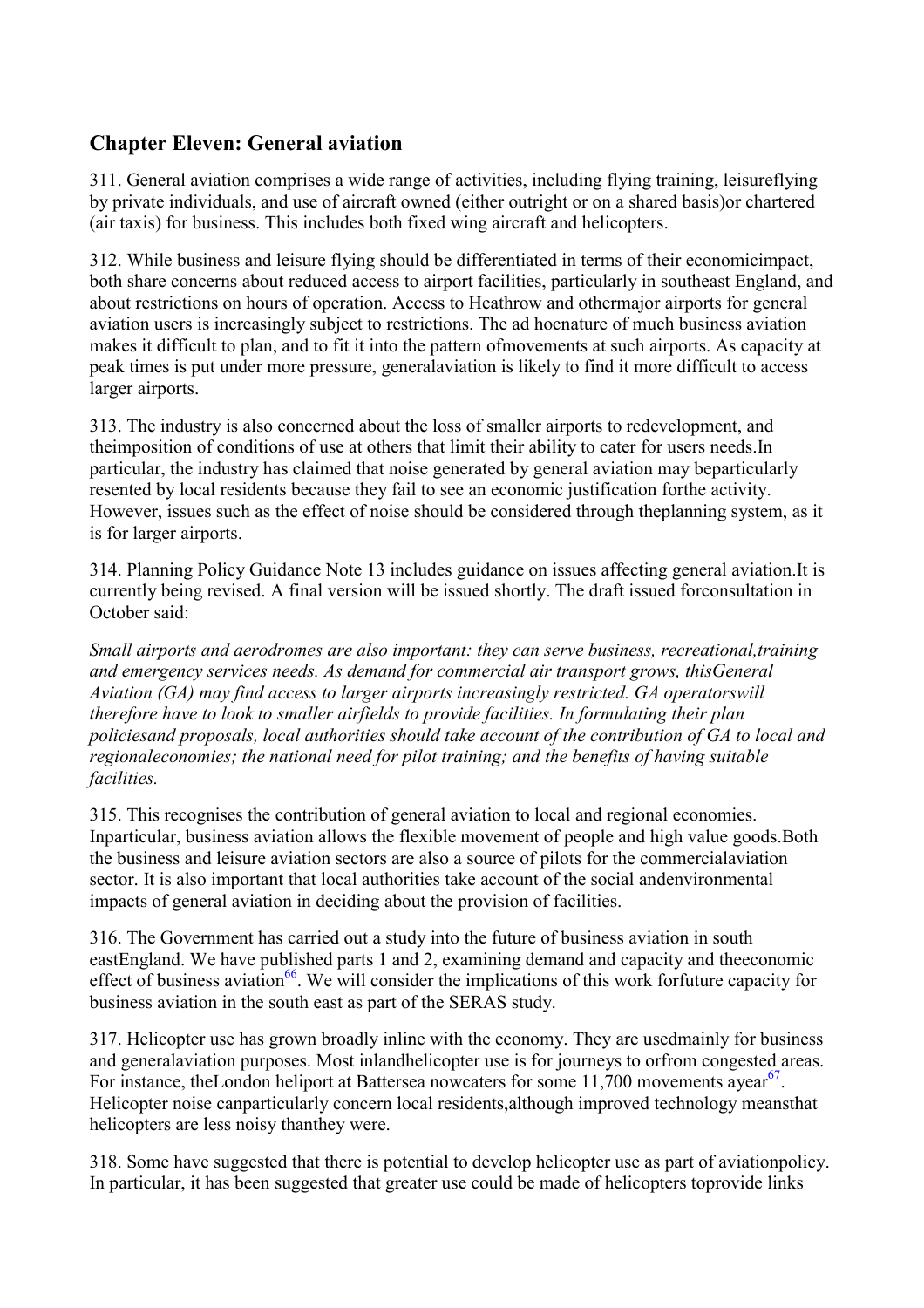## Chapter Eleven: General aviation

311. General aviation comprises a wide range of activities, including flying training, leisureflying by private individuals, and use of aircraft owned (either outright or on a shared basis)or chartered (air taxis) for business. This includes both fixed wing aircraft and helicopters.

312. While business and leisure flying should be differentiated in terms of their economicimpact, both share concerns about reduced access to airport facilities, particularly in southeast England, and about restrictions on hours of operation. Access to Heathrow and othermajor airports for general aviation users is increasingly subject to restrictions. The ad hocnature of much business aviation makes it difficult to plan, and to fit it into the pattern ofmovements at such airports. As capacity at peak times is put under more pressure, generalaviation is likely to find it more difficult to access larger airports.

313. The industry is also concerned about the loss of smaller airports to redevelopment, and theimposition of conditions of use at others that limit their ability to cater for users needs.In particular, the industry has claimed that noise generated by general aviation may beparticularly resented by local residents because they fail to see an economic justification forthe activity. However, issues such as the effect of noise should be considered through theplanning system, as it is for larger airports.

314. Planning Policy Guidance Note 13 includes guidance on issues affecting general aviation.It is currently being revised. A final version will be issued shortly. The draft issued forconsultation in October said:

*Small airports and aerodromes are also important: they can serve business, recreational,training and emergency services needs. As demand for commercial air transport grows, thisGeneral Aviation (GA) may find access to larger airports increasingly restricted. GA operatorswill therefore have to look to smaller airfields to provide facilities. In formulating their plan policiesand proposals, local authorities should take account of the contribution of GA to local and regionaleconomies; the national need for pilot training; and the benefits of having suitable facilities.*

315. This recognises the contribution of general aviation to local and regional economies. Inparticular, business aviation allows the flexible movement of people and high value goods.Both the business and leisure aviation sectors are also a source of pilots for the commercialaviation sector. It is also important that local authorities take account of the social andenvironmental impacts of general aviation in deciding about the provision of facilities.

316. The Government has carried out a study into the future of business aviation in south eastEngland. We have published parts 1 and 2, examining demand and capacity and theeconomic effect of business aviation[66]. We will consider the implications of this work forfuture capacity for business aviation in the south east as part of the SERAS study.

317. Helicopter use has grown broadly inline with the economy. They are usedmainly for business and generalaviation purposes. Most inlandhelicopter use is for journeys to orfrom congested areas. For instance, theLondon heliport at Battersea nowcaters for some 11,700 movements ayear[67]. Helicopter noise canparticularly concern local residents,although improved technology meansthat helicopters are less noisy thanthey were.

318. Some have suggested that there is potential to develop helicopter use as part of aviationpolicy. In particular, it has been suggested that greater use could be made of helicopters toprovide links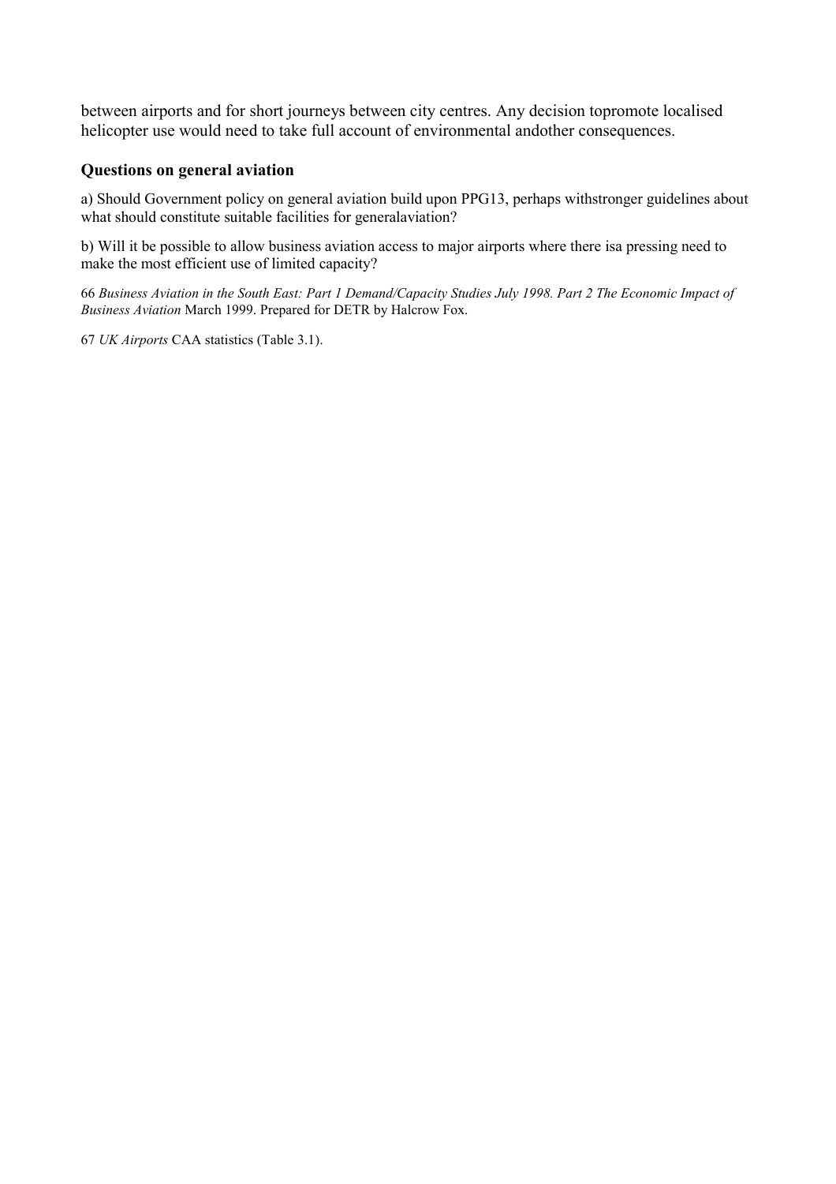between airports and for short journeys between city centres. Any decision topromote localised helicopter use would need to take full account of environmental andother consequences.

### Questions on general aviation

a) Should Government policy on general aviation build upon PPG13, perhaps withstronger guidelines about what should constitute suitable facilities for generalaviation?

b) Will it be possible to allow business aviation access to major airports where there isa pressing need to make the most efficient use of limited capacity?

66 *Business Aviation in the South East: Part 1 Demand/Capacity Studies July 1998. Part 2 The Economic Impact of Business Aviation* March 1999. Prepared for DETR by Halcrow Fox.

67 *UK Airports* CAA statistics (Table 3.1).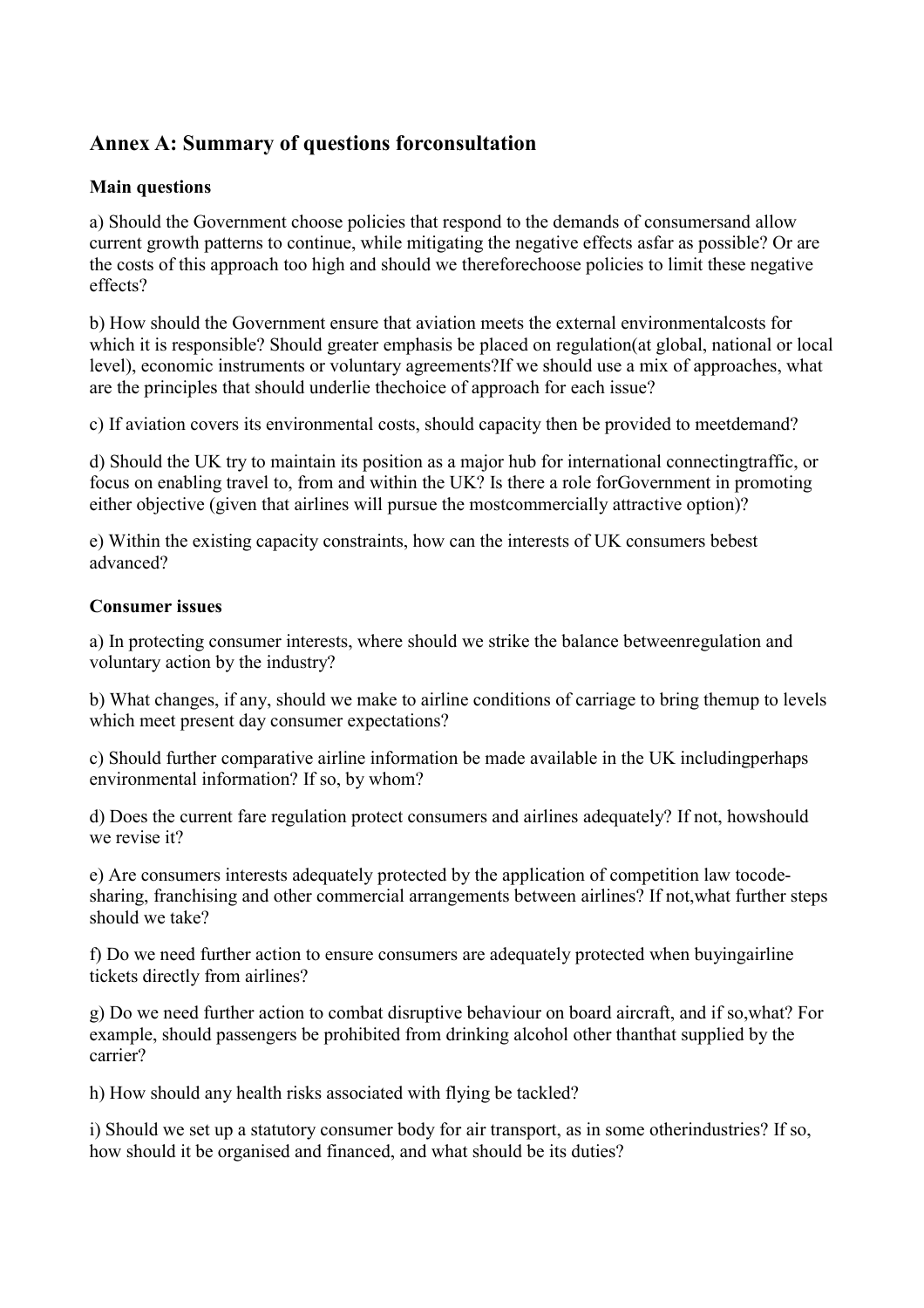## Annex A: Summary of questions forconsultation

### Main questions

a) Should the Government choose policies that respond to the demands of consumersand allow current growth patterns to continue, while mitigating the negative effects asfar as possible? Or are the costs of this approach too high and should we thereforechoose policies to limit these negative effects?

b) How should the Government ensure that aviation meets the external environmentalcosts for which it is responsible? Should greater emphasis be placed on regulation(at global, national or local level), economic instruments or voluntary agreements?If we should use a mix of approaches, what are the principles that should underlie thechoice of approach for each issue?

c) If aviation covers its environmental costs, should capacity then be provided to meetdemand?

d) Should the UK try to maintain its position as a major hub for international connectingtraffic, or focus on enabling travel to, from and within the UK? Is there a role forGovernment in promoting either objective (given that airlines will pursue the mostcommercially attractive option)?

e) Within the existing capacity constraints, how can the interests of UK consumers bebest advanced?

### Consumer issues

a) In protecting consumer interests, where should we strike the balance betweenregulation and voluntary action by the industry?

b) What changes, if any, should we make to airline conditions of carriage to bring themup to levels which meet present day consumer expectations?

c) Should further comparative airline information be made available in the UK includingperhaps environmental information? If so, by whom?

d) Does the current fare regulation protect consumers and airlines adequately? If not, howshould we revise it?

e) Are consumers interests adequately protected by the application of competition law tocode-sharing, franchising and other commercial arrangements between airlines? If not,what further steps should we take?

f) Do we need further action to ensure consumers are adequately protected when buyingairline tickets directly from airlines?

g) Do we need further action to combat disruptive behaviour on board aircraft, and if so,what? For example, should passengers be prohibited from drinking alcohol other thanthat supplied by the carrier?

h) How should any health risks associated with flying be tackled?

i) Should we set up a statutory consumer body for air transport, as in some otherindustries? If so, how should it be organised and financed, and what should be its duties?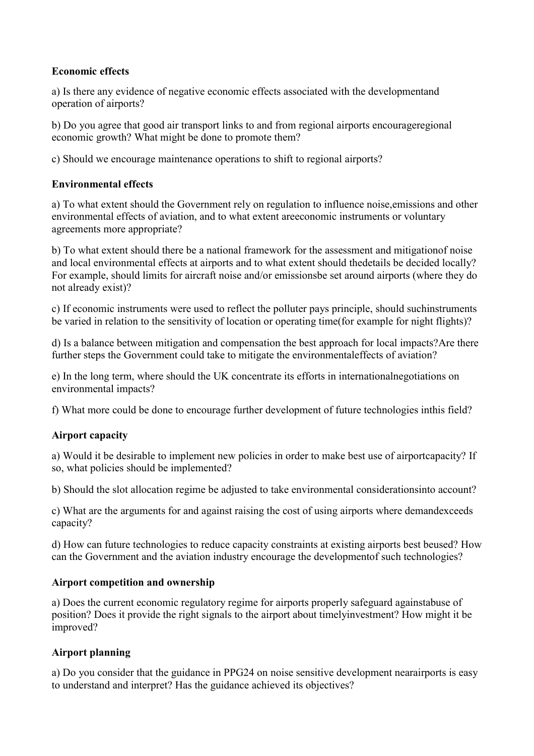**Economic effects**

a) Is there any evidence of negative economic effects associated with the developmentand operation of airports?

b) Do you agree that good air transport links to and from regional airports encourageregional economic growth? What might be done to promote them?

c) Should we encourage maintenance operations to shift to regional airports?

**Environmental effects**

a) To what extent should the Government rely on regulation to influence noise,emissions and other environmental effects of aviation, and to what extent areeconomic instruments or voluntary agreements more appropriate?

b) To what extent should there be a national framework for the assessment and mitigationof noise and local environmental effects at airports and to what extent should thedetails be decided locally? For example, should limits for aircraft noise and/or emissionsbe set around airports (where they do not already exist)?

c) If economic instruments were used to reflect the polluter pays principle, should suchinstruments be varied in relation to the sensitivity of location or operating time(for example for night flights)?

d) Is a balance between mitigation and compensation the best approach for local impacts?Are there further steps the Government could take to mitigate the environmentaleffects of aviation?

e) In the long term, where should the UK concentrate its efforts in internationalnegotiations on environmental impacts?

f) What more could be done to encourage further development of future technologies inthis field?

**Airport capacity**

a) Would it be desirable to implement new policies in order to make best use of airportcapacity? If so, what policies should be implemented?

b) Should the slot allocation regime be adjusted to take environmental considerationsinto account?

c) What are the arguments for and against raising the cost of using airports where demandexceeds capacity?

d) How can future technologies to reduce capacity constraints at existing airports best beused? How can the Government and the aviation industry encourage the developmentof such technologies?

**Airport competition and ownership**

a) Does the current economic regulatory regime for airports properly safeguard againstabuse of position? Does it provide the right signals to the airport about timelyinvestment? How might it be improved?

**Airport planning**

a) Do you consider that the guidance in PPG24 on noise sensitive development nearairports is easy to understand and interpret? Has the guidance achieved its objectives?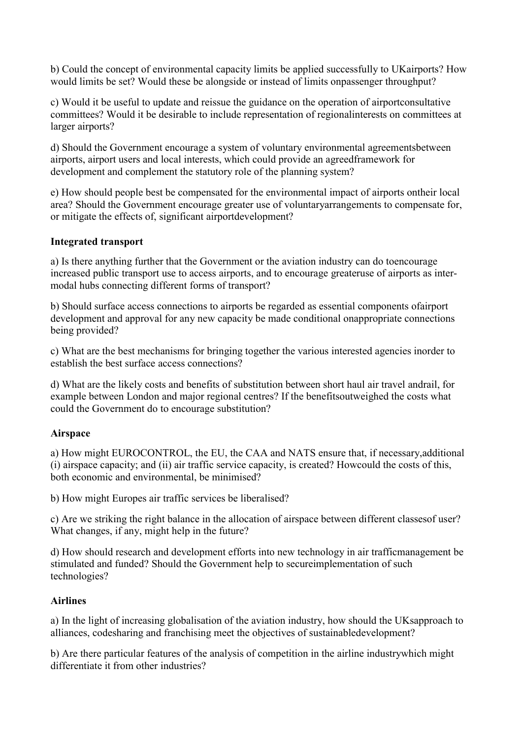b) Could the concept of environmental capacity limits be applied successfully to UKairports? How would limits be set? Would these be alongside or instead of limits onpassenger throughput?

c) Would it be useful to update and reissue the guidance on the operation of airportconsultative committees? Would it be desirable to include representation of regionalinterests on committees at larger airports?

d) Should the Government encourage a system of voluntary environmental agreementsbetween airports, airport users and local interests, which could provide an agreedframework for development and complement the statutory role of the planning system?

e) How should people best be compensated for the environmental impact of airports ontheir local area? Should the Government encourage greater use of voluntaryarrangements to compensate for, or mitigate the effects of, significant airportdevelopment?

**Integrated transport**

a) Is there anything further that the Government or the aviation industry can do toencourage increased public transport use to access airports, and to encourage greateruse of airports as inter-modal hubs connecting different forms of transport?

b) Should surface access connections to airports be regarded as essential components ofairport development and approval for any new capacity be made conditional onappropriate connections being provided?

c) What are the best mechanisms for bringing together the various interested agencies inorder to establish the best surface access connections?

d) What are the likely costs and benefits of substitution between short haul air travel andrail, for example between London and major regional centres? If the benefitsoutweighed the costs what could the Government do to encourage substitution?

**Airspace**

a) How might EUROCONTROL, the EU, the CAA and NATS ensure that, if necessary,additional (i) airspace capacity; and (ii) air traffic service capacity, is created? Howcould the costs of this, both economic and environmental, be minimised?

b) How might Europes air traffic services be liberalised?

c) Are we striking the right balance in the allocation of airspace between different classesof user? What changes, if any, might help in the future?

d) How should research and development efforts into new technology in air trafficmanagement be stimulated and funded? Should the Government help to secureimplementation of such technologies?

**Airlines**

a) In the light of increasing globalisation of the aviation industry, how should the UKsapproach to alliances, codesharing and franchising meet the objectives of sustainabledevelopment?

b) Are there particular features of the analysis of competition in the airline industrywhich might differentiate it from other industries?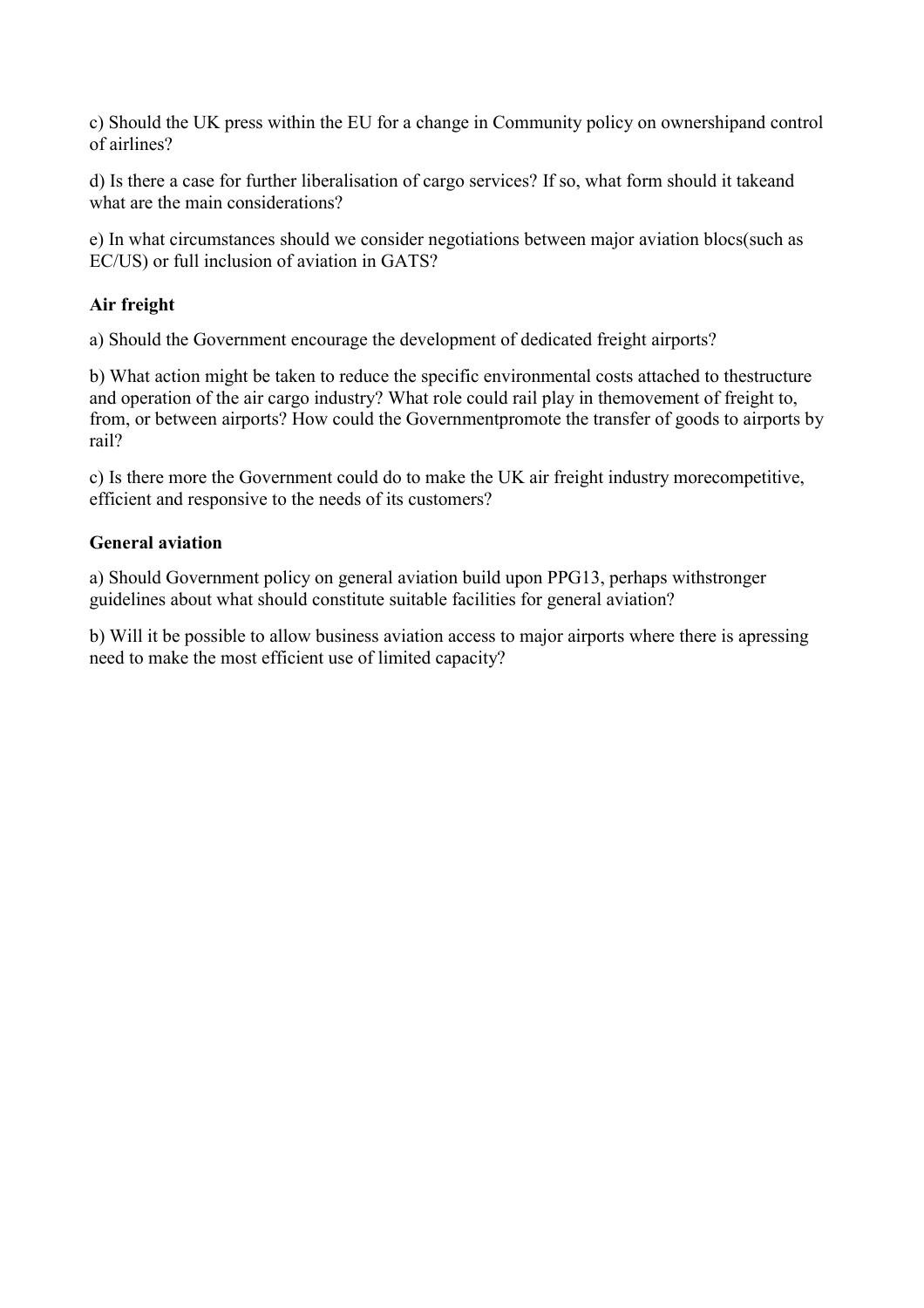c) Should the UK press within the EU for a change in Community policy on ownershipand control of airlines?

d) Is there a case for further liberalisation of cargo services? If so, what form should it takeand what are the main considerations?

e) In what circumstances should we consider negotiations between major aviation blocs(such as EC/US) or full inclusion of aviation in GATS?

**Air freight**

a) Should the Government encourage the development of dedicated freight airports?

b) What action might be taken to reduce the specific environmental costs attached to thestructure and operation of the air cargo industry? What role could rail play in themovement of freight to, from, or between airports? How could the Governmentpromote the transfer of goods to airports by rail?

c) Is there more the Government could do to make the UK air freight industry morecompetitive, efficient and responsive to the needs of its customers?

**General aviation**

a) Should Government policy on general aviation build upon PPG13, perhaps withstronger guidelines about what should constitute suitable facilities for general aviation?

b) Will it be possible to allow business aviation access to major airports where there is apressing need to make the most efficient use of limited capacity?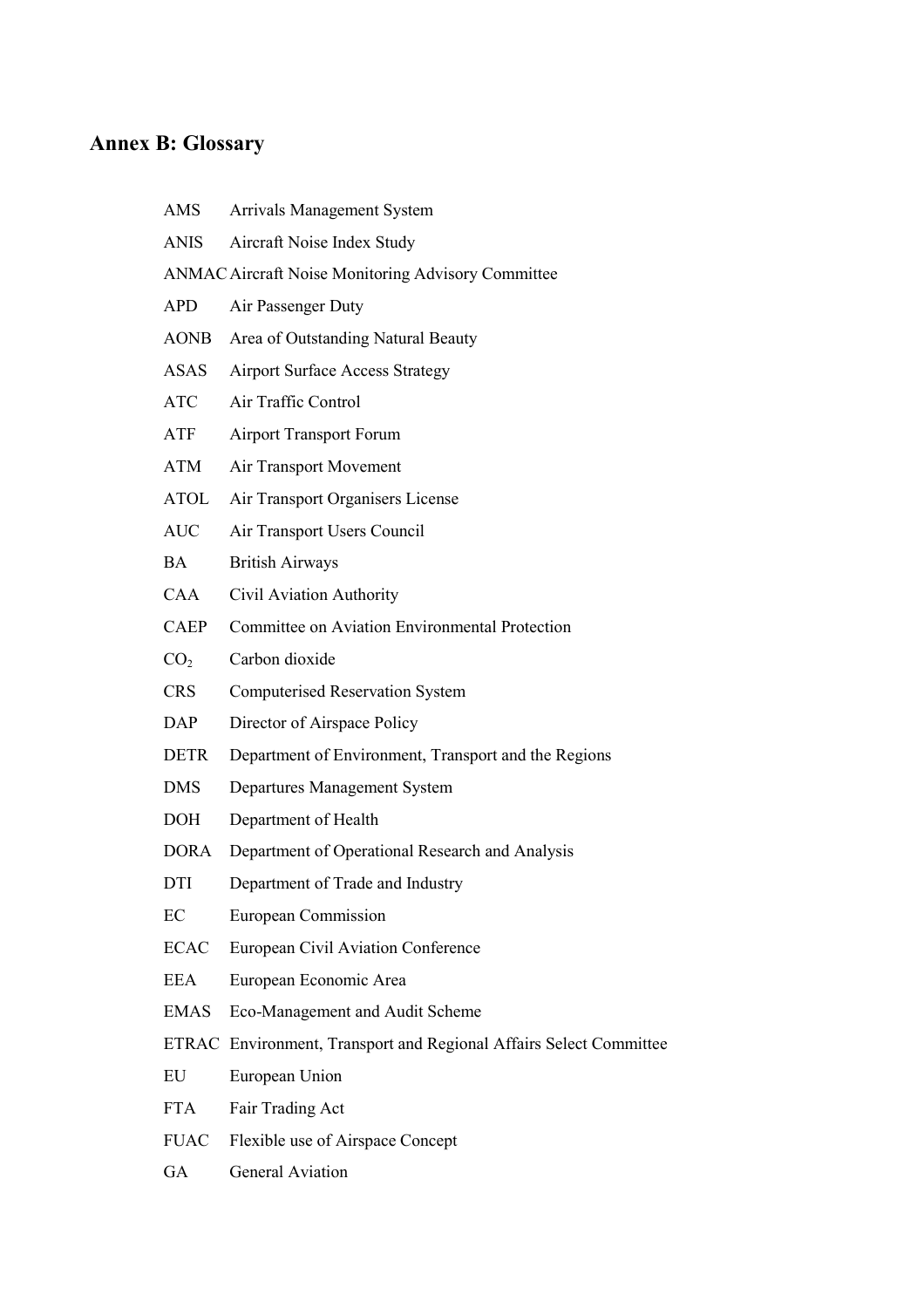## Annex B: Glossary

| | |
|---|---|
| AMS | Arrivals Management System |
| ANIS | Aircraft Noise Index Study |
| ANMAC | Aircraft Noise Monitoring Advisory Committee |
| APD | Air Passenger Duty |
| AONB | Area of Outstanding Natural Beauty |
| ASAS | Airport Surface Access Strategy |
| ATC | Air Traffic Control |
| ATF | Airport Transport Forum |
| ATM | Air Transport Movement |
| ATOL | Air Transport Organisers License |
| AUC | Air Transport Users Council |
| BA | British Airways |
| CAA | Civil Aviation Authority |
| CAEP | Committee on Aviation Environmental Protection |
| $CO_2$ | Carbon dioxide |
| CRS | Computerised Reservation System |
| DAP | Director of Airspace Policy |
| DETR | Department of Environment, Transport and the Regions |
| DMS | Departures Management System |
| DOH | Department of Health |
| DORA | Department of Operational Research and Analysis |
| DTI | Department of Trade and Industry |
| EC | European Commission |
| ECAC | European Civil Aviation Conference |
| EEA | European Economic Area |
| EMAS | Eco-Management and Audit Scheme |
| ETRAC | Environment, Transport and Regional Affairs Select Committee |
| EU | European Union |
| FTA | Fair Trading Act |
| FUAC | Flexible use of Airspace Concept |
| GA | General Aviation |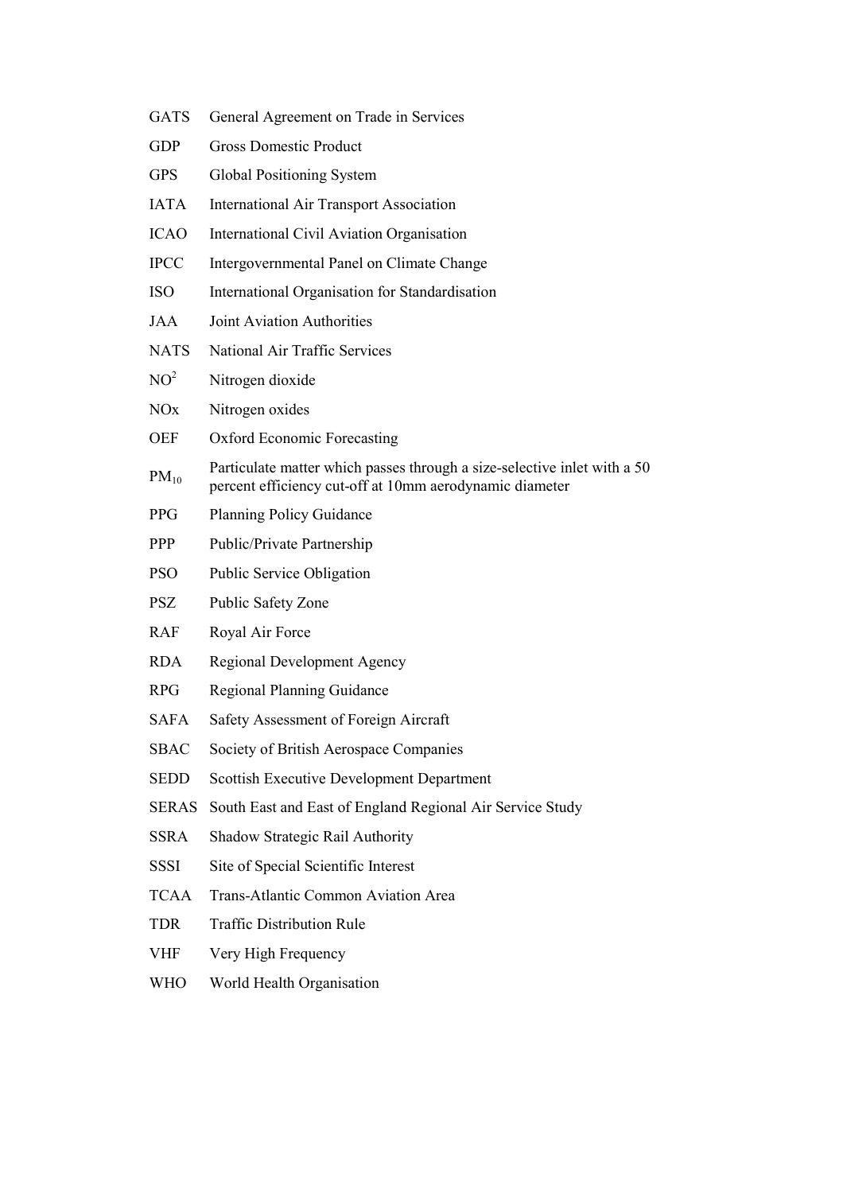| | |
|---|---|
| GATS | General Agreement on Trade in Services |
| GDP | Gross Domestic Product |
| GPS | Global Positioning System |
| IATA | International Air Transport Association |
| ICAO | International Civil Aviation Organisation |
| IPCC | Intergovernmental Panel on Climate Change |
| ISO | International Organisation for Standardisation |
| JAA | Joint Aviation Authorities |
| NATS | National Air Traffic Services |
| $NO^2$ | Nitrogen dioxide |
| NOx | Nitrogen oxides |
| OEF | Oxford Economic Forecasting |
| $PM_{10}$ | Particulate matter which passes through a size-selective inlet with a 50 percent efficiency cut-off at 10mm aerodynamic diameter |
| PPG | Planning Policy Guidance |
| PPP | Public/Private Partnership |
| PSO | Public Service Obligation |
| PSZ | Public Safety Zone |
| RAF | Royal Air Force |
| RDA | Regional Development Agency |
| RPG | Regional Planning Guidance |
| SAFA | Safety Assessment of Foreign Aircraft |
| SBAC | Society of British Aerospace Companies |
| SEDD | Scottish Executive Development Department |
| SERAS | South East and East of England Regional Air Service Study |
| SSRA | Shadow Strategic Rail Authority |
| SSSI | Site of Special Scientific Interest |
| TCAA | Trans-Atlantic Common Aviation Area |
| TDR | Traffic Distribution Rule |
| VHF | Very High Frequency |
| WHO | World Health Organisation |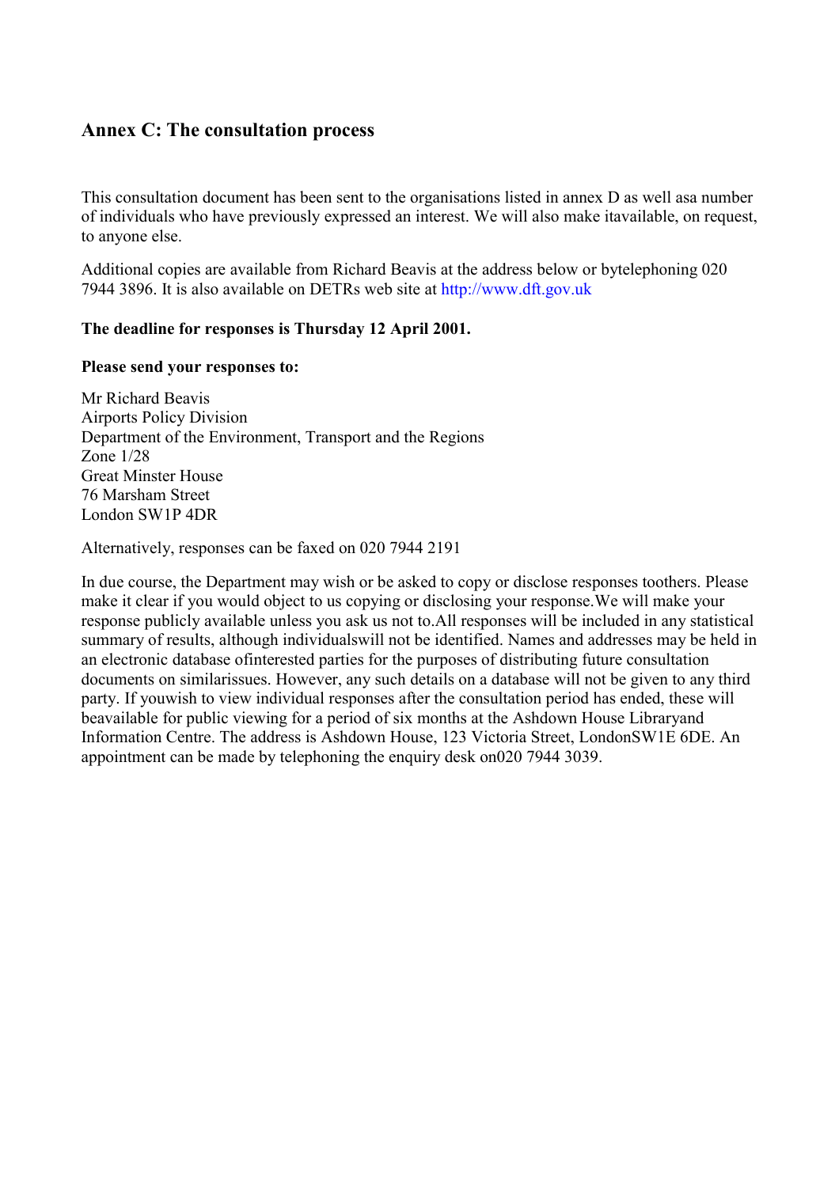## Annex C: The consultation process

This consultation document has been sent to the organisations listed in annex D as well asa number of individuals who have previously expressed an interest. We will also make itavailable, on request, to anyone else.

Additional copies are available from Richard Beavis at the address below or bytelephoning 020 7944 3896. It is also available on DETRs web site at http://www.dft.gov.uk

**The deadline for responses is Thursday 12 April 2001.**

**Please send your responses to:**

Mr Richard Beavis
Airports Policy Division
Department of the Environment, Transport and the Regions
Zone 1/28
Great Minster House
76 Marsham Street
London SW1P 4DR

Alternatively, responses can be faxed on 020 7944 2191

In due course, the Department may wish or be asked to copy or disclose responses toothers. Please make it clear if you would object to us copying or disclosing your response.We will make your response publicly available unless you ask us not to.All responses will be included in any statistical summary of results, although individualswill not be identified. Names and addresses may be held in an electronic database ofinterested parties for the purposes of distributing future consultation documents on similarissues. However, any such details on a database will not be given to any third party. If youwish to view individual responses after the consultation period has ended, these will beavailable for public viewing for a period of six months at the Ashdown House Libraryand Information Centre. The address is Ashdown House, 123 Victoria Street, LondonSW1E 6DE. An appointment can be made by telephoning the enquiry desk on020 7944 3039.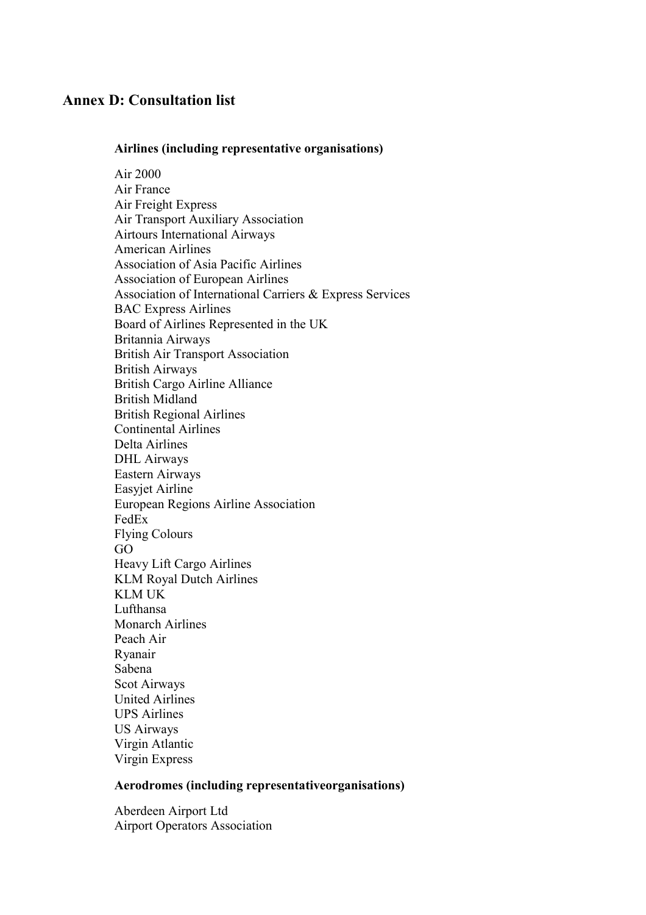## Annex D: Consultation list

**Airlines (including representative organisations)**

Air 2000
Air France
Air Freight Express
Air Transport Auxiliary Association
Airtours International Airways
American Airlines
Association of Asia Pacific Airlines
Association of European Airlines
Association of International Carriers & Express Services
BAC Express Airlines
Board of Airlines Represented in the UK
Britannia Airways
British Air Transport Association
British Airways
British Cargo Airline Alliance
British Midland
British Regional Airlines
Continental Airlines
Delta Airlines
DHL Airways
Eastern Airways
Easyjet Airline
European Regions Airline Association
FedEx
Flying Colours
GO
Heavy Lift Cargo Airlines
KLM Royal Dutch Airlines
KLM UK
Lufthansa
Monarch Airlines
Peach Air
Ryanair
Sabena
Scot Airways
United Airlines
UPS Airlines
US Airways
Virgin Atlantic
Virgin Express

**Aerodromes (including representativeorganisations)**

Aberdeen Airport Ltd
Airport Operators Association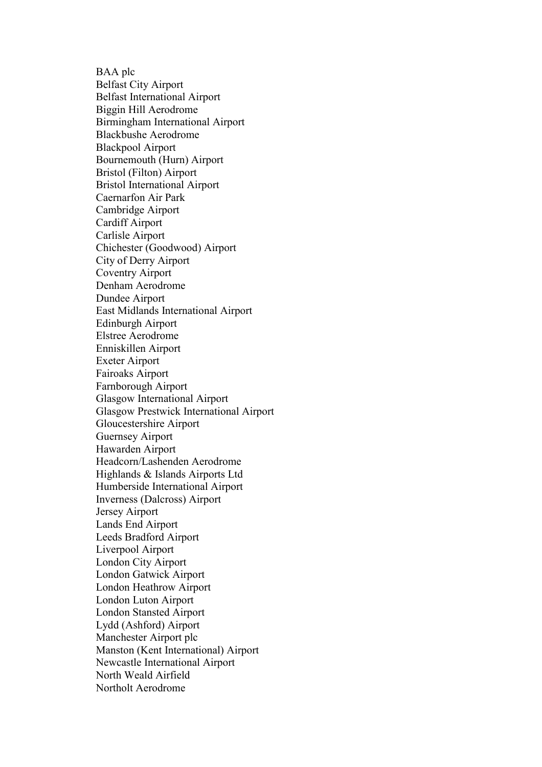BAA plc
Belfast City Airport
Belfast International Airport
Biggin Hill Aerodrome
Birmingham International Airport
Blackbushe Aerodrome
Blackpool Airport
Bournemouth (Hurn) Airport
Bristol (Filton) Airport
Bristol International Airport
Caernarfon Air Park
Cambridge Airport
Cardiff Airport
Carlisle Airport
Chichester (Goodwood) Airport
City of Derry Airport
Coventry Airport
Denham Aerodrome
Dundee Airport
East Midlands International Airport
Edinburgh Airport
Elstree Aerodrome
Enniskillen Airport
Exeter Airport
Fairoaks Airport
Farnborough Airport
Glasgow International Airport
Glasgow Prestwick International Airport
Gloucestershire Airport
Guernsey Airport
Hawarden Airport
Headcorn/Lashenden Aerodrome
Highlands & Islands Airports Ltd
Humberside International Airport
Inverness (Dalcross) Airport
Jersey Airport
Lands End Airport
Leeds Bradford Airport
Liverpool Airport
London City Airport
London Gatwick Airport
London Heathrow Airport
London Luton Airport
London Stansted Airport
Lydd (Ashford) Airport
Manchester Airport plc
Manston (Kent International) Airport
Newcastle International Airport
North Weald Airfield
Northolt Aerodrome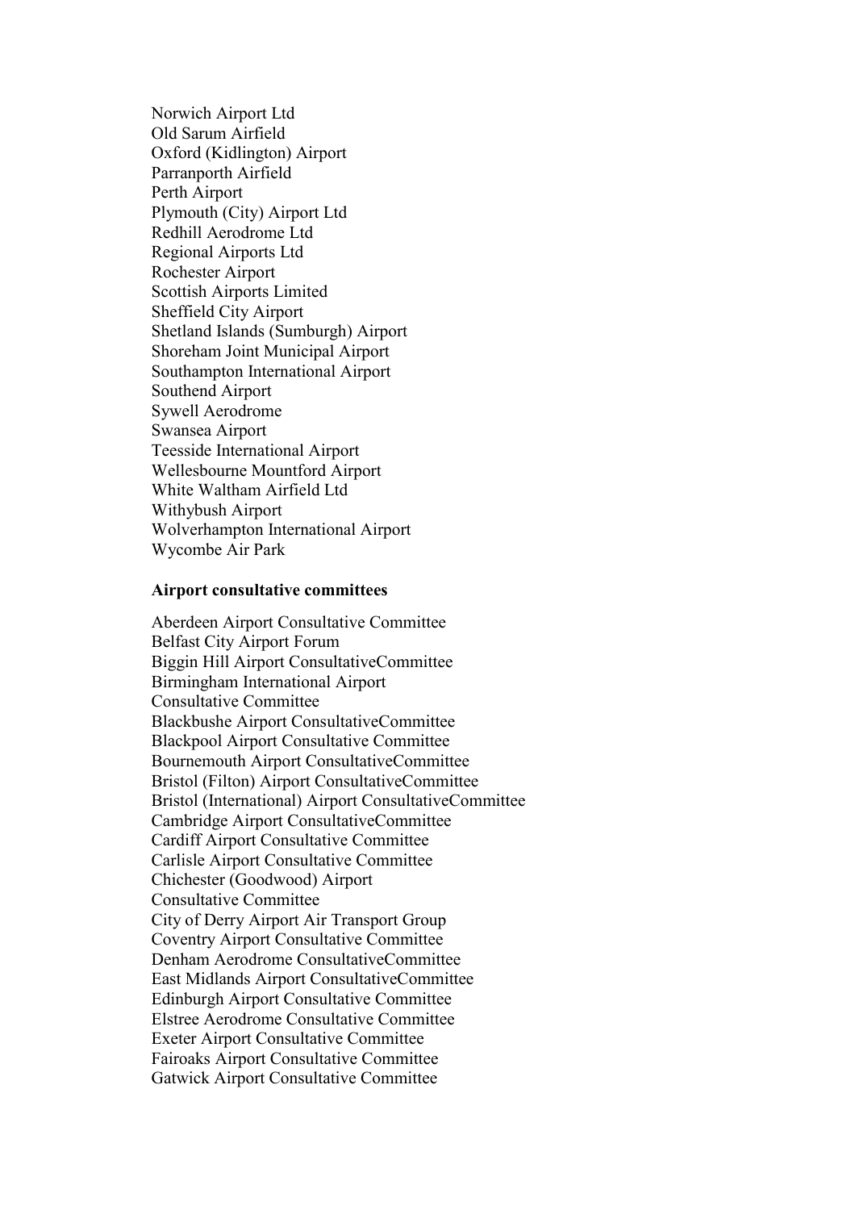Norwich Airport Ltd
Old Sarum Airfield
Oxford (Kidlington) Airport
Parranporth Airfield
Perth Airport
Plymouth (City) Airport Ltd
Redhill Aerodrome Ltd
Regional Airports Ltd
Rochester Airport
Scottish Airports Limited
Sheffield City Airport
Shetland Islands (Sumburgh) Airport
Shoreham Joint Municipal Airport
Southampton International Airport
Southend Airport
Sywell Aerodrome
Swansea Airport
Teesside International Airport
Wellesbourne Mountford Airport
White Waltham Airfield Ltd
Withybush Airport
Wolverhampton International Airport
Wycombe Air Park

**Airport consultative committees**

Aberdeen Airport Consultative Committee
Belfast City Airport Forum
Biggin Hill Airport ConsultativeCommittee
Birmingham International Airport
Consultative Committee
Blackbushe Airport ConsultativeCommittee
Blackpool Airport Consultative Committee
Bournemouth Airport ConsultativeCommittee
Bristol (Filton) Airport ConsultativeCommittee
Bristol (International) Airport ConsultativeCommittee
Cambridge Airport ConsultativeCommittee
Cardiff Airport Consultative Committee
Carlisle Airport Consultative Committee
Chichester (Goodwood) Airport
Consultative Committee
City of Derry Airport Air Transport Group
Coventry Airport Consultative Committee
Denham Aerodrome ConsultativeCommittee
East Midlands Airport ConsultativeCommittee
Edinburgh Airport Consultative Committee
Elstree Aerodrome Consultative Committee
Exeter Airport Consultative Committee
Fairoaks Airport Consultative Committee
Gatwick Airport Consultative Committee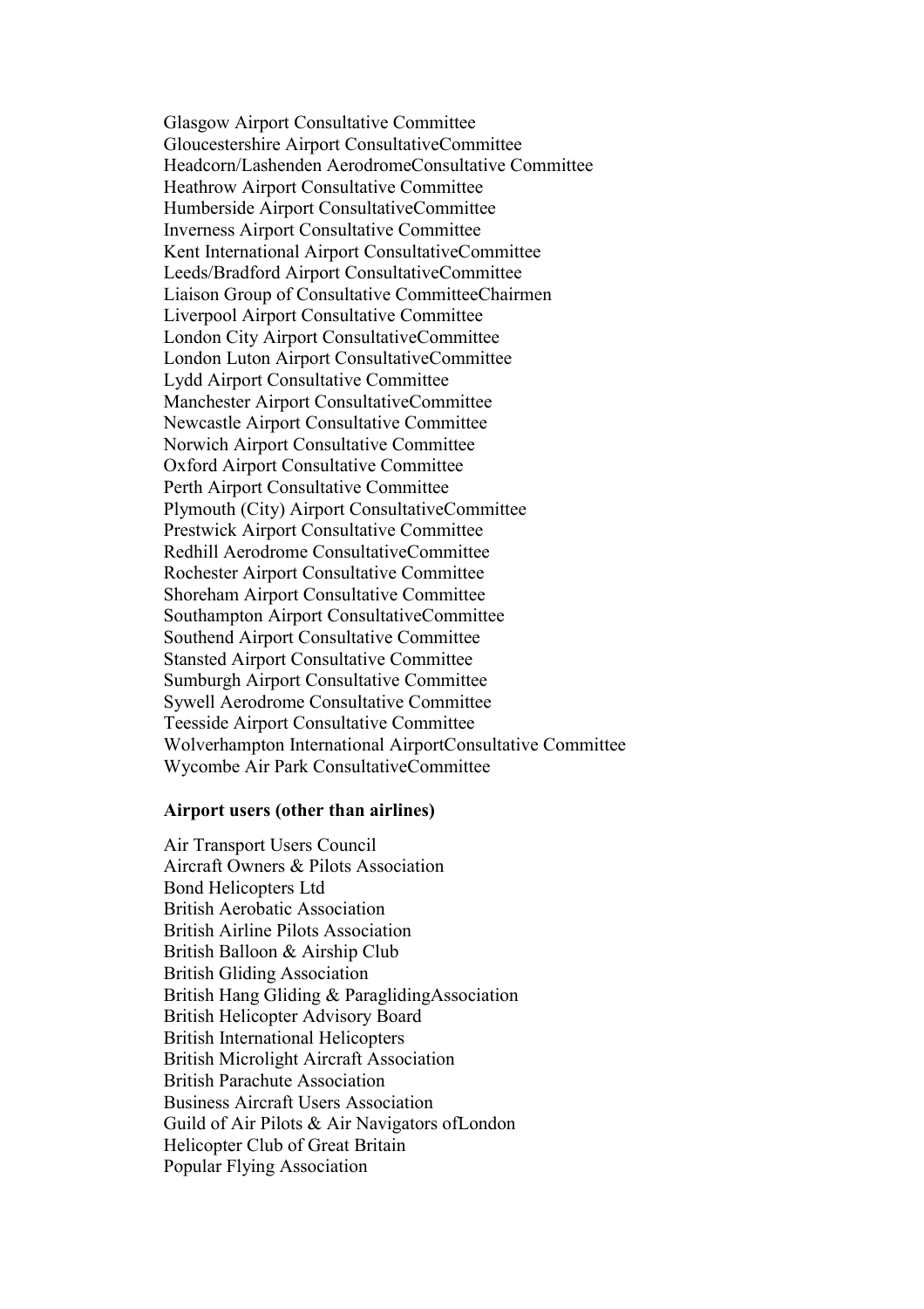Glasgow Airport Consultative Committee
Gloucestershire Airport ConsultativeCommittee
Headcorn/Lashenden AerodromeConsultative Committee
Heathrow Airport Consultative Committee
Humberside Airport ConsultativeCommittee
Inverness Airport Consultative Committee
Kent International Airport ConsultativeCommittee
Leeds/Bradford Airport ConsultativeCommittee
Liaison Group of Consultative CommitteeChairmen
Liverpool Airport Consultative Committee
London City Airport ConsultativeCommittee
London Luton Airport ConsultativeCommittee
Lydd Airport Consultative Committee
Manchester Airport ConsultativeCommittee
Newcastle Airport Consultative Committee
Norwich Airport Consultative Committee
Oxford Airport Consultative Committee
Perth Airport Consultative Committee
Plymouth (City) Airport ConsultativeCommittee
Prestwick Airport Consultative Committee
Redhill Aerodrome ConsultativeCommittee
Rochester Airport Consultative Committee
Shoreham Airport Consultative Committee
Southampton Airport ConsultativeCommittee
Southend Airport Consultative Committee
Stansted Airport Consultative Committee
Sumburgh Airport Consultative Committee
Sywell Aerodrome Consultative Committee
Teesside Airport Consultative Committee
Wolverhampton International AirportConsultative Committee
Wycombe Air Park ConsultativeCommittee

**Airport users (other than airlines)**

Air Transport Users Council
Aircraft Owners & Pilots Association
Bond Helicopters Ltd
British Aerobatic Association
British Airline Pilots Association
British Balloon & Airship Club
British Gliding Association
British Hang Gliding & ParaglidingAssociation
British Helicopter Advisory Board
British International Helicopters
British Microlight Aircraft Association
British Parachute Association
Business Aircraft Users Association
Guild of Air Pilots & Air Navigators ofLondon
Helicopter Club of Great Britain
Popular Flying Association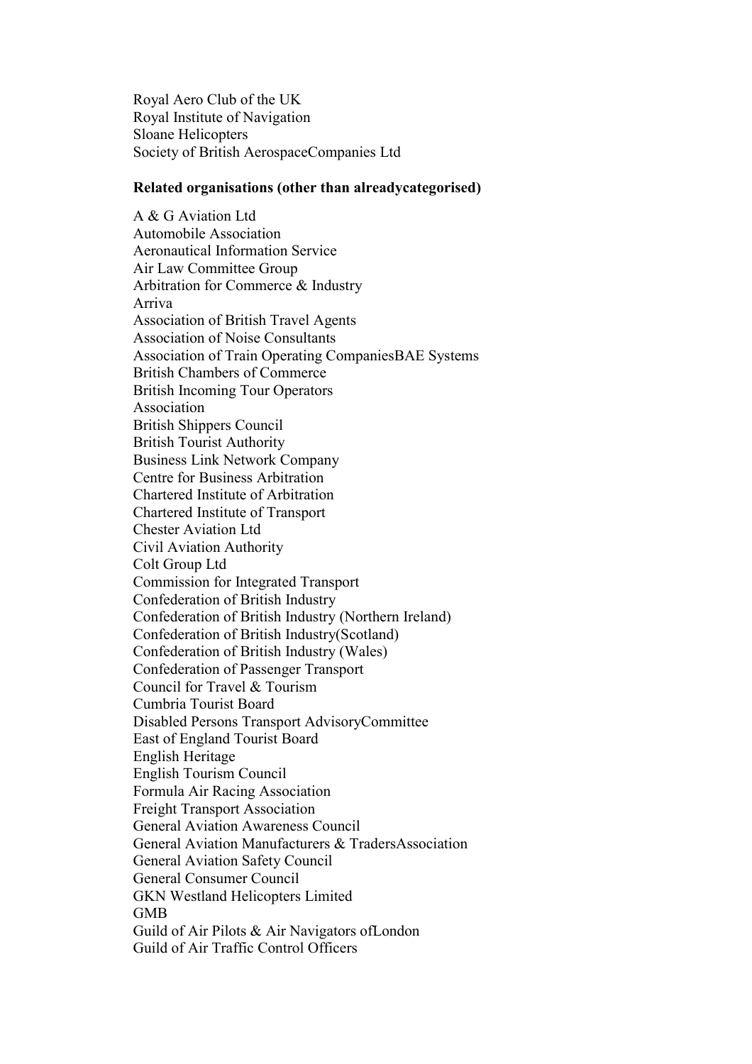Royal Aero Club of the UK
Royal Institute of Navigation
Sloane Helicopters
Society of British AerospaceCompanies Ltd

**Related organisations (other than alreadycategorised)**

A & G Aviation Ltd
Automobile Association
Aeronautical Information Service
Air Law Committee Group
Arbitration for Commerce & Industry
Arriva
Association of British Travel Agents
Association of Noise Consultants
Association of Train Operating CompaniesBAE Systems
British Chambers of Commerce
British Incoming Tour Operators
Association
British Shippers Council
British Tourist Authority
Business Link Network Company
Centre for Business Arbitration
Chartered Institute of Arbitration
Chartered Institute of Transport
Chester Aviation Ltd
Civil Aviation Authority
Colt Group Ltd
Commission for Integrated Transport
Confederation of British Industry
Confederation of British Industry (Northern Ireland)
Confederation of British Industry(Scotland)
Confederation of British Industry (Wales)
Confederation of Passenger Transport
Council for Travel & Tourism
Cumbria Tourist Board
Disabled Persons Transport AdvisoryCommittee
East of England Tourist Board
English Heritage
English Tourism Council
Formula Air Racing Association
Freight Transport Association
General Aviation Awareness Council
General Aviation Manufacturers & TradersAssociation
General Aviation Safety Council
General Consumer Council
GKN Westland Helicopters Limited
GMB
Guild of Air Pilots & Air Navigators ofLondon
Guild of Air Traffic Control Officers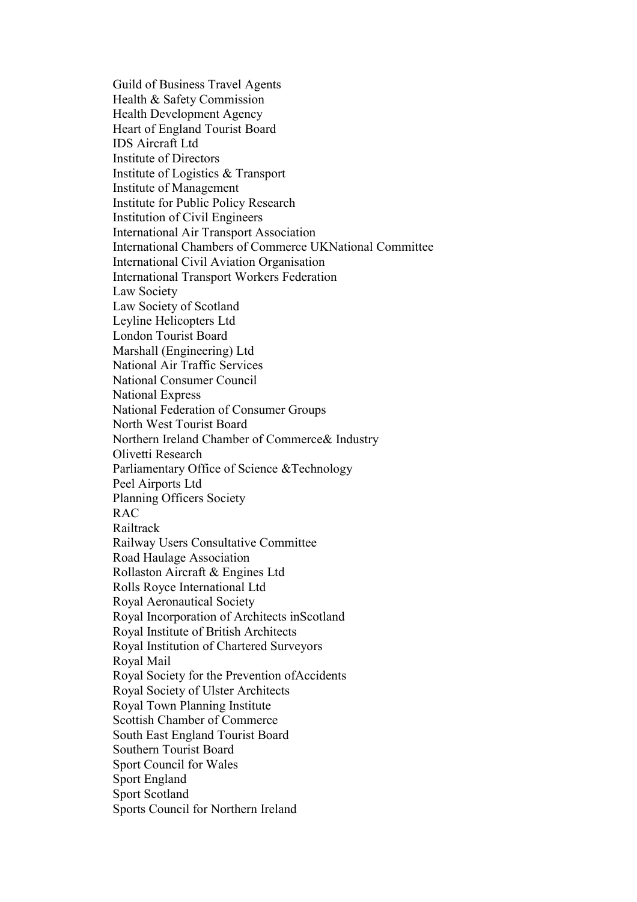Guild of Business Travel Agents
Health & Safety Commission
Health Development Agency
Heart of England Tourist Board
IDS Aircraft Ltd
Institute of Directors
Institute of Logistics & Transport
Institute of Management
Institute for Public Policy Research
Institution of Civil Engineers
International Air Transport Association
International Chambers of Commerce UKNational Committee
International Civil Aviation Organisation
International Transport Workers Federation
Law Society
Law Society of Scotland
Leyline Helicopters Ltd
London Tourist Board
Marshall (Engineering) Ltd
National Air Traffic Services
National Consumer Council
National Express
National Federation of Consumer Groups
North West Tourist Board
Northern Ireland Chamber of Commerce& Industry
Olivetti Research
Parliamentary Office of Science &Technology
Peel Airports Ltd
Planning Officers Society
RAC
Railtrack
Railway Users Consultative Committee
Road Haulage Association
Rollaston Aircraft & Engines Ltd
Rolls Royce International Ltd
Royal Aeronautical Society
Royal Incorporation of Architects inScotland
Royal Institute of British Architects
Royal Institution of Chartered Surveyors
Royal Mail
Royal Society for the Prevention ofAccidents
Royal Society of Ulster Architects
Royal Town Planning Institute
Scottish Chamber of Commerce
South East England Tourist Board
Southern Tourist Board
Sport Council for Wales
Sport England
Sport Scotland
Sports Council for Northern Ireland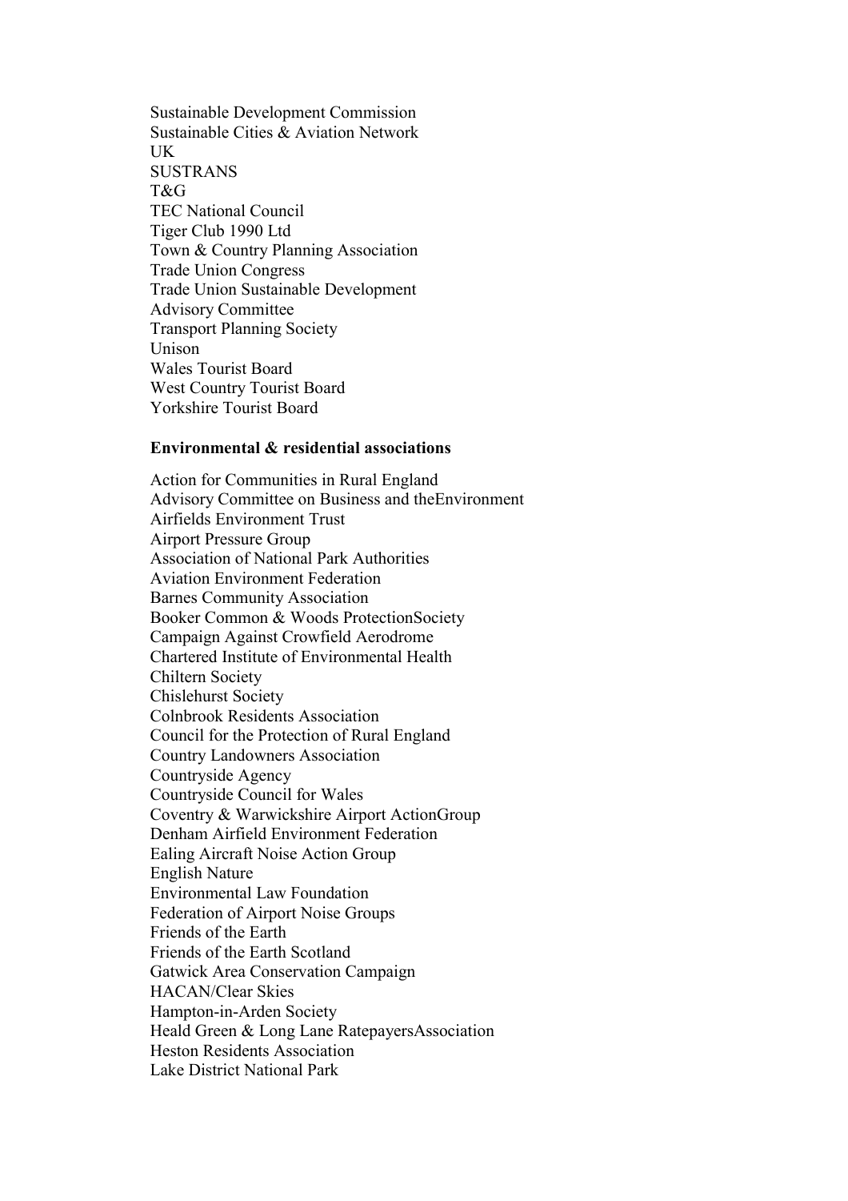Sustainable Development Commission
Sustainable Cities & Aviation Network
UK
SUSTRANS
T&G
TEC National Council
Tiger Club 1990 Ltd
Town & Country Planning Association
Trade Union Congress
Trade Union Sustainable Development
Advisory Committee
Transport Planning Society
Unison
Wales Tourist Board
West Country Tourist Board
Yorkshire Tourist Board

**Environmental & residential associations**

Action for Communities in Rural England
Advisory Committee on Business and theEnvironment
Airfields Environment Trust
Airport Pressure Group
Association of National Park Authorities
Aviation Environment Federation
Barnes Community Association
Booker Common & Woods ProtectionSociety
Campaign Against Crowfield Aerodrome
Chartered Institute of Environmental Health
Chiltern Society
Chislehurst Society
Colnbrook Residents Association
Council for the Protection of Rural England
Country Landowners Association
Countryside Agency
Countryside Council for Wales
Coventry & Warwickshire Airport ActionGroup
Denham Airfield Environment Federation
Ealing Aircraft Noise Action Group
English Nature
Environmental Law Foundation
Federation of Airport Noise Groups
Friends of the Earth
Friends of the Earth Scotland
Gatwick Area Conservation Campaign
HACAN/Clear Skies
Hampton-in-Arden Society
Heald Green & Long Lane RatepayersAssociation
Heston Residents Association
Lake District National Park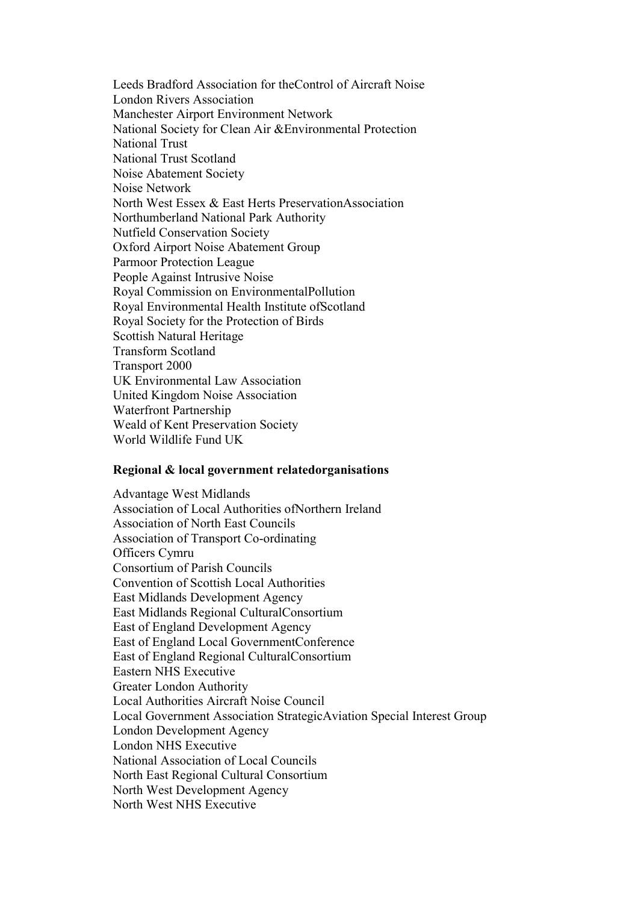Leeds Bradford Association for theControl of Aircraft Noise
London Rivers Association
Manchester Airport Environment Network
National Society for Clean Air &Environmental Protection
National Trust
National Trust Scotland
Noise Abatement Society
Noise Network
North West Essex & East Herts PreservationAssociation
Northumberland National Park Authority
Nutfield Conservation Society
Oxford Airport Noise Abatement Group
Parmoor Protection League
People Against Intrusive Noise
Royal Commission on EnvironmentalPollution
Royal Environmental Health Institute ofScotland
Royal Society for the Protection of Birds
Scottish Natural Heritage
Transform Scotland
Transport 2000
UK Environmental Law Association
United Kingdom Noise Association
Waterfront Partnership
Weald of Kent Preservation Society
World Wildlife Fund UK

**Regional & local government relatedorganisations**

Advantage West Midlands
Association of Local Authorities ofNorthern Ireland
Association of North East Councils
Association of Transport Co-ordinating
Officers Cymru
Consortium of Parish Councils
Convention of Scottish Local Authorities
East Midlands Development Agency
East Midlands Regional CulturalConsortium
East of England Development Agency
East of England Local GovernmentConference
East of England Regional CulturalConsortium
Eastern NHS Executive
Greater London Authority
Local Authorities Aircraft Noise Council
Local Government Association StrategicAviation Special Interest Group
London Development Agency
London NHS Executive
National Association of Local Councils
North East Regional Cultural Consortium
North West Development Agency
North West NHS Executive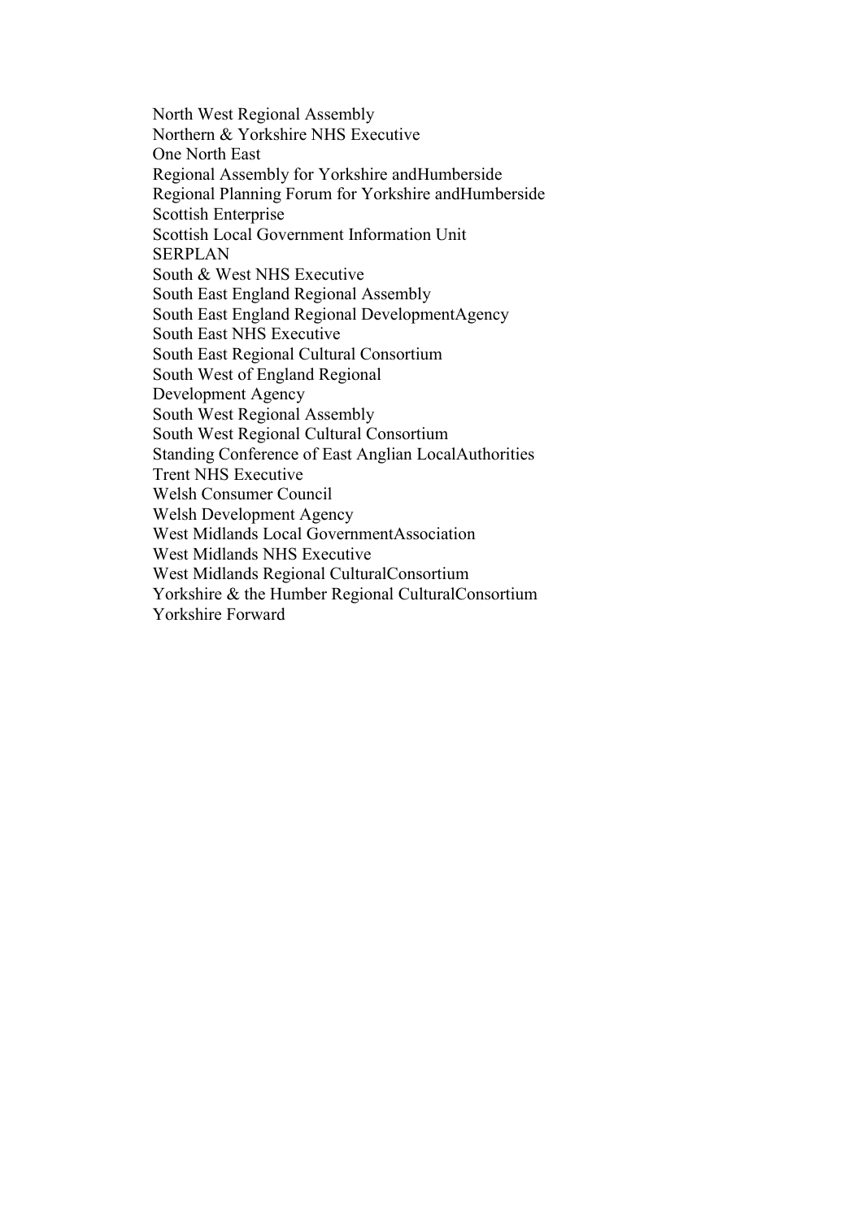North West Regional Assembly
Northern & Yorkshire NHS Executive
One North East
Regional Assembly for Yorkshire andHumberside
Regional Planning Forum for Yorkshire andHumberside
Scottish Enterprise
Scottish Local Government Information Unit
SERPLAN
South & West NHS Executive
South East England Regional Assembly
South East England Regional DevelopmentAgency
South East NHS Executive
South East Regional Cultural Consortium
South West of England Regional
Development Agency
South West Regional Assembly
South West Regional Cultural Consortium
Standing Conference of East Anglian LocalAuthorities
Trent NHS Executive
Welsh Consumer Council
Welsh Development Agency
West Midlands Local GovernmentAssociation
West Midlands NHS Executive
West Midlands Regional CulturalConsortium
Yorkshire & the Humber Regional CulturalConsortium
Yorkshire Forward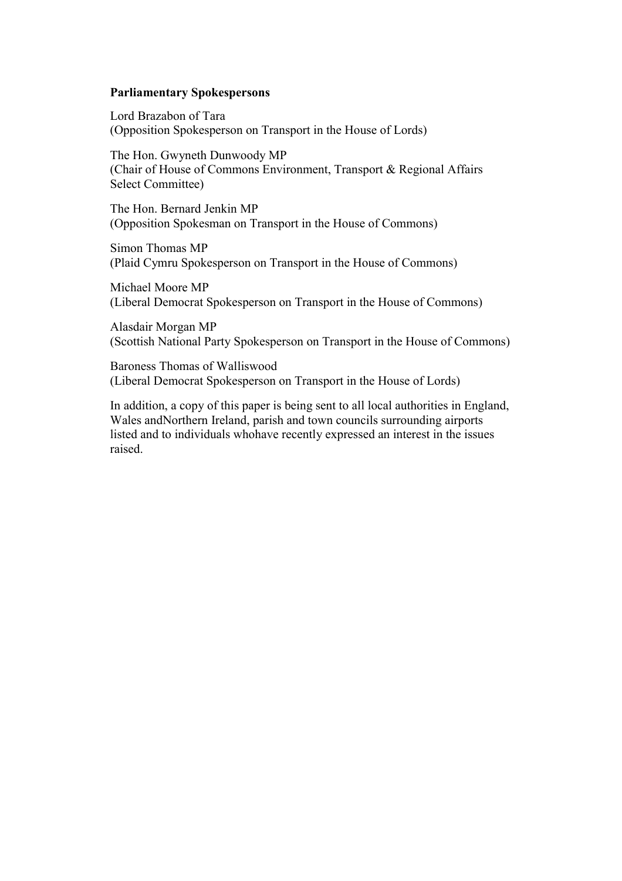**Parliamentary Spokespersons**

Lord Brazabon of Tara
(Opposition Spokesperson on Transport in the House of Lords)

The Hon. Gwyneth Dunwoody MP
(Chair of House of Commons Environment, Transport & Regional Affairs Select Committee)

The Hon. Bernard Jenkin MP
(Opposition Spokesman on Transport in the House of Commons)

Simon Thomas MP
(Plaid Cymru Spokesperson on Transport in the House of Commons)

Michael Moore MP
(Liberal Democrat Spokesperson on Transport in the House of Commons)

Alasdair Morgan MP
(Scottish National Party Spokesperson on Transport in the House of Commons)

Baroness Thomas of Walliswood
(Liberal Democrat Spokesperson on Transport in the House of Lords)

In addition, a copy of this paper is being sent to all local authorities in England, Wales andNorthern Ireland, parish and town councils surrounding airports listed and to individuals whohave recently expressed an interest in the issues raised.